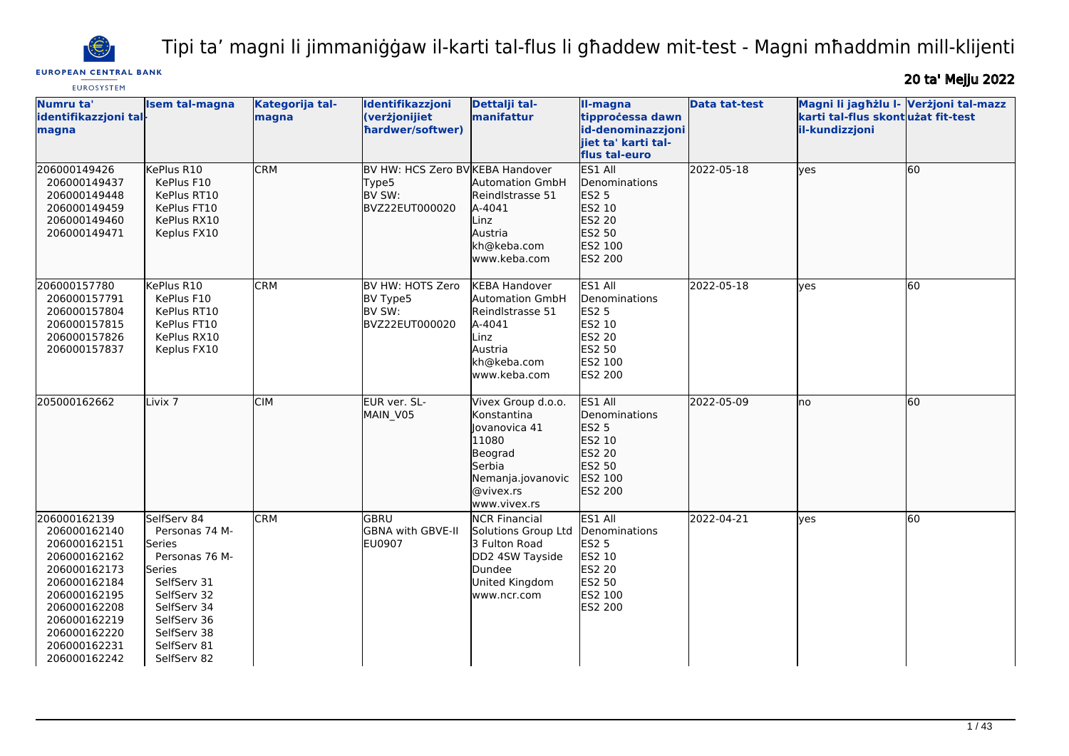# Tipi ta' magni li jimmaniġġaw il-karti tal-flus li għaddew mit-test - Magni mħaddmin mill-klijenti

EUROPEAN CENTRAL BANK
EUROSYSTEM

20 ta' Mejju 2022

| Numru ta' identifikazzjoni tal-magna | Isem tal-magna | Kategorija tal-magna | Identifikazzjoni (verżjonijiet ħardwer/softwer) | Dettalji tal-manifattur | Il-magna tipproċessa dawn id-denominazzjonijiet ta' karti tal-flus tal-euro | Data tat-test | Magni li jagħżlu l-karti tal-flus skont il-kundizzjoni | Verżjoni tal-mazz użat fit-test |
|---|---|---|---|---|---|---|---|---|
| 206000149426<br>206000149437<br>206000149448<br>206000149459<br>206000149460<br>206000149471 | KePlus R10<br>KePlus F10<br>KePlus RT10<br>KePlus FT10<br>KePlus RX10<br>Keplus FX10 | CRM | BV HW: HCS Zero BV Type5<br>BV SW: BVZ22EUT000020 | KEBA Handover Automation GmbH<br>Reindlstrasse 51<br>A-4041<br>Linz<br>Austria<br>kh@keba.com<br>www.keba.com | ES1 All Denominations<br>ES2 5<br>ES2 10<br>ES2 20<br>ES2 50<br>ES2 100<br>ES2 200 | 2022-05-18 | yes | 60 |
| 206000157780<br>206000157791<br>206000157804<br>206000157815<br>206000157826<br>206000157837 | KePlus R10<br>KePlus F10<br>KePlus RT10<br>KePlus FT10<br>KePlus RX10<br>Keplus FX10 | CRM | BV HW: HOTS Zero BV Type5<br>BV SW: BVZ22EUT000020 | KEBA Handover Automation GmbH<br>Reindlstrasse 51<br>A-4041<br>Linz<br>Austria<br>kh@keba.com<br>www.keba.com | ES1 All Denominations<br>ES2 5<br>ES2 10<br>ES2 20<br>ES2 50<br>ES2 100<br>ES2 200 | 2022-05-18 | yes | 60 |
| 205000162662 | Livix 7 | CIM | EUR ver. SL-MAIN_V05 | Vivex Group d.o.o.<br>Konstantina Jovanovica 41<br>11080<br>Beograd<br>Serbia<br>Nemanja.jovanovic@vivex.rs<br>www.vivex.rs | ES1 All Denominations<br>ES2 5<br>ES2 10<br>ES2 20<br>ES2 50<br>ES2 100<br>ES2 200 | 2022-05-09 | no | 60 |
| 206000162139<br>206000162140<br>206000162151<br>206000162162<br>206000162173<br>206000162184<br>206000162195<br>206000162208<br>206000162219<br>206000162220<br>206000162231<br>206000162242 | SelfServ 84<br>Personas 74 M-Series<br>Personas 76 M-Series<br>SelfServ 31<br>SelfServ 32<br>SelfServ 34<br>SelfServ 36<br>SelfServ 38<br>SelfServ 81<br>SelfServ 82 | CRM | GBRU<br>GBNA with GBVE-II<br>EU0907 | NCR Financial Solutions Group Ltd<br>3 Fulton Road<br>DD2 4SW Tayside<br>Dundee<br>United Kingdom<br>www.ncr.com | ES1 All Denominations<br>ES2 5<br>ES2 10<br>ES2 20<br>ES2 50<br>ES2 100<br>ES2 200 | 2022-04-21 | yes | 60 |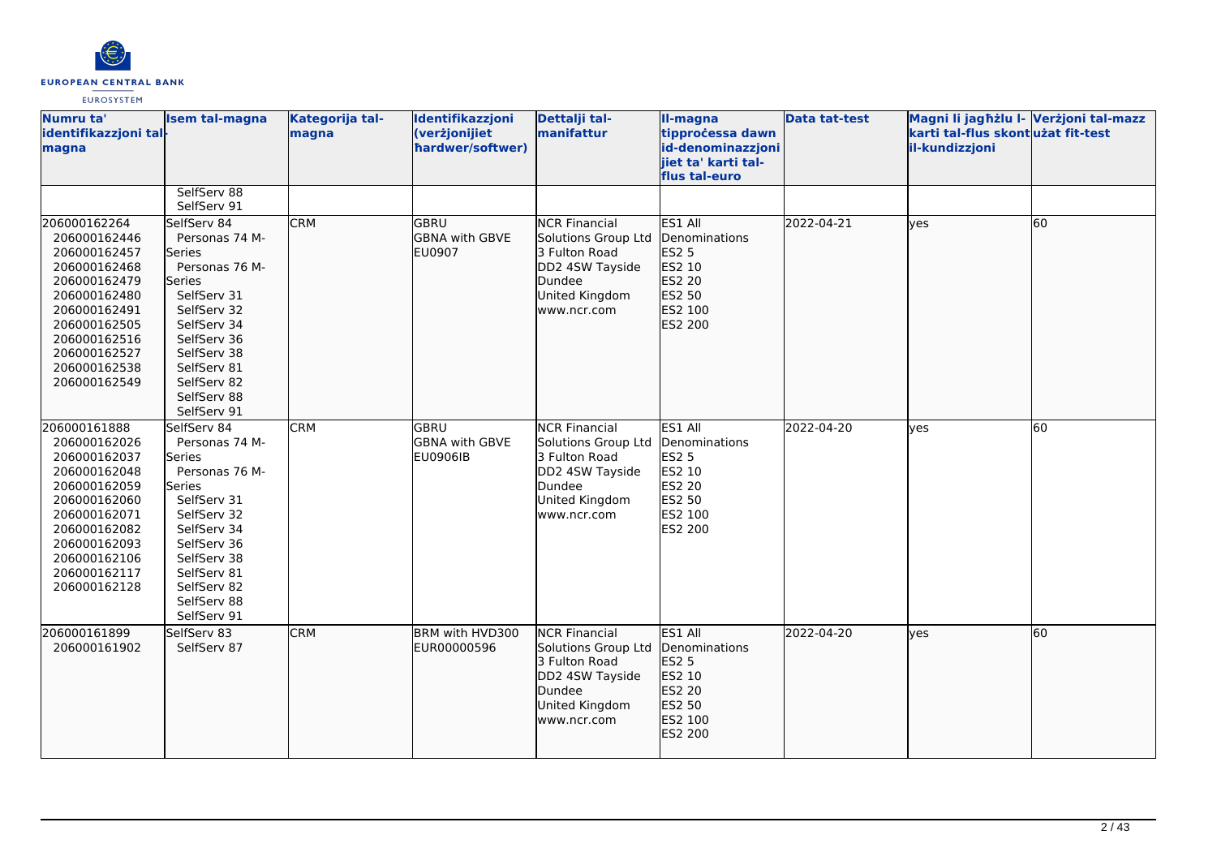| Numru ta' identifikazzjoni tal-magna | Isem tal-magna | Kategorija tal-magna | Identifikazzjoni (verżjonijiet ħardwer/softwer) | Dettalji tal-manifattur | Il-magna tipproċessa dawn id-denominazzjonijiet ta' karti tal-flus tal-euro | Data tat-test | Magni li jagħżlu l-karti tal-flus skont il-kundizzjoni | Verżjoni tal-mazz użat fit-test |
|---|---|---|---|---|---|---|---|---|
| | SelfServ 88<br>SelfServ 91 | | | | | | | |
| 206000162264<br>206000162446<br>206000162457<br>206000162468<br>206000162479<br>206000162480<br>206000162491<br>206000162505<br>206000162516<br>206000162527<br>206000162538<br>206000162549 | SelfServ 84<br>Personas 74 M-Series<br>Personas 76 M-Series<br>SelfServ 31<br>SelfServ 32<br>SelfServ 34<br>SelfServ 36<br>SelfServ 38<br>SelfServ 81<br>SelfServ 82<br>SelfServ 88<br>SelfServ 91 | CRM | GBRU<br>GBNA with GBVE<br>EU0907 | NCR Financial Solutions Group Ltd<br>3 Fulton Road<br>DD2 4SW Tayside<br>Dundee<br>United Kingdom<br>www.ncr.com | ES1 All Denominations<br>ES2 5<br>ES2 10<br>ES2 20<br>ES2 50<br>ES2 100<br>ES2 200 | 2022-04-21 | yes | 60 |
| 206000161888<br>206000162026<br>206000162037<br>206000162048<br>206000162059<br>206000162060<br>206000162071<br>206000162082<br>206000162093<br>206000162106<br>206000162117<br>206000162128 | SelfServ 84<br>Personas 74 M-Series<br>Personas 76 M-Series<br>SelfServ 31<br>SelfServ 32<br>SelfServ 34<br>SelfServ 36<br>SelfServ 38<br>SelfServ 81<br>SelfServ 82<br>SelfServ 88<br>SelfServ 91 | CRM | GBRU<br>GBNA with GBVE<br>EU0906IB | NCR Financial Solutions Group Ltd<br>3 Fulton Road<br>DD2 4SW Tayside<br>Dundee<br>United Kingdom<br>www.ncr.com | ES1 All Denominations<br>ES2 5<br>ES2 10<br>ES2 20<br>ES2 50<br>ES2 100<br>ES2 200 | 2022-04-20 | yes | 60 |
| 206000161899<br>206000161902 | SelfServ 83<br>SelfServ 87 | CRM | BRM with HVD300<br>EUR00000596 | NCR Financial Solutions Group Ltd<br>3 Fulton Road<br>DD2 4SW Tayside<br>Dundee<br>United Kingdom<br>www.ncr.com | ES1 All Denominations<br>ES2 5<br>ES2 10<br>ES2 20<br>ES2 50<br>ES2 100<br>ES2 200 | 2022-04-20 | yes | 60 |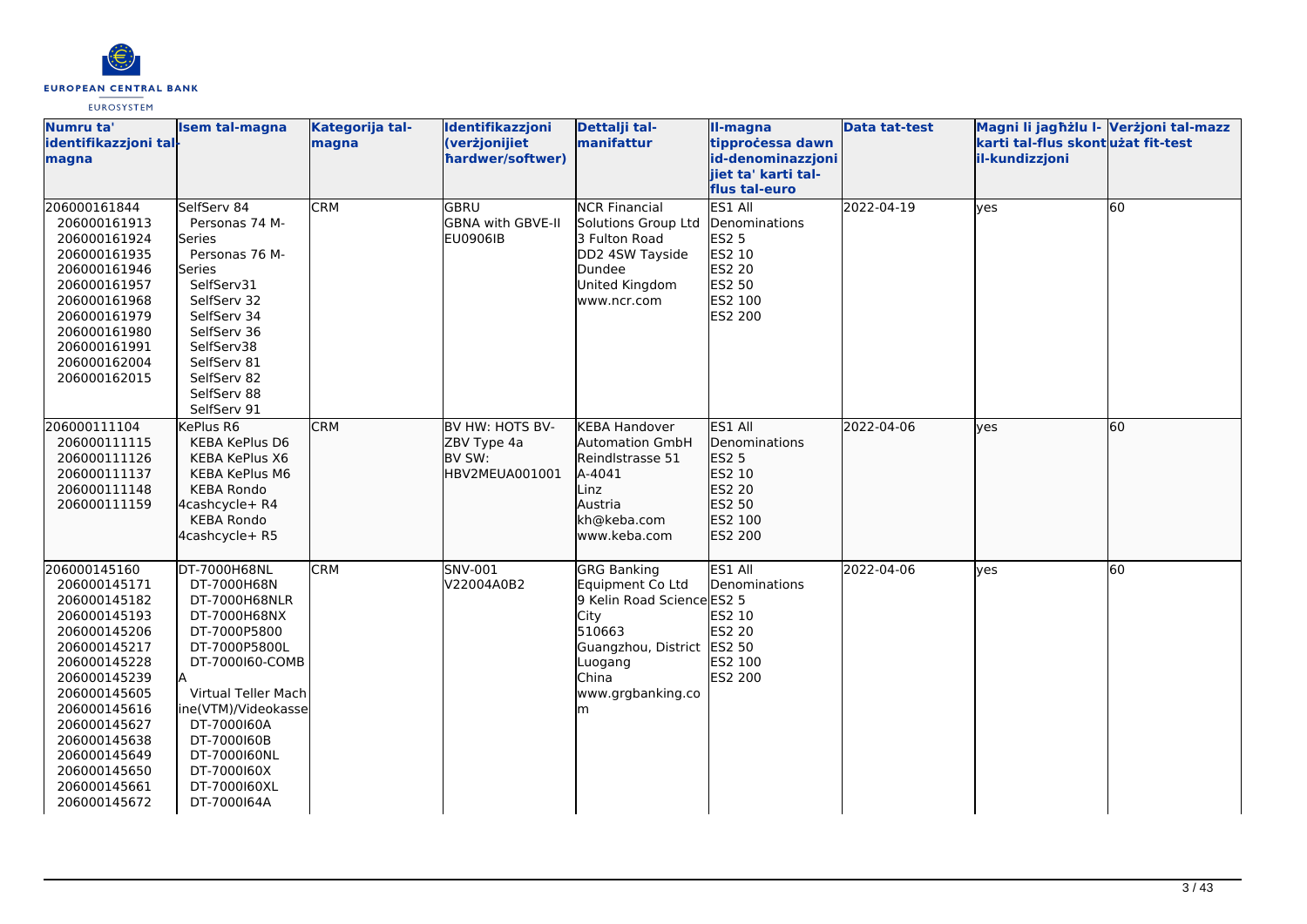| Numru ta' identifikazzjoni tal-magna | Isem tal-magna | Kategorija tal-magna | Identifikazzjoni (verżjonijiet ħardwer/softwer) | Dettalji tal-manifattur | Il-magna tipproċessa dawn id-denominazzjonijiet ta' karti tal-flus tal-euro | Data tat-test | Magni li jagħżlu l-karti tal-flus skont il-kundizzjoni | Verżjoni tal-mazz użat fit-test |
|---|---|---|---|---|---|---|---|---|
| 206000161844<br>206000161913<br>206000161924<br>206000161935<br>206000161946<br>206000161957<br>206000161968<br>206000161979<br>206000161980<br>206000161991<br>206000162004<br>206000162015 | SelfServ 84<br>Personas 74 M-Series<br>Personas 76 M-Series<br>SelfServ31<br>SelfServ 32<br>SelfServ 34<br>SelfServ 36<br>SelfServ38<br>SelfServ 81<br>SelfServ 82<br>SelfServ 88<br>SelfServ 91 | CRM | GBRU<br>GBNA with GBVE-II<br>EU0906IB | NCR Financial Solutions Group Ltd<br>3 Fulton Road<br>DD2 4SW Tayside<br>Dundee<br>United Kingdom<br>www.ncr.com | ES1 All Denominations<br>ES2 5<br>ES2 10<br>ES2 20<br>ES2 50<br>ES2 100<br>ES2 200 | 2022-04-19 | yes | 60 |
| 206000111104<br>206000111115<br>206000111126<br>206000111137<br>206000111148<br>206000111159 | KePlus R6<br>KEBA KePlus D6<br>KEBA KePlus X6<br>KEBA KePlus M6<br>KEBA Rondo 4cashcycle+ R4<br>KEBA Rondo 4cashcycle+ R5 | CRM | BV HW: HOTS BV-ZBV Type 4a<br>BV SW: HBV2MEUA001001 | KEBA Handover Automation GmbH<br>Reindlstrasse 51<br>A-4041<br>Linz<br>Austria<br>kh@keba.com<br>www.keba.com | ES1 All Denominations<br>ES2 5<br>ES2 10<br>ES2 20<br>ES2 50<br>ES2 100<br>ES2 200 | 2022-04-06 | yes | 60 |
| 206000145160<br>206000145171<br>206000145182<br>206000145193<br>206000145206<br>206000145217<br>206000145228<br>206000145239<br>206000145605<br>206000145616<br>206000145627<br>206000145638<br>206000145649<br>206000145650<br>206000145661<br>206000145672 | DT-7000H68NL<br>DT-7000H68N<br>DT-7000H68NLR<br>DT-7000H68NX<br>DT-7000P5800<br>DT-7000P5800L<br>DT-7000I60-COMBA<br>Virtual Teller Machine(VTM)/Videokasse<br>DT-7000I60A<br>DT-7000I60B<br>DT-7000I60NL<br>DT-7000I60X<br>DT-7000I60XL<br>DT-7000I64A | CRM | SNV-001<br>V22004A0B2 | GRG Banking Equipment Co Ltd<br>9 Kelin Road Science City<br>510663<br>Guangzhou, District Luogang<br>China<br>www.grgbanking.com | ES1 All Denominations<br>ES2 5<br>ES2 10<br>ES2 20<br>ES2 50<br>ES2 100<br>ES2 200 | 2022-04-06 | yes | 60 |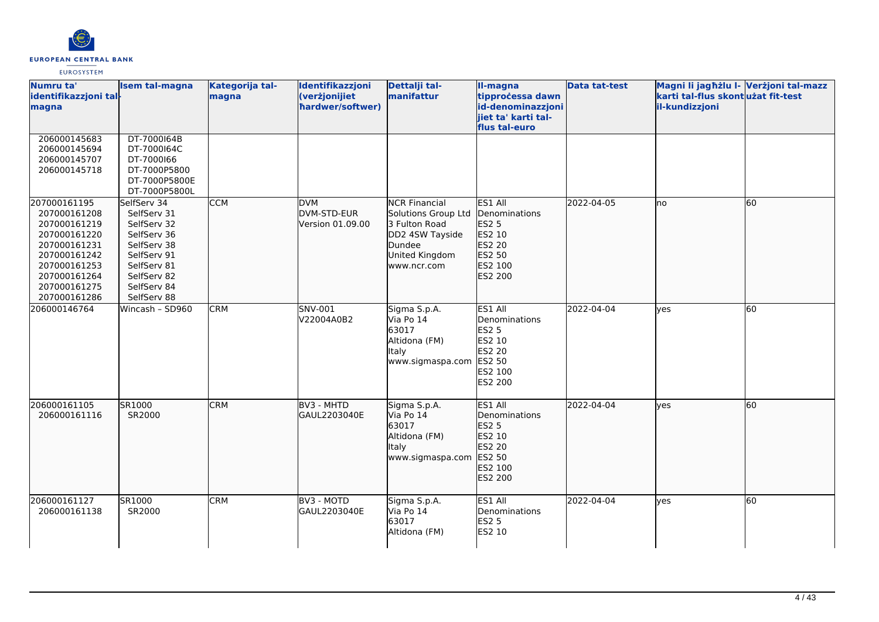| Numru ta' identifikazzjoni tal-magna | Isem tal-magna | Kategorija tal-magna | Identifikazzjoni (verżjonijiet ħardwer/softwer) | Dettalji tal-manifattur | Il-magna tipproċessa dawn id-denominazzjonijiet ta' karti tal-flus tal-euro | Data tat-test | Magni li jagħżlu l-karti tal-flus skont il-kundizzjoni | Verżjoni tal-mazz użat fit-test |
|---|---|---|---|---|---|---|---|---|
| 206000145683<br>206000145694<br>206000145707<br>206000145718 | DT-7000I64B<br>DT-7000I64C<br>DT-7000I66<br>DT-7000P5800<br>DT-7000P5800E<br>DT-7000P5800L | | | | | | | |
| 207000161195<br>207000161208<br>207000161219<br>207000161220<br>207000161231<br>207000161242<br>207000161253<br>207000161264<br>207000161275<br>207000161286 | SelfServ 34<br>SelfServ 31<br>SelfServ 32<br>SelfServ 36<br>SelfServ 38<br>SelfServ 91<br>SelfServ 81<br>SelfServ 82<br>SelfServ 84<br>SelfServ 88 | CCM | DVM<br>DVM-STD-EUR<br>Version 01.09.00 | NCR Financial Solutions Group Ltd<br>3 Fulton Road<br>DD2 4SW Tayside<br>Dundee<br>United Kingdom<br>www.ncr.com | ES1 All Denominations<br>ES2 5<br>ES2 10<br>ES2 20<br>ES2 50<br>ES2 100<br>ES2 200 | 2022-04-05 | no | 60 |
| 206000146764 | Wincash – SD960 | CRM | SNV-001<br>V22004A0B2 | Sigma S.p.A.<br>Via Po 14<br>63017<br>Altidona (FM)<br>Italy<br>www.sigmaspa.com | ES1 All Denominations<br>ES2 5<br>ES2 10<br>ES2 20<br>ES2 50<br>ES2 100<br>ES2 200 | 2022-04-04 | yes | 60 |
| 206000161105<br>206000161116 | SR1000<br>SR2000 | CRM | BV3 - MHTD<br>GAUL2203040E | Sigma S.p.A.<br>Via Po 14<br>63017<br>Altidona (FM)<br>Italy<br>www.sigmaspa.com | ES1 All Denominations<br>ES2 5<br>ES2 10<br>ES2 20<br>ES2 50<br>ES2 100<br>ES2 200 | 2022-04-04 | yes | 60 |
| 206000161127<br>206000161138 | SR1000<br>SR2000 | CRM | BV3 - MOTD<br>GAUL2203040E | Sigma S.p.A.<br>Via Po 14<br>63017<br>Altidona (FM) | ES1 All Denominations<br>ES2 5<br>ES2 10 | 2022-04-04 | yes | 60 |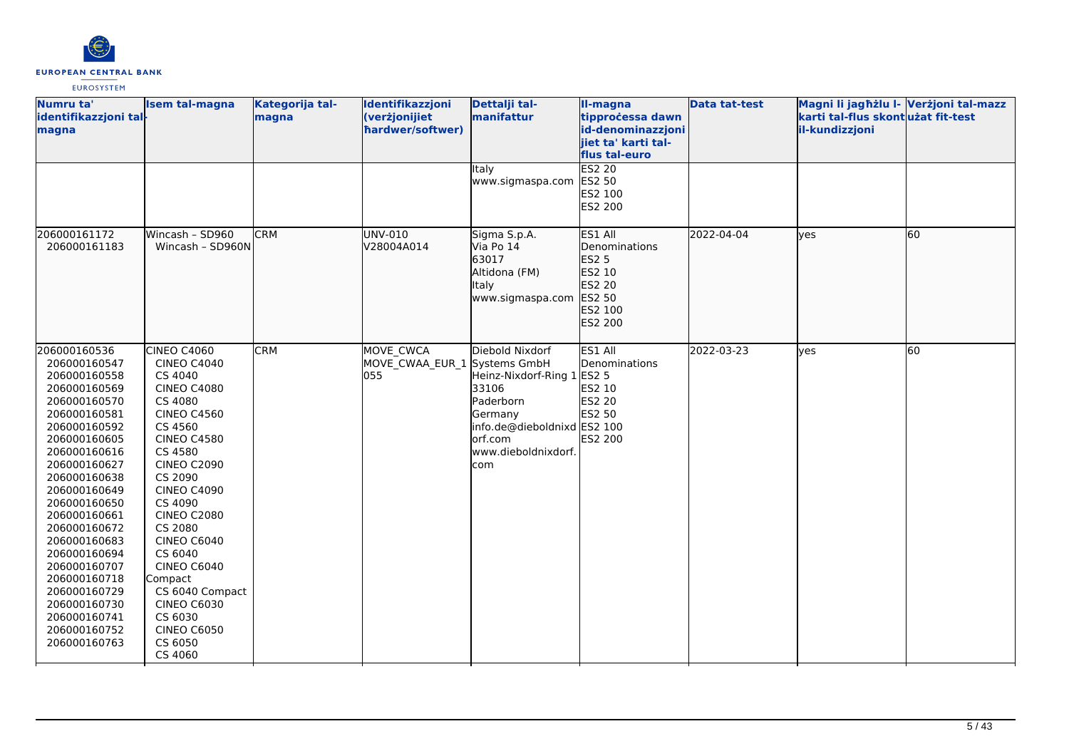| Numru ta' identifikazzjoni tal-magna | Isem tal-magna | Kategorija tal-magna | Identifikazzjoni (verżjonijiet ħardwer/softwer) | Dettalji tal-manifattur | Il-magna tipproċessa dawn id-denominazzjonijiet ta' karti tal-flus tal-euro | Data tat-test | Magni li jagħżlu l-karti tal-flus skont il-kundizzjoni | Verżjoni tal-mazz użat fit-test |
|---|---|---|---|---|---|---|---|---|
| | | | | Italy<br>www.sigmaspa.com | ES2 20<br>ES2 50<br>ES2 100<br>ES2 200 | | | |
| 206000161172<br>206000161183 | Wincash – SD960<br>Wincash – SD960N | CRM | UNV-010<br>V28004A014 | Sigma S.p.A.<br>Via Po 14<br>63017<br>Altidona (FM)<br>Italy<br>www.sigmaspa.com | ES1 All Denominations<br>ES2 5<br>ES2 10<br>ES2 20<br>ES2 50<br>ES2 100<br>ES2 200 | 2022-04-04 | yes | 60 |
| 206000160536<br>206000160547<br>206000160558<br>206000160569<br>206000160570<br>206000160581<br>206000160592<br>206000160605<br>206000160616<br>206000160627<br>206000160638<br>206000160649<br>206000160650<br>206000160661<br>206000160672<br>206000160683<br>206000160694<br>206000160707<br>206000160718<br>206000160729<br>206000160730<br>206000160741<br>206000160752<br>206000160763 | CINEO C4060<br>CINEO C4040<br>CS 4040<br>CINEO C4080<br>CS 4080<br>CINEO C4560<br>CS 4560<br>CINEO C4580<br>CS 4580<br>CINEO C2090<br>CS 2090<br>CINEO C4090<br>CS 4090<br>CINEO C2080<br>CS 2080<br>CINEO C6040<br>CS 6040<br>CINEO C6040 Compact<br>CS 6040 Compact<br>CINEO C6030<br>CS 6030<br>CINEO C6050<br>CS 6050<br>CS 4060 | CRM | MOVE_CWCA<br>MOVE_CWAA_EUR_1055 | Diebold Nixdorf Systems GmbH<br>Heinz-Nixdorf-Ring 1<br>33106<br>Paderborn<br>Germany<br>info.de@dieboldnixdorf.com<br>www.dieboldnixdorf.com | ES1 All Denominations<br>ES2 5<br>ES2 10<br>ES2 20<br>ES2 50<br>ES2 100<br>ES2 200 | 2022-03-23 | yes | 60 |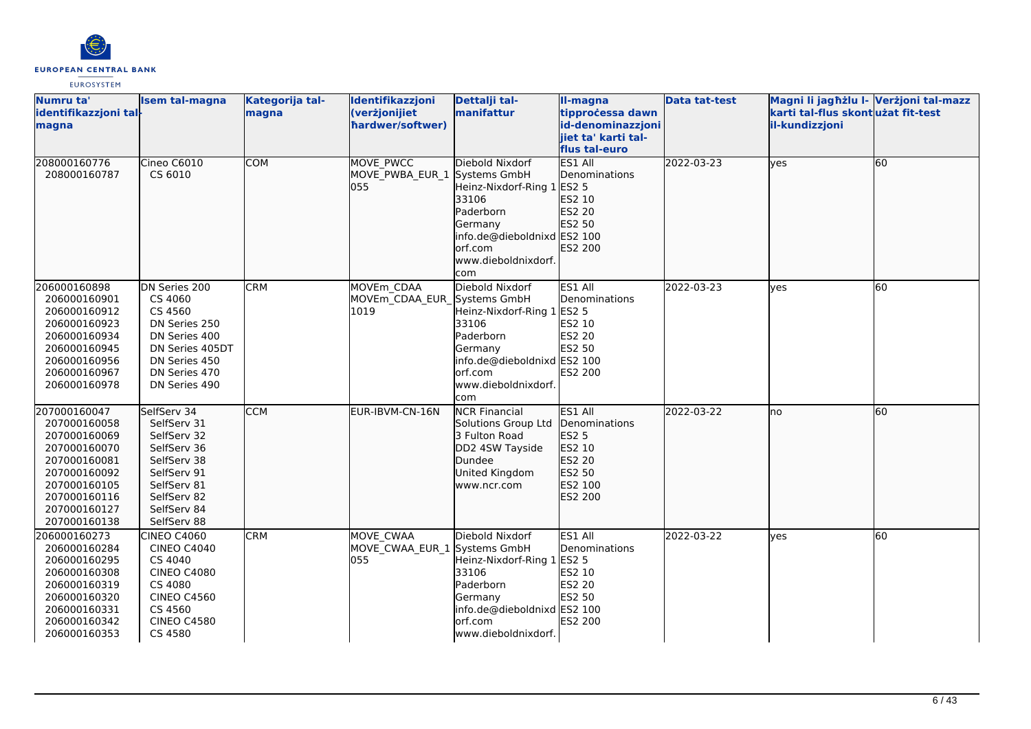| Numru ta' identifikazzjoni tal-magna | Isem tal-magna | Kategorija tal-magna | Identifikazzjoni (verżjonijiet ħardwer/softwer) | Dettalji tal-manifattur | Il-magna tipproċessa dawn id-denominazzjonijiet ta' karti tal-flus tal-euro | Data tat-test | Magni li jagħżlu l-karti tal-flus skont il-kundizzjoni | Verżjoni tal-mazz użat fit-test |
|---|---|---|---|---|---|---|---|---|
| 208000160776<br>208000160787 | Cineo C6010<br>CS 6010 | COM | MOVE_PWCC<br>MOVE_PWBA_EUR_1055 | Diebold Nixdorf Systems GmbH<br>Heinz-Nixdorf-Ring 1<br>33106<br>Paderborn<br>Germany<br>info.de@dieboldnixdorf.com<br>www.dieboldnixdorf.com | ES1 All Denominations<br>ES2 5<br>ES2 10<br>ES2 20<br>ES2 50<br>ES2 100<br>ES2 200 | 2022-03-23 | yes | 60 |
| 206000160898<br>206000160901<br>206000160912<br>206000160923<br>206000160934<br>206000160945<br>206000160956<br>206000160967<br>206000160978 | DN Series 200<br>CS 4060<br>CS 4560<br>DN Series 250<br>DN Series 400<br>DN Series 405DT<br>DN Series 450<br>DN Series 470<br>DN Series 490 | CRM | MOVEm_CDAA<br>MOVEm_CDAA_EUR_1019 | Diebold Nixdorf Systems GmbH<br>Heinz-Nixdorf-Ring 1<br>33106<br>Paderborn<br>Germany<br>info.de@dieboldnixdorf.com<br>www.dieboldnixdorf.com | ES1 All Denominations<br>ES2 5<br>ES2 10<br>ES2 20<br>ES2 50<br>ES2 100<br>ES2 200 | 2022-03-23 | yes | 60 |
| 207000160047<br>207000160058<br>207000160069<br>207000160070<br>207000160081<br>207000160092<br>207000160105<br>207000160116<br>207000160127<br>207000160138 | SelfServ 34<br>SelfServ 31<br>SelfServ 32<br>SelfServ 36<br>SelfServ 38<br>SelfServ 91<br>SelfServ 81<br>SelfServ 82<br>SelfServ 84<br>SelfServ 88 | CCM | EUR-IBVM-CN-16N | NCR Financial Solutions Group Ltd<br>3 Fulton Road<br>DD2 4SW Tayside<br>Dundee<br>United Kingdom<br>www.ncr.com | ES1 All Denominations<br>ES2 5<br>ES2 10<br>ES2 20<br>ES2 50<br>ES2 100<br>ES2 200 | 2022-03-22 | no | 60 |
| 206000160273<br>206000160284<br>206000160295<br>206000160308<br>206000160319<br>206000160320<br>206000160331<br>206000160342<br>206000160353 | CINEO C4060<br>CINEO C4040<br>CS 4040<br>CINEO C4080<br>CS 4080<br>CINEO C4560<br>CS 4560<br>CINEO C4580<br>CS 4580 | CRM | MOVE_CWAA<br>MOVE_CWAA_EUR_1055 | Diebold Nixdorf Systems GmbH<br>Heinz-Nixdorf-Ring 1<br>33106<br>Paderborn<br>Germany<br>info.de@dieboldnixdorf.com<br>www.dieboldnixdorf. | ES1 All Denominations<br>ES2 5<br>ES2 10<br>ES2 20<br>ES2 50<br>ES2 100<br>ES2 200 | 2022-03-22 | yes | 60 |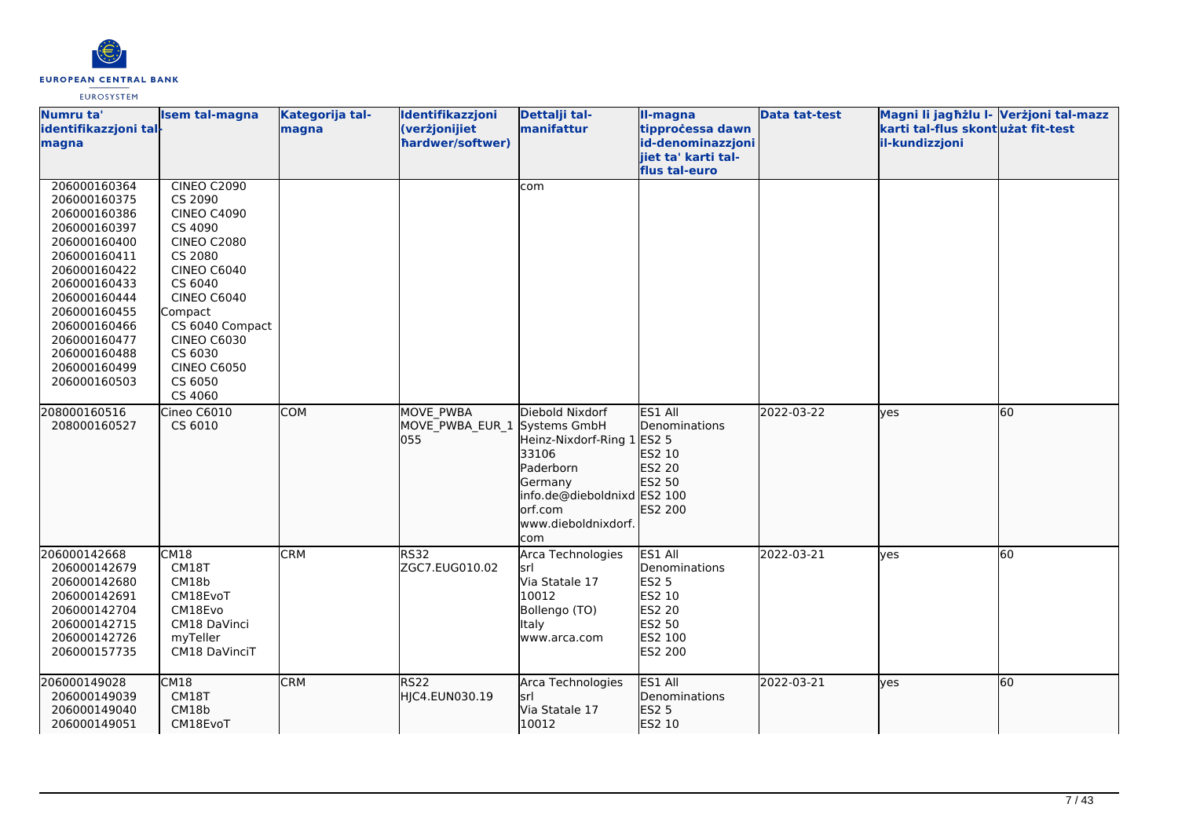| Numru ta' identifikazzjoni tal-magna | Isem tal-magna | Kategorija tal-magna | Identifikazzjoni (verżjonijiet ħardwer/softwer) | Dettalji tal-manifattur | Il-magna tipproċessa dawn id-denominazzjonijiet ta' karti tal-flus tal-euro | Data tat-test | Magni li jagħżlu l-karti tal-flus skont il-kundizzjoni | Verżjoni tal-mazz użat fit-test |
|---|---|---|---|---|---|---|---|---|
| 206000160364<br>206000160375<br>206000160386<br>206000160397<br>206000160400<br>206000160411<br>206000160422<br>206000160433<br>206000160444<br>206000160455<br>206000160466<br>206000160477<br>206000160488<br>206000160499<br>206000160503 | CINEO C2090<br>CS 2090<br>CINEO C4090<br>CS 4090<br>CINEO C2080<br>CS 2080<br>CINEO C6040<br>CS 6040<br>CINEO C6040 Compact<br>CS 6040 Compact<br>CINEO C6030<br>CS 6030<br>CINEO C6050<br>CS 6050<br>CS 4060 | | | com | | | | |
| 208000160516<br>208000160527 | Cineo C6010<br>CS 6010 | COM | MOVE_PWBA<br>MOVE_PWBA_EUR_1055 | Diebold Nixdorf Systems GmbH<br>Heinz-Nixdorf-Ring 1<br>33106<br>Paderborn<br>Germany<br>info.de@dieboldnixdorf.com<br>www.dieboldnixdorf.com | ES1 All Denominations<br>ES2 5<br>ES2 10<br>ES2 20<br>ES2 50<br>ES2 100<br>ES2 200 | 2022-03-22 | yes | 60 |
| 206000142668<br>206000142679<br>206000142680<br>206000142691<br>206000142704<br>206000142715<br>206000142726<br>206000157735 | CM18<br>CM18T<br>CM18b<br>CM18EvoT<br>CM18Evo<br>CM18 DaVinci<br>myTeller<br>CM18 DaVinciT | CRM | RS32<br>ZGC7.EUG010.02 | Arca Technologies srl<br>Via Statale 17<br>10012<br>Bollengo (TO)<br>Italy<br>www.arca.com | ES1 All Denominations<br>ES2 5<br>ES2 10<br>ES2 20<br>ES2 50<br>ES2 100<br>ES2 200 | 2022-03-21 | yes | 60 |
| 206000149028<br>206000149039<br>206000149040<br>206000149051 | CM18<br>CM18T<br>CM18b<br>CM18EvoT | CRM | RS22<br>HJC4.EUN030.19 | Arca Technologies srl<br>Via Statale 17<br>10012 | ES1 All Denominations<br>ES2 5<br>ES2 10 | 2022-03-21 | yes | 60 |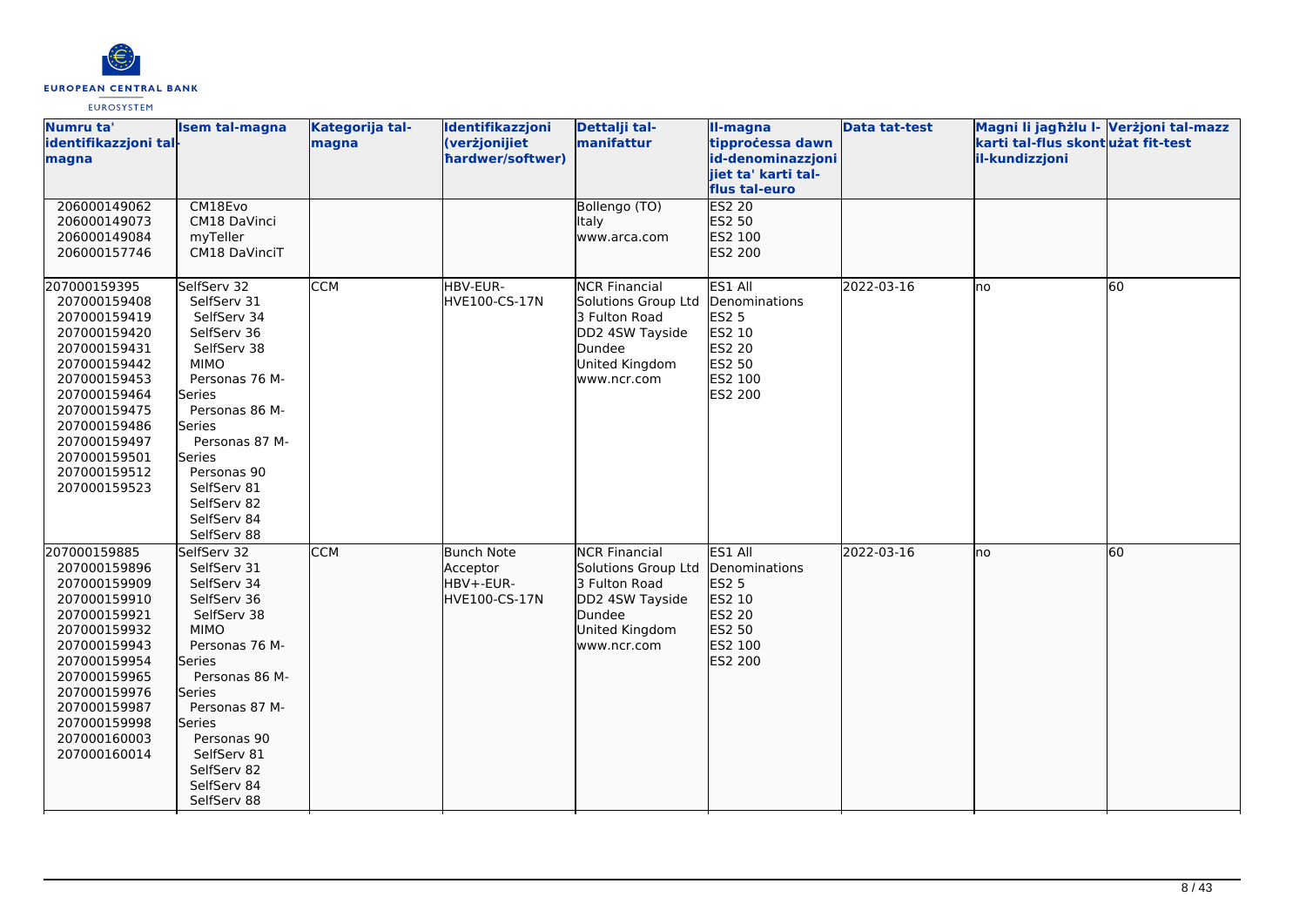| Numru ta' identifikazzjoni tal-magna | Isem tal-magna | Kategorija tal-magna | Identifikazzjoni (verżjonijiet ħardwer/softwer) | Dettalji tal-manifattur | Il-magna tipproċessa dawn id-denominazzjonijiet ta' karti tal-flus tal-euro | Data tat-test | Magni li jagħżlu l-karti tal-flus skont il-kundizzjoni | Verżjoni tal-mazz użat fit-test |
|---|---|---|---|---|---|---|---|---|
| 206000149062<br>206000149073<br>206000149084<br>206000157746 | CM18Evo<br>CM18 DaVinci<br>myTeller<br>CM18 DaVinciT | | | Bollengo (TO)<br>Italy<br>www.arca.com | ES2 20<br>ES2 50<br>ES2 100<br>ES2 200 | | | |
| 207000159395<br>207000159408<br>207000159419<br>207000159420<br>207000159431<br>207000159442<br>207000159453<br>207000159464<br>207000159475<br>207000159486<br>207000159497<br>207000159501<br>207000159512<br>207000159523 | SelfServ 32<br>SelfServ 31<br>SelfServ 34<br>SelfServ 36<br>SelfServ 38<br>MIMO<br>Personas 76 M-Series<br>Personas 86 M-Series<br>Personas 87 M-Series<br>Personas 90<br>SelfServ 81<br>SelfServ 82<br>SelfServ 84<br>SelfServ 88 | CCM | HBV-EUR-HVE100-CS-17N | NCR Financial Solutions Group Ltd<br>3 Fulton Road<br>DD2 4SW Tayside<br>Dundee<br>United Kingdom<br>www.ncr.com | ES1 All Denominations<br>ES2 5<br>ES2 10<br>ES2 20<br>ES2 50<br>ES2 100<br>ES2 200 | 2022-03-16 | no | 60 |
| 207000159885<br>207000159896<br>207000159909<br>207000159910<br>207000159921<br>207000159932<br>207000159943<br>207000159954<br>207000159965<br>207000159976<br>207000159987<br>207000159998<br>207000160003<br>207000160014 | SelfServ 32<br>SelfServ 31<br>SelfServ 34<br>SelfServ 36<br>SelfServ 38<br>MIMO<br>Personas 76 M-Series<br>Personas 86 M-Series<br>Personas 87 M-Series<br>Personas 90<br>SelfServ 81<br>SelfServ 82<br>SelfServ 84<br>SelfServ 88 | CCM | Bunch Note Acceptor<br>HBV+-EUR-HVE100-CS-17N | NCR Financial Solutions Group Ltd<br>3 Fulton Road<br>DD2 4SW Tayside<br>Dundee<br>United Kingdom<br>www.ncr.com | ES1 All Denominations<br>ES2 5<br>ES2 10<br>ES2 20<br>ES2 50<br>ES2 100<br>ES2 200 | 2022-03-16 | no | 60 |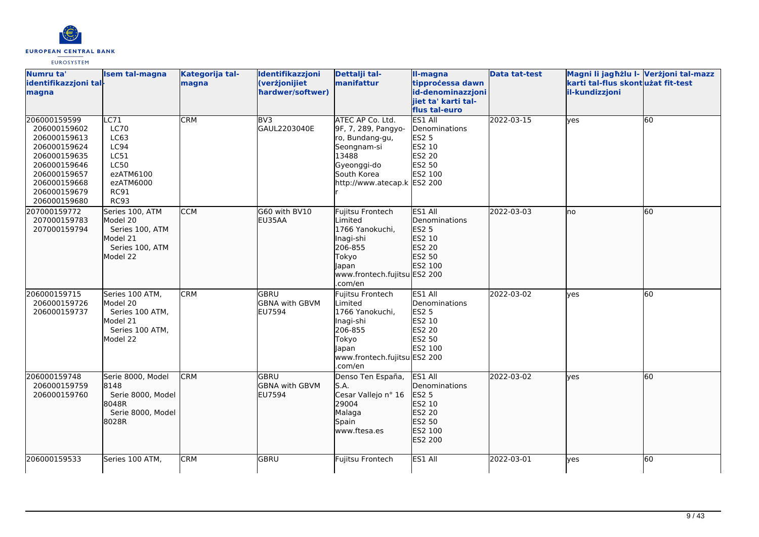| Numru ta' identifikazzjoni tal-magna | Isem tal-magna | Kategorija tal-magna | Identifikazzjoni (verżjonijiet ħardwer/softwer) | Dettalji tal-manifattur | Il-magna tipproċessa dawn id-denominazzjonijiet ta' karti tal-flus tal-euro | Data tat-test | Magni li jagħżlu l-karti tal-flus skont il-kundizzjoni | Verżjoni tal-mazz użat fit-test |
|---|---|---|---|---|---|---|---|---|
| 206000159599<br>206000159602<br>206000159613<br>206000159624<br>206000159635<br>206000159646<br>206000159657<br>206000159668<br>206000159679<br>206000159680 | LC71<br>LC70<br>LC63<br>LC94<br>LC51<br>LC50<br>ezATM6100<br>ezATM6000<br>RC91<br>RC93 | CRM | BV3<br>GAUL2203040E | ATEC AP Co. Ltd.<br>9F, 7, 289, Pangyo-ro, Bundang-gu, Seongnam-si<br>13488<br>Gyeonggi-do<br>South Korea<br>http://www.atecap.kr | ES1 All Denominations<br>ES2 5<br>ES2 10<br>ES2 20<br>ES2 50<br>ES2 100<br>ES2 200 | 2022-03-15 | yes | 60 |
| 207000159772<br>207000159783<br>207000159794 | Series 100, ATM Model 20<br>Series 100, ATM Model 21<br>Series 100, ATM Model 22 | CCM | G60 with BV10<br>EU35AA | Fujitsu Frontech Limited<br>1766 Yanokuchi, Inagi-shi<br>206-855<br>Tokyo<br>Japan<br>www.frontech.fujitsu.com/en | ES1 All Denominations<br>ES2 5<br>ES2 10<br>ES2 20<br>ES2 50<br>ES2 100<br>ES2 200 | 2022-03-03 | no | 60 |
| 206000159715<br>206000159726<br>206000159737 | Series 100 ATM, Model 20<br>Series 100 ATM, Model 21<br>Series 100 ATM, Model 22 | CRM | GBRU<br>GBNA with GBVM<br>EU7594 | Fujitsu Frontech Limited<br>1766 Yanokuchi, Inagi-shi<br>206-855<br>Tokyo<br>Japan<br>www.frontech.fujitsu.com/en | ES1 All Denominations<br>ES2 5<br>ES2 10<br>ES2 20<br>ES2 50<br>ES2 100<br>ES2 200 | 2022-03-02 | yes | 60 |
| 206000159748<br>206000159759<br>206000159760 | Serie 8000, Model 8148<br>Serie 8000, Model 8048R<br>Serie 8000, Model 8028R | CRM | GBRU<br>GBNA with GBVM<br>EU7594 | Denso Ten España, S.A.<br>Cesar Vallejo n° 16<br>29004<br>Malaga<br>Spain<br>www.ftesa.es | ES1 All Denominations<br>ES2 5<br>ES2 10<br>ES2 20<br>ES2 50<br>ES2 100<br>ES2 200 | 2022-03-02 | yes | 60 |
| 206000159533 | Series 100 ATM, | CRM | GBRU | Fujitsu Frontech | ES1 All | 2022-03-01 | yes | 60 |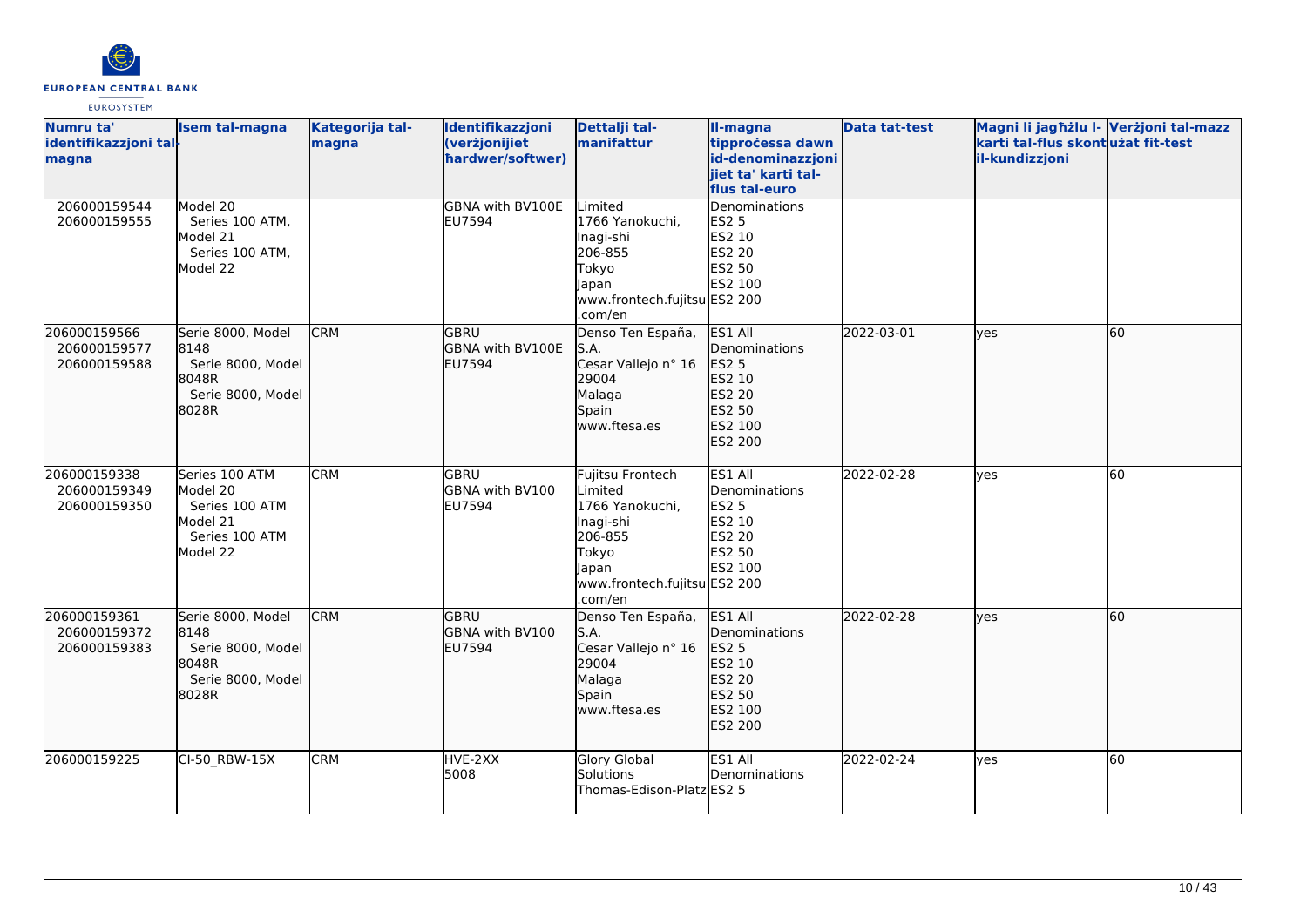| Numru ta' identifikazzjoni tal-magna | Isem tal-magna | Kategorija tal-magna | Identifikazzjoni (verżjonijiet ħardwer/softwer) | Dettalji tal-manifattur | Il-magna tipproċessa dawn id-denominazzjonijiet ta' karti tal-flus tal-euro | Data tat-test | Magni li jagħżlu l-karti tal-flus skont il-kundizzjoni | Verżjoni tal-mazz użat fit-test |
|---|---|---|---|---|---|---|---|---|
| 206000159544<br>206000159555 | Model 20<br>Series 100 ATM, Model 21<br>Series 100 ATM, Model 22 | | GBNA with BV100E<br>EU7594 | Limited<br>1766 Yanokuchi, Inagi-shi<br>206-855<br>Tokyo<br>Japan<br>www.frontech.fujitsu.com/en | Denominations<br>ES2 5<br>ES2 10<br>ES2 20<br>ES2 50<br>ES2 100<br>ES2 200 | | | |
| 206000159566<br>206000159577<br>206000159588 | Serie 8000, Model 8148<br>Serie 8000, Model 8048R<br>Serie 8000, Model 8028R | CRM | GBRU<br>GBNA with BV100E<br>EU7594 | Denso Ten España, S.A.<br>Cesar Vallejo n° 16<br>29004<br>Malaga<br>Spain<br>www.ftesa.es | ES1 All Denominations<br>ES2 5<br>ES2 10<br>ES2 20<br>ES2 50<br>ES2 100<br>ES2 200 | 2022-03-01 | yes | 60 |
| 206000159338<br>206000159349<br>206000159350 | Series 100 ATM Model 20<br>Series 100 ATM Model 21<br>Series 100 ATM Model 22 | CRM | GBRU<br>GBNA with BV100<br>EU7594 | Fujitsu Frontech Limited<br>1766 Yanokuchi, Inagi-shi<br>206-855<br>Tokyo<br>Japan<br>www.frontech.fujitsu.com/en | ES1 All Denominations<br>ES2 5<br>ES2 10<br>ES2 20<br>ES2 50<br>ES2 100<br>ES2 200 | 2022-02-28 | yes | 60 |
| 206000159361<br>206000159372<br>206000159383 | Serie 8000, Model 8148<br>Serie 8000, Model 8048R<br>Serie 8000, Model 8028R | CRM | GBRU<br>GBNA with BV100<br>EU7594 | Denso Ten España, S.A.<br>Cesar Vallejo n° 16<br>29004<br>Malaga<br>Spain<br>www.ftesa.es | ES1 All Denominations<br>ES2 5<br>ES2 10<br>ES2 20<br>ES2 50<br>ES2 100<br>ES2 200 | 2022-02-28 | yes | 60 |
| 206000159225 | CI-50_RBW-15X | CRM | HVE-2XX<br>5008 | Glory Global Solutions<br>Thomas-Edison-Platz | ES1 All Denominations<br>ES2 5 | 2022-02-24 | yes | 60 |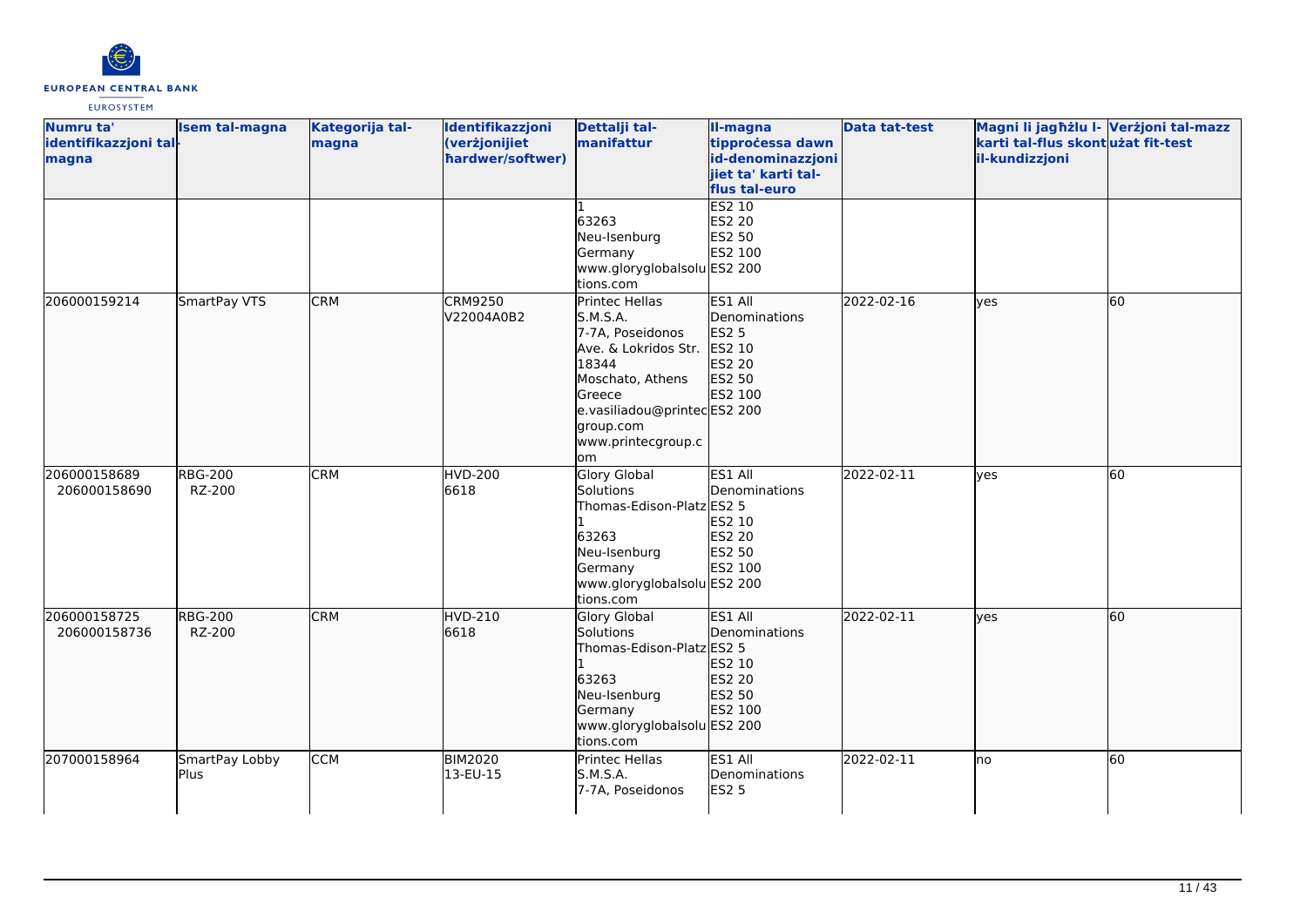| Numru ta' identifikazzjoni tal-magna | Isem tal-magna | Kategorija tal-magna | Identifikazzjoni (verżjonijiet ħardwer/softwer) | Dettalji tal-manifattur | Il-magna tipproċessa dawn id-denominazzjonijiet ta' karti tal-flus tal-euro | Data tat-test | Magni li jagħżlu l-karti tal-flus skont il-kundizzjoni | Verżjoni tal-mazz użat fit-test |
|---|---|---|---|---|---|---|---|---|
| | | | | 1<br>63263<br>Neu-Isenburg<br>Germany<br>www.gloryglobalsolutions.com | ES2 10<br>ES2 20<br>ES2 50<br>ES2 100<br>ES2 200 | | | |
| 206000159214 | SmartPay VTS | CRM | CRM9250<br>V22004A0B2 | Printec Hellas S.M.S.A.<br>7-7A, Poseidonos Ave. & Lokridos Str.<br>18344<br>Moschato, Athens<br>Greece<br>e.vasiliadou@printecgroup.com<br>www.printecgroup.com | ES1 All Denominations<br>ES2 5<br>ES2 10<br>ES2 20<br>ES2 50<br>ES2 100<br>ES2 200 | 2022-02-16 | yes | 60 |
| 206000158689<br>206000158690 | RBG-200<br>RZ-200 | CRM | HVD-200<br>6618 | Glory Global Solutions<br>Thomas-Edison-Platz 1<br>63263<br>Neu-Isenburg<br>Germany<br>www.gloryglobalsolutions.com | ES1 All Denominations<br>ES2 5<br>ES2 10<br>ES2 20<br>ES2 50<br>ES2 100<br>ES2 200 | 2022-02-11 | yes | 60 |
| 206000158725<br>206000158736 | RBG-200<br>RZ-200 | CRM | HVD-210<br>6618 | Glory Global Solutions<br>Thomas-Edison-Platz 1<br>63263<br>Neu-Isenburg<br>Germany<br>www.gloryglobalsolutions.com | ES1 All Denominations<br>ES2 5<br>ES2 10<br>ES2 20<br>ES2 50<br>ES2 100<br>ES2 200 | 2022-02-11 | yes | 60 |
| 207000158964 | SmartPay Lobby Plus | CCM | BIM2020<br>13-EU-15 | Printec Hellas S.M.S.A.<br>7-7A, Poseidonos | ES1 All Denominations<br>ES2 5 | 2022-02-11 | no | 60 |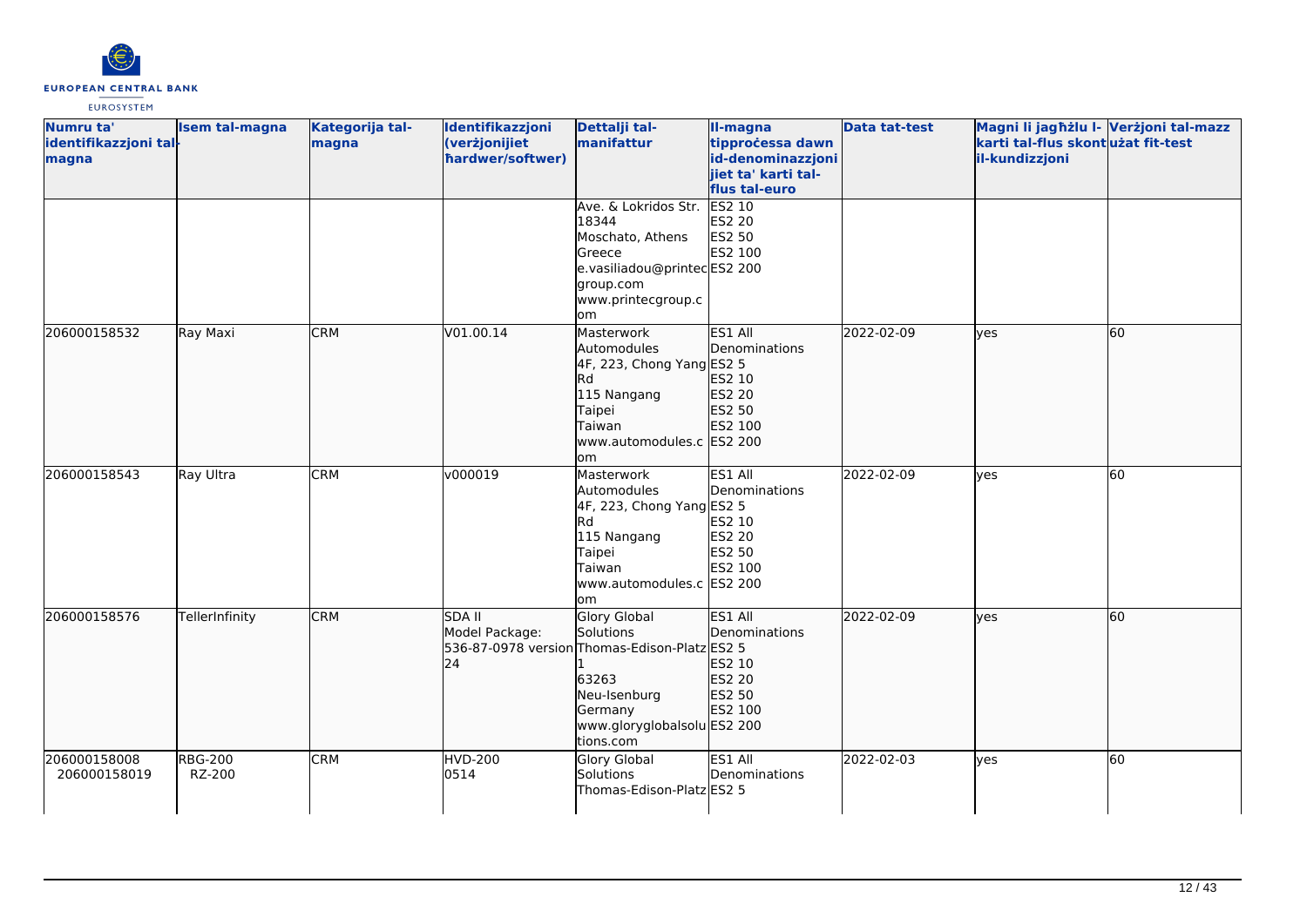| Numru ta' identifikazzjoni tal-magna | Isem tal-magna | Kategorija tal-magna | Identifikazzjoni (verżjonijiet ħardwer/softwer) | Dettalji tal-manifattur | Il-magna tipproċessa dawn id-denominazzjonijiet ta' karti tal-flus tal-euro | Data tat-test | Magni li jagħżlu l-karti tal-flus skont il-kundizzjoni | Verżjoni tal-mazz użat fit-test |
|---|---|---|---|---|---|---|---|---|
| | | | | Ave. & Lokridos Str.<br>18344<br>Moschato, Athens<br>Greece<br>e.vasiliadou@printecgroup.com<br>www.printecgroup.com | ES2 10<br>ES2 20<br>ES2 50<br>ES2 100<br>ES2 200 | | | |
| 206000158532 | Ray Maxi | CRM | V01.00.14 | Masterwork Automodules<br>4F, 223, Chong Yang Rd<br>115 Nangang<br>Taipei<br>Taiwan<br>www.automodules.com | ES1 All Denominations<br>ES2 5<br>ES2 10<br>ES2 20<br>ES2 50<br>ES2 100<br>ES2 200 | 2022-02-09 | yes | 60 |
| 206000158543 | Ray Ultra | CRM | v000019 | Masterwork Automodules<br>4F, 223, Chong Yang Rd<br>115 Nangang<br>Taipei<br>Taiwan<br>www.automodules.com | ES1 All Denominations<br>ES2 5<br>ES2 10<br>ES2 20<br>ES2 50<br>ES2 100<br>ES2 200 | 2022-02-09 | yes | 60 |
| 206000158576 | TellerInfinity | CRM | SDA II<br>Model Package:<br>536-87-0978 version 24 | Glory Global Solutions<br>Thomas-Edison-Platz 1<br>63263<br>Neu-Isenburg<br>Germany<br>www.gloryglobalsolutions.com | ES1 All Denominations<br>ES2 5<br>ES2 10<br>ES2 20<br>ES2 50<br>ES2 100<br>ES2 200 | 2022-02-09 | yes | 60 |
| 206000158008<br>206000158019 | RBG-200<br>RZ-200 | CRM | HVD-200<br>0514 | Glory Global Solutions<br>Thomas-Edison-Platz | ES1 All Denominations<br>ES2 5 | 2022-02-03 | yes | 60 |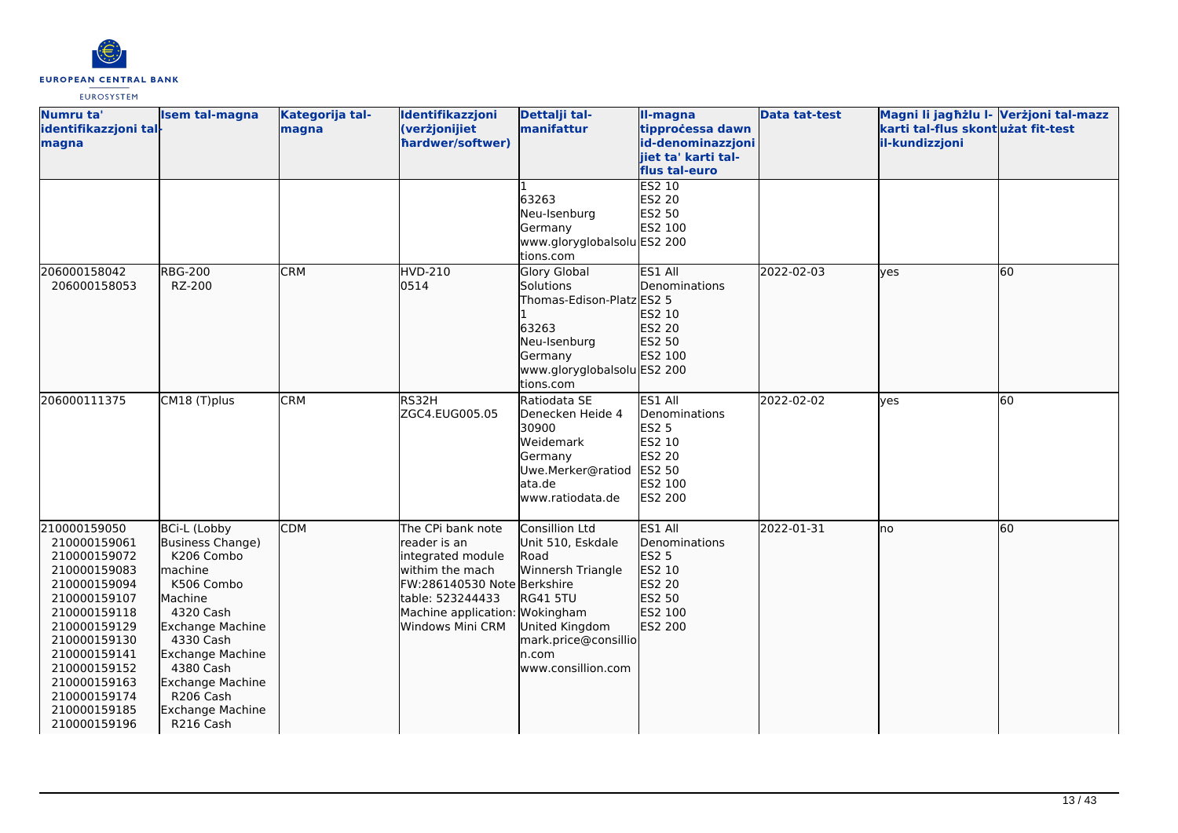| Numru ta' identifikazzjoni tal-magna | Isem tal-magna | Kategorija tal-magna | Identifikazzjoni (verżjonijiet ħardwer/softwer) | Dettalji tal-manifattur | Il-magna tipproċessa dawn id-denominazzjonijiet ta' karti tal-flus tal-euro | Data tat-test | Magni li jagħżlu l-karti tal-flus skont il-kundizzjoni | Verżjoni tal-mazz użat fit-test |
|---|---|---|---|---|---|---|---|---|
| | | | | 1<br>63263<br>Neu-Isenburg<br>Germany<br>www.gloryglobalsolutions.com | ES2 10<br>ES2 20<br>ES2 50<br>ES2 100<br>ES2 200 | | | |
| 206000158042<br>206000158053 | RBG-200<br>RZ-200 | CRM | HVD-210<br>0514 | Glory Global Solutions<br>Thomas-Edison-Platz 1<br>63263<br>Neu-Isenburg<br>Germany<br>www.gloryglobalsolutions.com | ES1 All Denominations<br>ES2 5<br>ES2 10<br>ES2 20<br>ES2 50<br>ES2 100<br>ES2 200 | 2022-02-03 | yes | 60 |
| 206000111375 | CM18 (T)plus | CRM | RS32H<br>ZGC4.EUG005.05 | Ratiodata SE<br>Denecken Heide 4<br>30900<br>Weidemark<br>Germany<br>Uwe.Merker@ratiodata.de<br>www.ratiodata.de | ES1 All Denominations<br>ES2 5<br>ES2 10<br>ES2 20<br>ES2 50<br>ES2 100<br>ES2 200 | 2022-02-02 | yes | 60 |
| 210000159050<br>210000159061<br>210000159072<br>210000159083<br>210000159094<br>210000159107<br>210000159118<br>210000159129<br>210000159130<br>210000159141<br>210000159152<br>210000159163<br>210000159174<br>210000159185<br>210000159196 | BCi-L (Lobby Business Change)<br>K206 Combo machine<br>K506 Combo Machine<br>4320 Cash Exchange Machine<br>4330 Cash Exchange Machine<br>4380 Cash Exchange Machine<br>R206 Cash Exchange Machine<br>R216 Cash | CDM | The CPi bank note reader is an integrated module withim the mach FW:286140530 Note table: 523244433 Machine application: Windows Mini CRM | Consillion Ltd<br>Unit 510, Eskdale Road<br>Winnersh Triangle<br>Berkshire<br>RG41 5TU<br>Wokingham<br>United Kingdom<br>mark.price@consillion.com<br>www.consillion.com | ES1 All Denominations<br>ES2 5<br>ES2 10<br>ES2 20<br>ES2 50<br>ES2 100<br>ES2 200 | 2022-01-31 | no | 60 |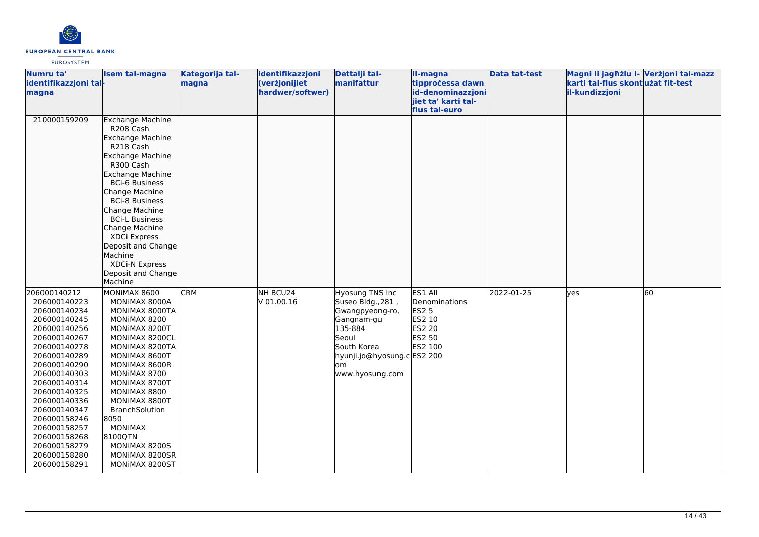| Numru ta' identifikazzjoni tal-magna | Isem tal-magna | Kategorija tal-magna | Identifikazzjoni (verżjonijiet ħardwer/softwer) | Dettalji tal-manifattur | Il-magna tipproċessa dawn id-denominazzjonijiet ta' karti tal-flus tal-euro | Data tat-test | Magni li jagħżlu l-karti tal-flus skont il-kundizzjoni | Verżjoni tal-mazz użat fit-test |
|---|---|---|---|---|---|---|---|---|
| 210000159209 | Exchange Machine<br>R208 Cash Exchange Machine<br>R218 Cash Exchange Machine<br>R300 Cash Exchange Machine<br>BCi-6 Business Change Machine<br>BCi-8 Business Change Machine<br>BCi-L Business Change Machine<br>XDCi Express Deposit and Change Machine<br>XDCi-N Express Deposit and Change Machine | | | | | | | |
| 206000140212<br>206000140223<br>206000140234<br>206000140245<br>206000140256<br>206000140267<br>206000140278<br>206000140289<br>206000140290<br>206000140303<br>206000140314<br>206000140325<br>206000140336<br>206000140347<br>206000158246<br>206000158257<br>206000158268<br>206000158279<br>206000158280<br>206000158291 | MONiMAX 8600<br>MONiMAX 8000A<br>MONiMAX 8000TA<br>MONiMAX 8200<br>MONiMAX 8200T<br>MONiMAX 8200CL<br>MONiMAX 8200TA<br>MONiMAX 8600T<br>MONiMAX 8600R<br>MONiMAX 8700<br>MONiMAX 8700T<br>MONiMAX 8800<br>MONiMAX 8800T<br>BranchSolution 8050<br>MONiMAX 8100QTN<br>MONiMAX 8200S<br>MONiMAX 8200SR<br>MONiMAX 8200ST | CRM | NH BCU24<br>V 01.00.16 | Hyosung TNS Inc<br>Suseo Bldg.,281 , Gwangpyeong-ro, Gangnam-gu<br>135-884<br>Seoul<br>South Korea<br>hyunji.jo@hyosung.com<br>www.hyosung.com | ES1 All Denominations<br>ES2 5<br>ES2 10<br>ES2 20<br>ES2 50<br>ES2 100<br>ES2 200 | 2022-01-25 | yes | 60 |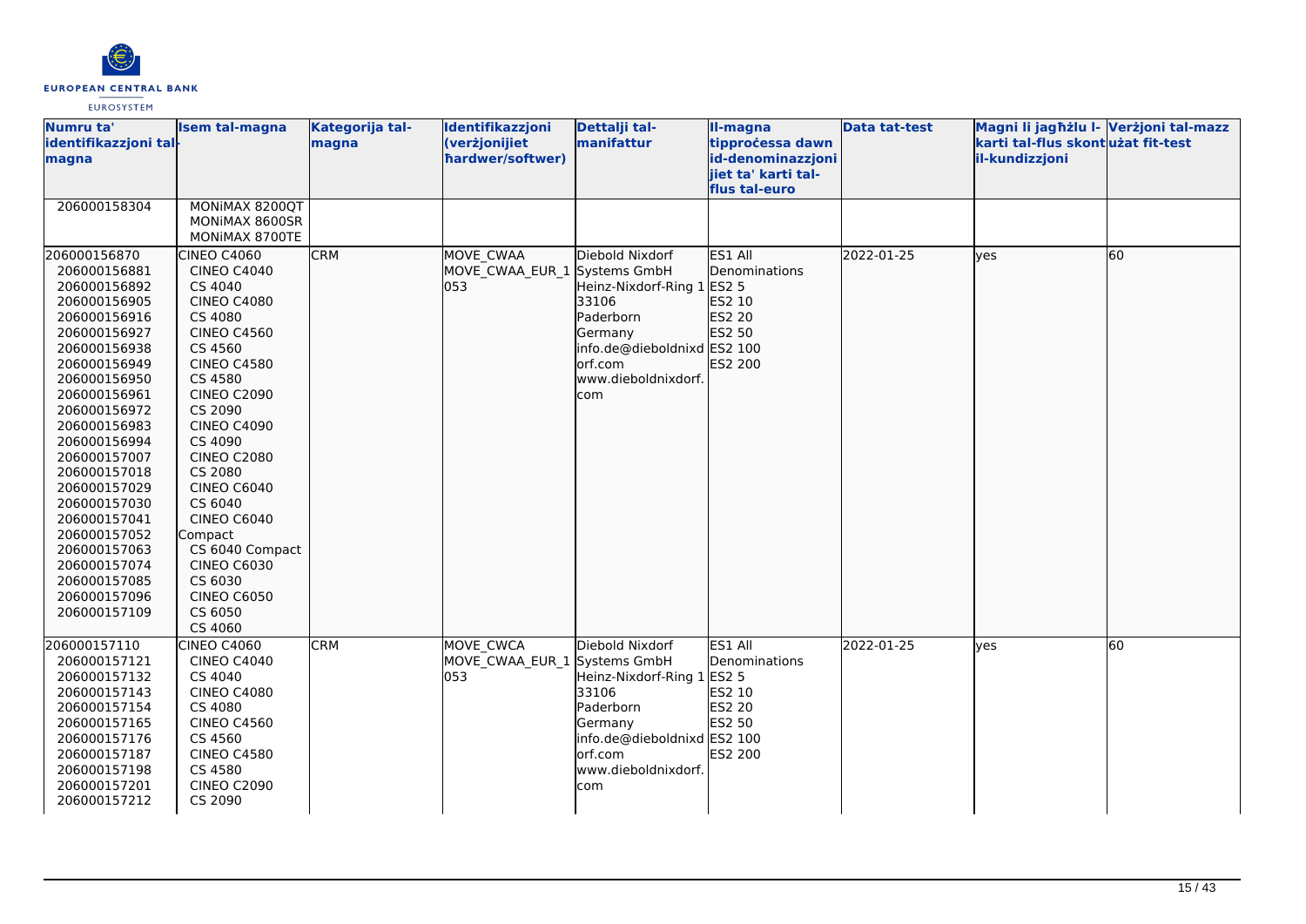| Numru ta' identifikazzjoni tal-magna | Isem tal-magna | Kategorija tal-magna | Identifikazzjoni (verżjonijiet ħardwer/softwer) | Dettalji tal-manifattur | Il-magna tipproċessa dawn id-denominazzjonijiet ta' karti tal-flus tal-euro | Data tat-test | Magni li jagħżlu l-karti tal-flus skont il-kundizzjoni | Verżjoni tal-mazz użat fit-test |
|---|---|---|---|---|---|---|---|---|
| 206000158304 | MONiMAX 8200QT<br>MONiMAX 8600SR<br>MONiMAX 8700TE | | | | | | | |
| 206000156870<br>206000156881<br>206000156892<br>206000156905<br>206000156916<br>206000156927<br>206000156938<br>206000156949<br>206000156950<br>206000156961<br>206000156972<br>206000156983<br>206000156994<br>206000157007<br>206000157018<br>206000157029<br>206000157030<br>206000157041<br>206000157052<br>206000157063<br>206000157074<br>206000157085<br>206000157096<br>206000157109 | CINEO C4060<br>CINEO C4040<br>CS 4040<br>CINEO C4080<br>CS 4080<br>CINEO C4560<br>CS 4560<br>CINEO C4580<br>CS 4580<br>CINEO C2090<br>CS 2090<br>CINEO C4090<br>CS 4090<br>CINEO C2080<br>CS 2080<br>CINEO C6040<br>CS 6040<br>CINEO C6040 Compact<br>CS 6040 Compact<br>CINEO C6030<br>CS 6030<br>CINEO C6050<br>CS 6050<br>CS 4060 | CRM | MOVE_CWAA<br>MOVE_CWAA_EUR_1053 | Diebold Nixdorf Systems GmbH<br>Heinz-Nixdorf-Ring 1<br>33106<br>Paderborn<br>Germany<br>info.de@dieboldnixdorf.com<br>www.dieboldnixdorf.com | ES1 All Denominations<br>ES2 5<br>ES2 10<br>ES2 20<br>ES2 50<br>ES2 100<br>ES2 200 | 2022-01-25 | yes | 60 |
| 206000157110<br>206000157121<br>206000157132<br>206000157143<br>206000157154<br>206000157165<br>206000157176<br>206000157187<br>206000157198<br>206000157201<br>206000157212 | CINEO C4060<br>CINEO C4040<br>CS 4040<br>CINEO C4080<br>CS 4080<br>CINEO C4560<br>CS 4560<br>CINEO C4580<br>CS 4580<br>CINEO C2090<br>CS 2090 | CRM | MOVE_CWCA<br>MOVE_CWAA_EUR_1053 | Diebold Nixdorf Systems GmbH<br>Heinz-Nixdorf-Ring 1<br>33106<br>Paderborn<br>Germany<br>info.de@dieboldnixdorf.com<br>www.dieboldnixdorf.com | ES1 All Denominations<br>ES2 5<br>ES2 10<br>ES2 20<br>ES2 50<br>ES2 100<br>ES2 200 | 2022-01-25 | yes | 60 |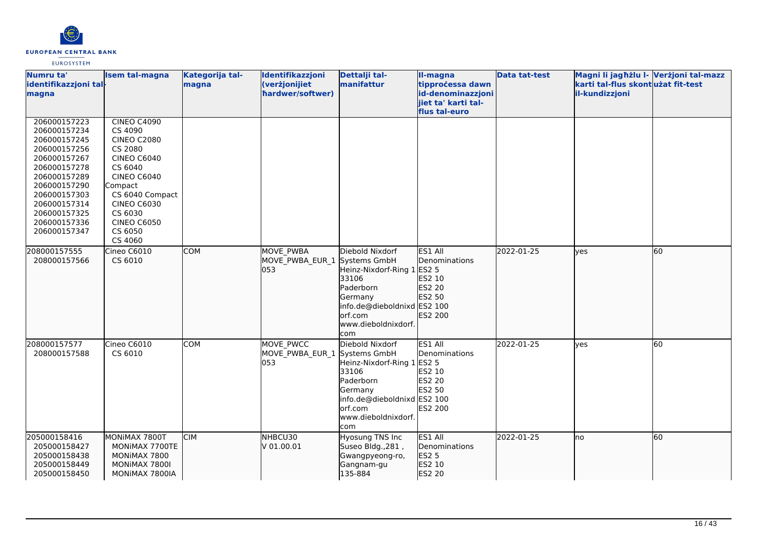| Numru ta' identifikazzjoni tal-magna | Isem tal-magna | Kategorija tal-magna | Identifikazzjoni (verżjonijiet ħardwer/softwer) | Dettalji tal-manifattur | Il-magna tipproċessa dawn id-denominazzjonijiet ta' karti tal-flus tal-euro | Data tat-test | Magni li jagħżlu l-karti tal-flus skont il-kundizzjoni | Verżjoni tal-mazz użat fit-test |
|---|---|---|---|---|---|---|---|---|
| 206000157223<br>206000157234<br>206000157245<br>206000157256<br>206000157267<br>206000157278<br>206000157289<br>206000157290<br>206000157303<br>206000157314<br>206000157325<br>206000157336<br>206000157347 | CINEO C4090<br>CS 4090<br>CINEO C2080<br>CS 2080<br>CINEO C6040<br>CS 6040<br>CINEO C6040 Compact<br>CS 6040 Compact<br>CINEO C6030<br>CS 6030<br>CINEO C6050<br>CS 6050<br>CS 4060 | | | | | | | |
| 208000157555<br>208000157566 | Cineo C6010<br>CS 6010 | COM | MOVE_PWBA<br>MOVE_PWBA_EUR_1053 | Diebold Nixdorf Systems GmbH<br>Heinz-Nixdorf-Ring 1<br>33106<br>Paderborn<br>Germany<br>info.de@dieboldnixdorf.com<br>www.dieboldnixdorf.com | ES1 All Denominations<br>ES2 5<br>ES2 10<br>ES2 20<br>ES2 50<br>ES2 100<br>ES2 200 | 2022-01-25 | yes | 60 |
| 208000157577<br>208000157588 | Cineo C6010<br>CS 6010 | COM | MOVE_PWCC<br>MOVE_PWBA_EUR_1053 | Diebold Nixdorf Systems GmbH<br>Heinz-Nixdorf-Ring 1<br>33106<br>Paderborn<br>Germany<br>info.de@dieboldnixdorf.com<br>www.dieboldnixdorf.com | ES1 All Denominations<br>ES2 5<br>ES2 10<br>ES2 20<br>ES2 50<br>ES2 100<br>ES2 200 | 2022-01-25 | yes | 60 |
| 205000158416<br>205000158427<br>205000158438<br>205000158449<br>205000158450 | MONiMAX 7800T<br>MONiMAX 7700TE<br>MONiMAX 7800<br>MONiMAX 7800I<br>MONiMAX 7800IA | CIM | NHBCU30<br>V 01.00.01 | Hyosung TNS Inc<br>Suseo Bldg.,281 ,<br>Gwangpyeong-ro,<br>Gangnam-gu<br>135-884 | ES1 All Denominations<br>ES2 5<br>ES2 10<br>ES2 20 | 2022-01-25 | no | 60 |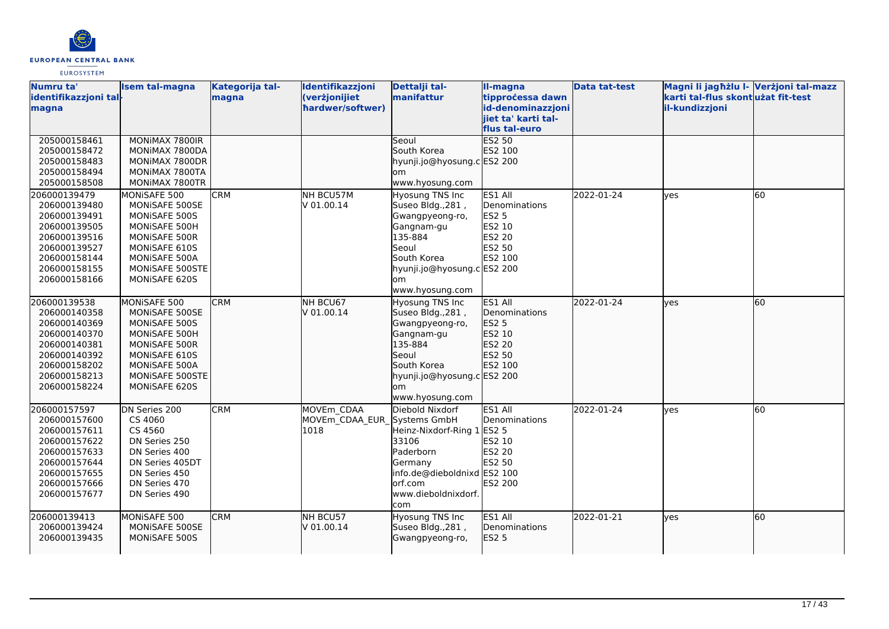| Numru ta' identifikazzjoni tal-magna | Isem tal-magna | Kategorija tal-magna | Identifikazzjoni (verżjonijiet ħardwer/softwer) | Dettalji tal-manifattur | Il-magna tipproċessa dawn id-denominazzjonijiet ta' karti tal-flus tal-euro | Data tat-test | Magni li jagħżlu l-karti tal-flus skont il-kundizzjoni | Verżjoni tal-mazz użat fit-test |
|---|---|---|---|---|---|---|---|---|
| 205000158461<br>205000158472<br>205000158483<br>205000158494<br>205000158508 | MONiMAX 7800IR<br>MONiMAX 7800DA<br>MONiMAX 7800DR<br>MONiMAX 7800TA<br>MONiMAX 7800TR | | | Seoul<br>South Korea<br>hyunji.jo@hyosung.com<br>www.hyosung.com | ES2 50<br>ES2 100<br>ES2 200 | | | |
| 206000139479<br>206000139480<br>206000139491<br>206000139505<br>206000139516<br>206000139527<br>206000158144<br>206000158155<br>206000158166 | MONiSAFE 500<br>MONiSAFE 500SE<br>MONiSAFE 500S<br>MONiSAFE 500H<br>MONiSAFE 500R<br>MONiSAFE 610S<br>MONiSAFE 500A<br>MONiSAFE 500STE<br>MONiSAFE 620S | CRM | NH BCU57M<br>V 01.00.14 | Hyosung TNS Inc<br>Suseo Bldg.,281 ,<br>Gwangpyeong-ro,<br>Gangnam-gu<br>135-884<br>Seoul<br>South Korea<br>hyunji.jo@hyosung.com<br>www.hyosung.com | ES1 All Denominations<br>ES2 5<br>ES2 10<br>ES2 20<br>ES2 50<br>ES2 100<br>ES2 200 | 2022-01-24 | yes | 60 |
| 206000139538<br>206000140358<br>206000140369<br>206000140370<br>206000140381<br>206000140392<br>206000158202<br>206000158213<br>206000158224 | MONiSAFE 500<br>MONiSAFE 500SE<br>MONiSAFE 500S<br>MONiSAFE 500H<br>MONiSAFE 500R<br>MONiSAFE 610S<br>MONiSAFE 500A<br>MONiSAFE 500STE<br>MONiSAFE 620S | CRM | NH BCU67<br>V 01.00.14 | Hyosung TNS Inc<br>Suseo Bldg.,281 ,<br>Gwangpyeong-ro,<br>Gangnam-gu<br>135-884<br>Seoul<br>South Korea<br>hyunji.jo@hyosung.com<br>www.hyosung.com | ES1 All Denominations<br>ES2 5<br>ES2 10<br>ES2 20<br>ES2 50<br>ES2 100<br>ES2 200 | 2022-01-24 | yes | 60 |
| 206000157597<br>206000157600<br>206000157611<br>206000157622<br>206000157633<br>206000157644<br>206000157655<br>206000157666<br>206000157677 | DN Series 200<br>CS 4060<br>CS 4560<br>DN Series 250<br>DN Series 400<br>DN Series 405DT<br>DN Series 450<br>DN Series 470<br>DN Series 490 | CRM | MOVEm_CDAA<br>MOVEm_CDAA_EUR_1018 | Diebold Nixdorf Systems GmbH<br>Heinz-Nixdorf-Ring 1<br>33106<br>Paderborn<br>Germany<br>info.de@dieboldnixdorf.com<br>www.dieboldnixdorf.com | ES1 All Denominations<br>ES2 5<br>ES2 10<br>ES2 20<br>ES2 50<br>ES2 100<br>ES2 200 | 2022-01-24 | yes | 60 |
| 206000139413<br>206000139424<br>206000139435 | MONiSAFE 500<br>MONiSAFE 500SE<br>MONiSAFE 500S | CRM | NH BCU57<br>V 01.00.14 | Hyosung TNS Inc<br>Suseo Bldg.,281 ,<br>Gwangpyeong-ro, | ES1 All Denominations<br>ES2 5 | 2022-01-21 | yes | 60 |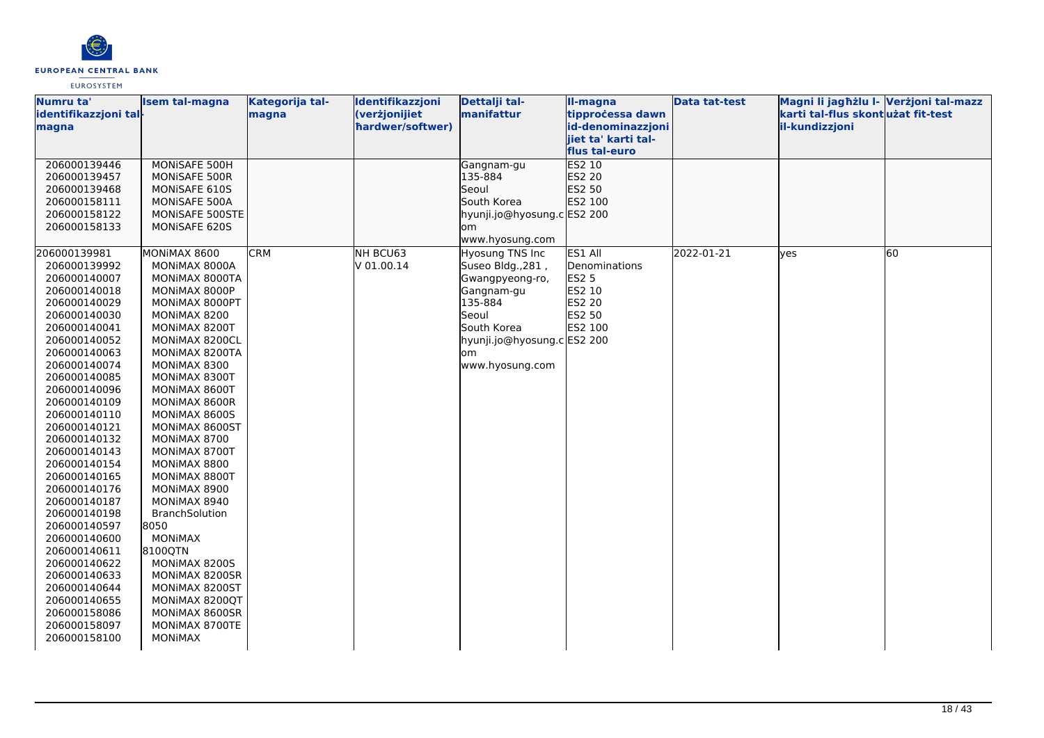| Numru ta' identifikazzjoni tal-magna | Isem tal-magna | Kategorija tal-magna | Identifikazzjoni (verżjonijiet ħardwer/softwer) | Dettalji tal-manifattur | Il-magna tipproċessa dawn id-denominazzjonijiet ta' karti tal-flus tal-euro | Data tat-test | Magni li jagħżlu l-karti tal-flus skont il-kundizzjoni | Verżjoni tal-mazz użat fit-test |
|---|---|---|---|---|---|---|---|---|
| 206000139446<br>206000139457<br>206000139468<br>206000158111<br>206000158122<br>206000158133 | MONiSAFE 500H<br>MONiSAFE 500R<br>MONiSAFE 610S<br>MONiSAFE 500A<br>MONiSAFE 500STE<br>MONiSAFE 620S | | | Gangnam-gu<br>135-884<br>Seoul<br>South Korea<br>hyunji.jo@hyosung.com<br>www.hyosung.com | ES2 10<br>ES2 20<br>ES2 50<br>ES2 100<br>ES2 200 | | | |
| 206000139981<br>206000139992<br>206000140007<br>206000140018<br>206000140029<br>206000140030<br>206000140041<br>206000140052<br>206000140063<br>206000140074<br>206000140085<br>206000140096<br>206000140109<br>206000140110<br>206000140121<br>206000140132<br>206000140143<br>206000140154<br>206000140165<br>206000140176<br>206000140187<br>206000140198<br>206000140597<br>206000140600<br>206000140611<br>206000140622<br>206000140633<br>206000140644<br>206000140655<br>206000158086<br>206000158097<br>206000158100 | MONiMAX 8600<br>MONiMAX 8000A<br>MONiMAX 8000TA<br>MONiMAX 8000P<br>MONiMAX 8000PT<br>MONiMAX 8200<br>MONiMAX 8200T<br>MONiMAX 8200CL<br>MONiMAX 8200TA<br>MONiMAX 8300<br>MONiMAX 8300T<br>MONiMAX 8600T<br>MONiMAX 8600R<br>MONiMAX 8600S<br>MONiMAX 8600ST<br>MONiMAX 8700<br>MONiMAX 8700T<br>MONiMAX 8800<br>MONiMAX 8800T<br>MONiMAX 8900<br>MONiMAX 8940<br>BranchSolution 8050<br>MONiMAX 8100QTN<br>MONiMAX 8200S<br>MONiMAX 8200SR<br>MONiMAX 8200ST<br>MONiMAX 8200QT<br>MONiMAX 8600SR<br>MONiMAX 8700TE<br>MONiMAX | CRM | NH BCU63<br>V 01.00.14 | Hyosung TNS Inc<br>Suseo Bldg.,281 ,<br>Gwangpyeong-ro,<br>Gangnam-gu<br>135-884<br>Seoul<br>South Korea<br>hyunji.jo@hyosung.com<br>www.hyosung.com | ES1 All Denominations<br>ES2 5<br>ES2 10<br>ES2 20<br>ES2 50<br>ES2 100<br>ES2 200 | 2022-01-21 | yes | 60 |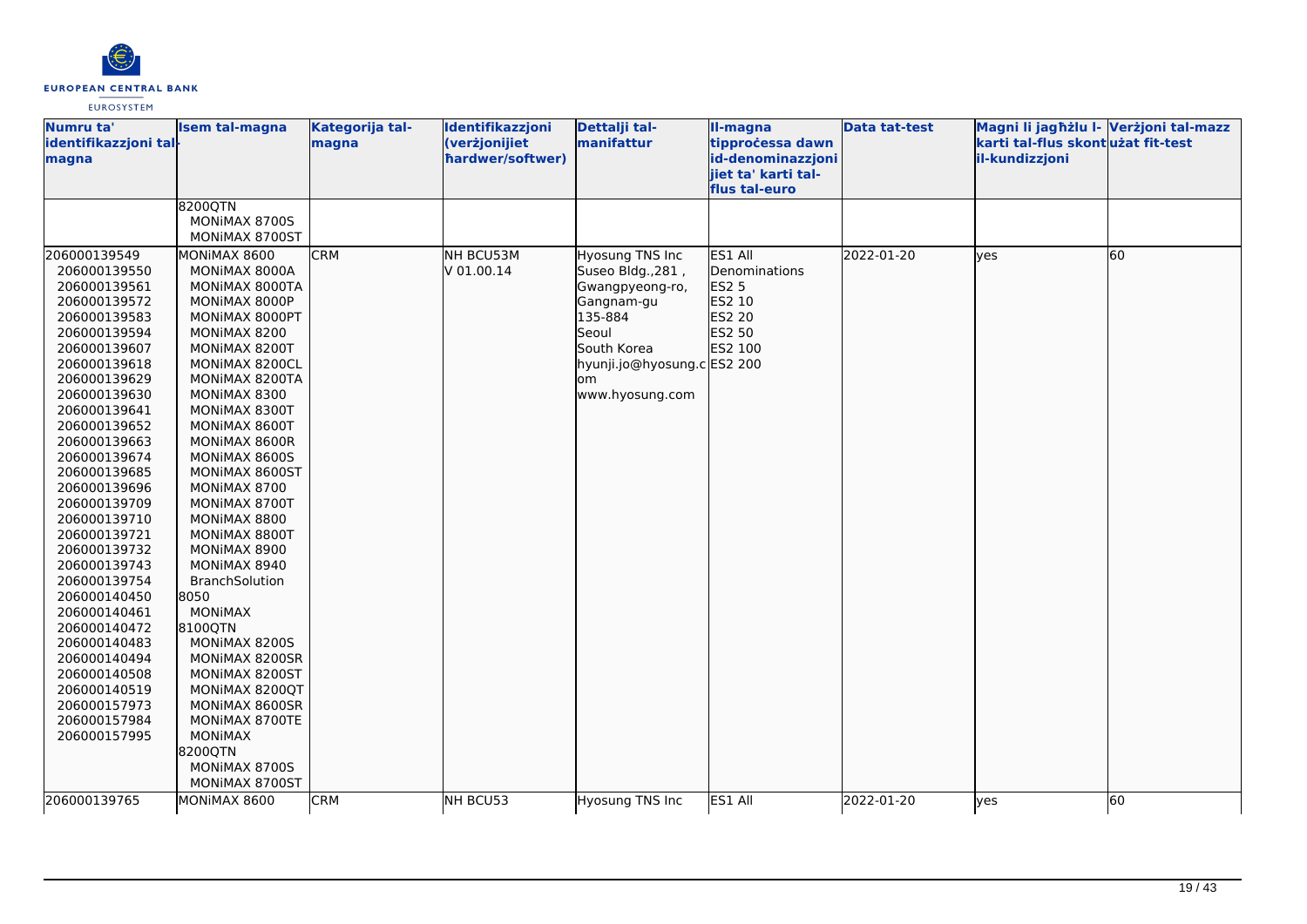| Numru ta' identifikazzjoni tal-magna | Isem tal-magna | Kategorija tal-magna | Identifikazzjoni (verżjonijiet ħardwer/softwer) | Dettalji tal-manifattur | Il-magna tipproċessa dawn id-denominazzjonijiet ta' karti tal-flus tal-euro | Data tat-test | Magni li jagħżlu l-karti tal-flus skont il-kundizzjoni | Verżjoni tal-mazz użat fit-test |
|---|---|---|---|---|---|---|---|---|
| | 8200QTN<br>MONiMAX 8700S<br>MONiMAX 8700ST | | | | | | | |
| 206000139549<br>206000139550<br>206000139561<br>206000139572<br>206000139583<br>206000139594<br>206000139607<br>206000139618<br>206000139629<br>206000139630<br>206000139641<br>206000139652<br>206000139663<br>206000139674<br>206000139685<br>206000139696<br>206000139709<br>206000139710<br>206000139721<br>206000139732<br>206000139743<br>206000139754<br>206000140450<br>206000140461<br>206000140472<br>206000140483<br>206000140494<br>206000140508<br>206000140519<br>206000157973<br>206000157984<br>206000157995 | MONiMAX 8600<br>MONiMAX 8000A<br>MONiMAX 8000TA<br>MONiMAX 8000P<br>MONiMAX 8000PT<br>MONiMAX 8200<br>MONiMAX 8200T<br>MONiMAX 8200CL<br>MONiMAX 8200TA<br>MONiMAX 8300<br>MONiMAX 8300T<br>MONiMAX 8600T<br>MONiMAX 8600R<br>MONiMAX 8600S<br>MONiMAX 8600ST<br>MONiMAX 8700<br>MONiMAX 8700T<br>MONiMAX 8800<br>MONiMAX 8800T<br>MONiMAX 8900<br>MONiMAX 8940<br>BranchSolution 8050<br>MONiMAX 8100QTN<br>MONiMAX 8200S<br>MONiMAX 8200SR<br>MONiMAX 8200ST<br>MONiMAX 8200QT<br>MONiMAX 8600SR<br>MONiMAX 8700TE<br>MONiMAX 8200QTN<br>MONiMAX 8700S<br>MONiMAX 8700ST | CRM | NH BCU53M<br>V 01.00.14 | Hyosung TNS Inc<br>Suseo Bldg.,281 , Gwangpyeong-ro, Gangnam-gu<br>135-884<br>Seoul<br>South Korea<br>hyunji.jo@hyosung.com<br>www.hyosung.com | ES1 All Denominations<br>ES2 5<br>ES2 10<br>ES2 20<br>ES2 50<br>ES2 100<br>ES2 200 | 2022-01-20 | yes | 60 |
| 206000139765 | MONiMAX 8600 | CRM | NH BCU53 | Hyosung TNS Inc | ES1 All | 2022-01-20 | yes | 60 |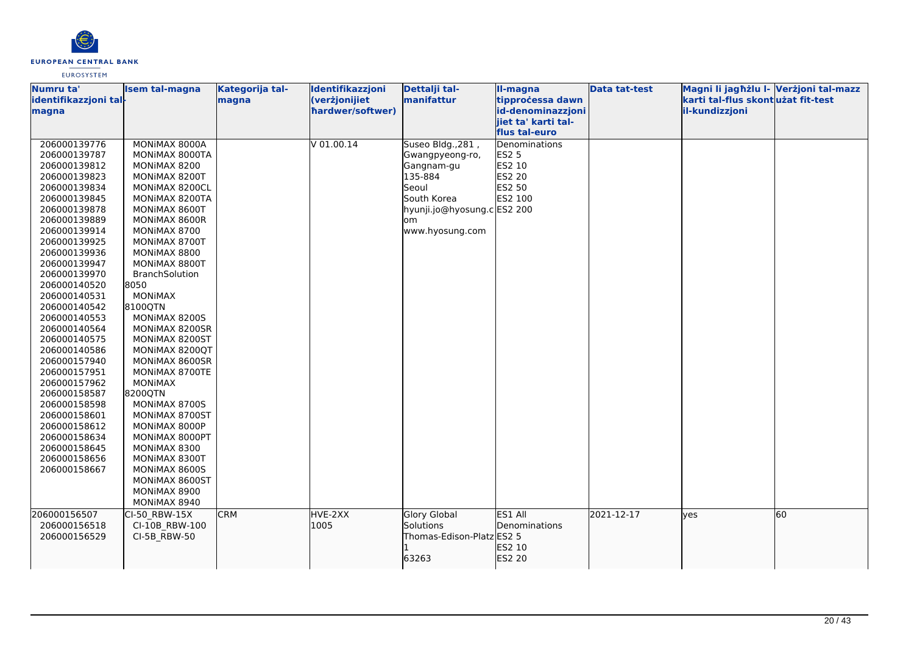| Numru ta' identifikazzjoni tal-magna | Isem tal-magna | Kategorija tal-magna | Identifikazzjoni (verżjonijiet ħardwer/softwer) | Dettalji tal-manifattur | Il-magna tipproċessa dawn id-denominazzjonijiet ta' karti tal-flus tal-euro | Data tat-test | Magni li jagħżlu l-karti tal-flus skont il-kundizzjoni | Verżjoni tal-mazz użat fit-test |
|---|---|---|---|---|---|---|---|---|
| 206000139776<br>206000139787<br>206000139812<br>206000139823<br>206000139834<br>206000139845<br>206000139878<br>206000139889<br>206000139914<br>206000139925<br>206000139936<br>206000139947<br>206000139970<br>206000140520<br>206000140531<br>206000140542<br>206000140553<br>206000140564<br>206000140575<br>206000140586<br>206000157940<br>206000157951<br>206000157962<br>206000158587<br>206000158598<br>206000158601<br>206000158612<br>206000158634<br>206000158645<br>206000158656<br>206000158667 | MONiMAX 8000A<br>MONiMAX 8000TA<br>MONiMAX 8200<br>MONiMAX 8200T<br>MONiMAX 8200CL<br>MONiMAX 8200TA<br>MONiMAX 8600T<br>MONiMAX 8600R<br>MONiMAX 8700<br>MONiMAX 8700T<br>MONiMAX 8800<br>MONiMAX 8800T<br>BranchSolution 8050<br>MONiMAX 8100QTN<br>MONiMAX 8200S<br>MONiMAX 8200SR<br>MONiMAX 8200ST<br>MONiMAX 8200QT<br>MONiMAX 8600SR<br>MONiMAX 8700TE<br>MONiMAX 8200QTN<br>MONiMAX 8700S<br>MONiMAX 8700ST<br>MONiMAX 8000P<br>MONiMAX 8000PT<br>MONiMAX 8300<br>MONiMAX 8300T<br>MONiMAX 8600S<br>MONiMAX 8600ST<br>MONiMAX 8900<br>MONiMAX 8940 | | V 01.00.14 | Suseo Bldg.,281 , Gwangpyeong-ro, Gangnam-gu<br>135-884<br>Seoul<br>South Korea<br>hyunji.jo@hyosung.com<br>www.hyosung.com | Denominations<br>ES2 5<br>ES2 10<br>ES2 20<br>ES2 50<br>ES2 100<br>ES2 200 | | | |
| 206000156507<br>206000156518<br>206000156529 | CI-50_RBW-15X<br>CI-10B_RBW-100<br>CI-5B_RBW-50 | CRM | HVE-2XX<br>1005 | Glory Global Solutions<br>Thomas-Edison-Platz 1<br>63263 | ES1 All Denominations<br>ES2 5<br>ES2 10<br>ES2 20 | 2021-12-17 | yes | 60 |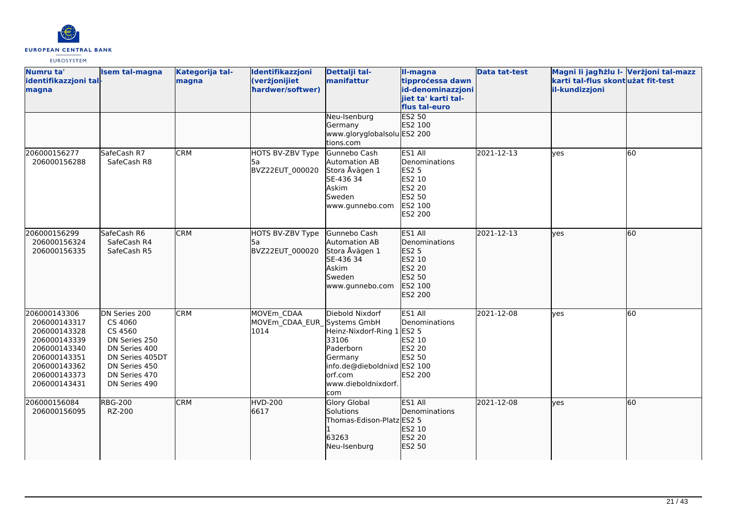| Numru ta' identifikazzjoni tal-magna | Isem tal-magna | Kategorija tal-magna | Identifikazzjoni (verżjonijiet ħardwer/softwer) | Dettalji tal-manifattur | Il-magna tipproċessa dawn id-denominazzjonijiet ta' karti tal-flus tal-euro | Data tat-test | Magni li jagħżlu l-karti tal-flus skont il-kundizzjoni | Verżjoni tal-mazz użat fit-test |
|---|---|---|---|---|---|---|---|---|
| | | | | Neu-Isenburg<br>Germany<br>www.gloryglobalsolutions.com | ES2 50<br>ES2 100<br>ES2 200 | | | |
| 206000156277<br>206000156288 | SafeCash R7<br>SafeCash R8 | CRM | HOTS BV-ZBV Type 5a<br>BVZ22EUT_000020 | Gunnebo Cash Automation AB<br>Stora Åvägen 1<br>SE-436 34<br>Askim<br>Sweden<br>www.gunnebo.com | ES1 All Denominations<br>ES2 5<br>ES2 10<br>ES2 20<br>ES2 50<br>ES2 100<br>ES2 200 | 2021-12-13 | yes | 60 |
| 206000156299<br>206000156324<br>206000156335 | SafeCash R6<br>SafeCash R4<br>SafeCash R5 | CRM | HOTS BV-ZBV Type 5a<br>BVZ22EUT_000020 | Gunnebo Cash Automation AB<br>Stora Åvägen 1<br>SE-436 34<br>Askim<br>Sweden<br>www.gunnebo.com | ES1 All Denominations<br>ES2 5<br>ES2 10<br>ES2 20<br>ES2 50<br>ES2 100<br>ES2 200 | 2021-12-13 | yes | 60 |
| 206000143306<br>206000143317<br>206000143328<br>206000143339<br>206000143340<br>206000143351<br>206000143362<br>206000143373<br>206000143431 | DN Series 200<br>CS 4060<br>CS 4560<br>DN Series 250<br>DN Series 400<br>DN Series 405DT<br>DN Series 450<br>DN Series 470<br>DN Series 490 | CRM | MOVEm_CDAA<br>MOVEm_CDAA_EUR_1014 | Diebold Nixdorf Systems GmbH<br>Heinz-Nixdorf-Ring 1<br>33106<br>Paderborn<br>Germany<br>info.de@dieboldnixdorf.com<br>www.dieboldnixdorf.com | ES1 All Denominations<br>ES2 5<br>ES2 10<br>ES2 20<br>ES2 50<br>ES2 100<br>ES2 200 | 2021-12-08 | yes | 60 |
| 206000156084<br>206000156095 | RBG-200<br>RZ-200 | CRM | HVD-200<br>6617 | Glory Global Solutions<br>Thomas-Edison-Platz 1<br>63263<br>Neu-Isenburg | ES1 All Denominations<br>ES2 5<br>ES2 10<br>ES2 20<br>ES2 50 | 2021-12-08 | yes | 60 |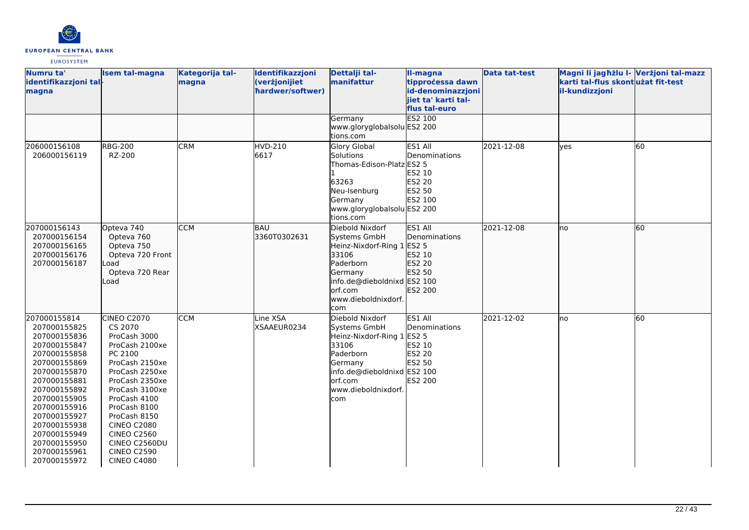| Numru ta' identifikazzjoni tal-magna | Isem tal-magna | Kategorija tal-magna | Identifikazzjoni (verżjonijiet ħardwer/softwer) | Dettalji tal-manifattur | Il-magna tipproċessa dawn id-denominazzjonijiet ta' karti tal-flus tal-euro | Data tat-test | Magni li jagħżlu l-karti tal-flus skont il-kundizzjoni | Verżjoni tal-mazz użat fit-test |
|---|---|---|---|---|---|---|---|---|
| | | | | Germany<br>www.gloryglobalsolutions.com | ES2 100<br>ES2 200 | | | |
| 206000156108<br>206000156119 | RBG-200<br>RZ-200 | CRM | HVD-210<br>6617 | Glory Global Solutions<br>Thomas-Edison-Platz 1<br>63263<br>Neu-Isenburg<br>Germany<br>www.gloryglobalsolutions.com | ES1 All Denominations<br>ES2 5<br>ES2 10<br>ES2 20<br>ES2 50<br>ES2 100<br>ES2 200 | 2021-12-08 | yes | 60 |
| 207000156143<br>207000156154<br>207000156165<br>207000156176<br>207000156187 | Opteva 740<br>Opteva 760<br>Opteva 750<br>Opteva 720 Front Load<br>Opteva 720 Rear Load | CCM | BAU<br>3360T0302631 | Diebold Nixdorf Systems GmbH<br>Heinz-Nixdorf-Ring 1<br>33106<br>Paderborn<br>Germany<br>info.de@dieboldnixdorf.com<br>www.dieboldnixdorf.com | ES1 All Denominations<br>ES2 5<br>ES2 10<br>ES2 20<br>ES2 50<br>ES2 100<br>ES2 200 | 2021-12-08 | no | 60 |
| 207000155814<br>207000155825<br>207000155836<br>207000155847<br>207000155858<br>207000155869<br>207000155870<br>207000155881<br>207000155892<br>207000155905<br>207000155916<br>207000155927<br>207000155938<br>207000155949<br>207000155950<br>207000155961<br>207000155972 | CINEO C2070<br>CS 2070<br>ProCash 3000<br>ProCash 2100xe<br>PC 2100<br>ProCash 2150xe<br>ProCash 2250xe<br>ProCash 2350xe<br>ProCash 3100xe<br>ProCash 4100<br>ProCash 8100<br>ProCash 8150<br>CINEO C2080<br>CINEO C2560<br>CINEO C2560DU<br>CINEO C2590<br>CINEO C4080 | CCM | Line XSA<br>XSAAEUR0234 | Diebold Nixdorf Systems GmbH<br>Heinz-Nixdorf-Ring 1<br>33106<br>Paderborn<br>Germany<br>info.de@dieboldnixdorf.com<br>www.dieboldnixdorf.com | ES1 All Denominations<br>ES2 5<br>ES2 10<br>ES2 20<br>ES2 50<br>ES2 100<br>ES2 200 | 2021-12-02 | no | 60 |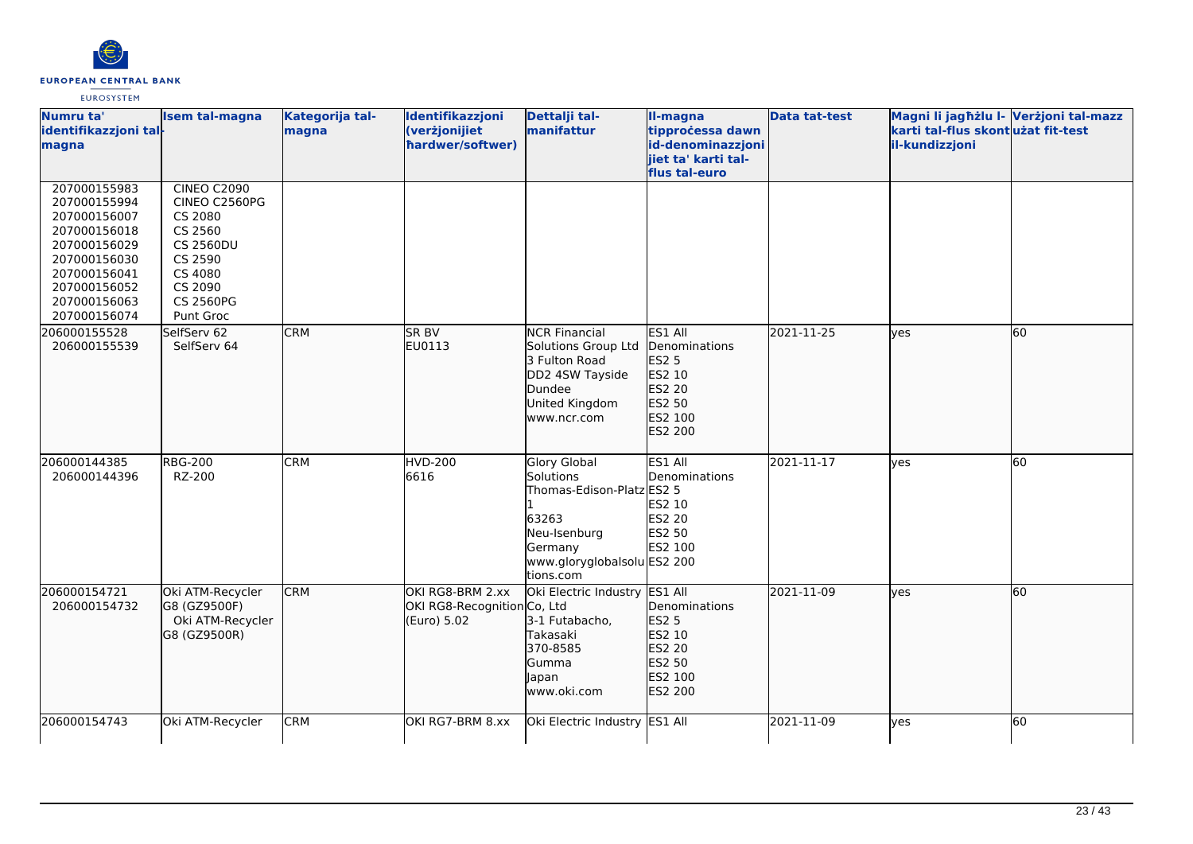| Numru ta' identifikazzjoni tal-magna | Isem tal-magna | Kategorija tal-magna | Identifikazzjoni (verżjonijiet ħardwer/softwer) | Dettalji tal-manifattur | Il-magna tipproċessa dawn id-denominazzjonijiet ta' karti tal-flus tal-euro | Data tat-test | Magni li jagħżlu l-karti tal-flus skont il-kundizzjoni | Verżjoni tal-mazz użat fit-test |
|---|---|---|---|---|---|---|---|---|
| 207000155983<br>207000155994<br>207000156007<br>207000156018<br>207000156029<br>207000156030<br>207000156041<br>207000156052<br>207000156063<br>207000156074 | CINEO C2090<br>CINEO C2560PG<br>CS 2080<br>CS 2560<br>CS 2560DU<br>CS 2590<br>CS 4080<br>CS 2090<br>CS 2560PG<br>Punt Groc | | | | | | | |
| 206000155528<br>206000155539 | SelfServ 62<br>SelfServ 64 | CRM | SR BV<br>EU0113 | NCR Financial Solutions Group Ltd<br>3 Fulton Road<br>DD2 4SW Tayside<br>Dundee<br>United Kingdom<br>www.ncr.com | ES1 All Denominations<br>ES2 5<br>ES2 10<br>ES2 20<br>ES2 50<br>ES2 100<br>ES2 200 | 2021-11-25 | yes | 60 |
| 206000144385<br>206000144396 | RBG-200<br>RZ-200 | CRM | HVD-200<br>6616 | Glory Global Solutions<br>Thomas-Edison-Platz 1<br>63263<br>Neu-Isenburg<br>Germany<br>www.gloryglobalsolutions.com | ES1 All Denominations<br>ES2 5<br>ES2 10<br>ES2 20<br>ES2 50<br>ES2 100<br>ES2 200 | 2021-11-17 | yes | 60 |
| 206000154721<br>206000154732 | Oki ATM-Recycler G8 (GZ9500F)<br>Oki ATM-Recycler G8 (GZ9500R) | CRM | OKI RG8-BRM 2.xx<br>OKI RG8-Recognition (Euro) 5.02 | Oki Electric Industry Co, Ltd<br>3-1 Futabacho,<br>Takasaki<br>370-8585<br>Gumma<br>Japan<br>www.oki.com | ES1 All Denominations<br>ES2 5<br>ES2 10<br>ES2 20<br>ES2 50<br>ES2 100<br>ES2 200 | 2021-11-09 | yes | 60 |
| 206000154743 | Oki ATM-Recycler | CRM | OKI RG7-BRM 8.xx | Oki Electric Industry | ES1 All | 2021-11-09 | yes | 60 |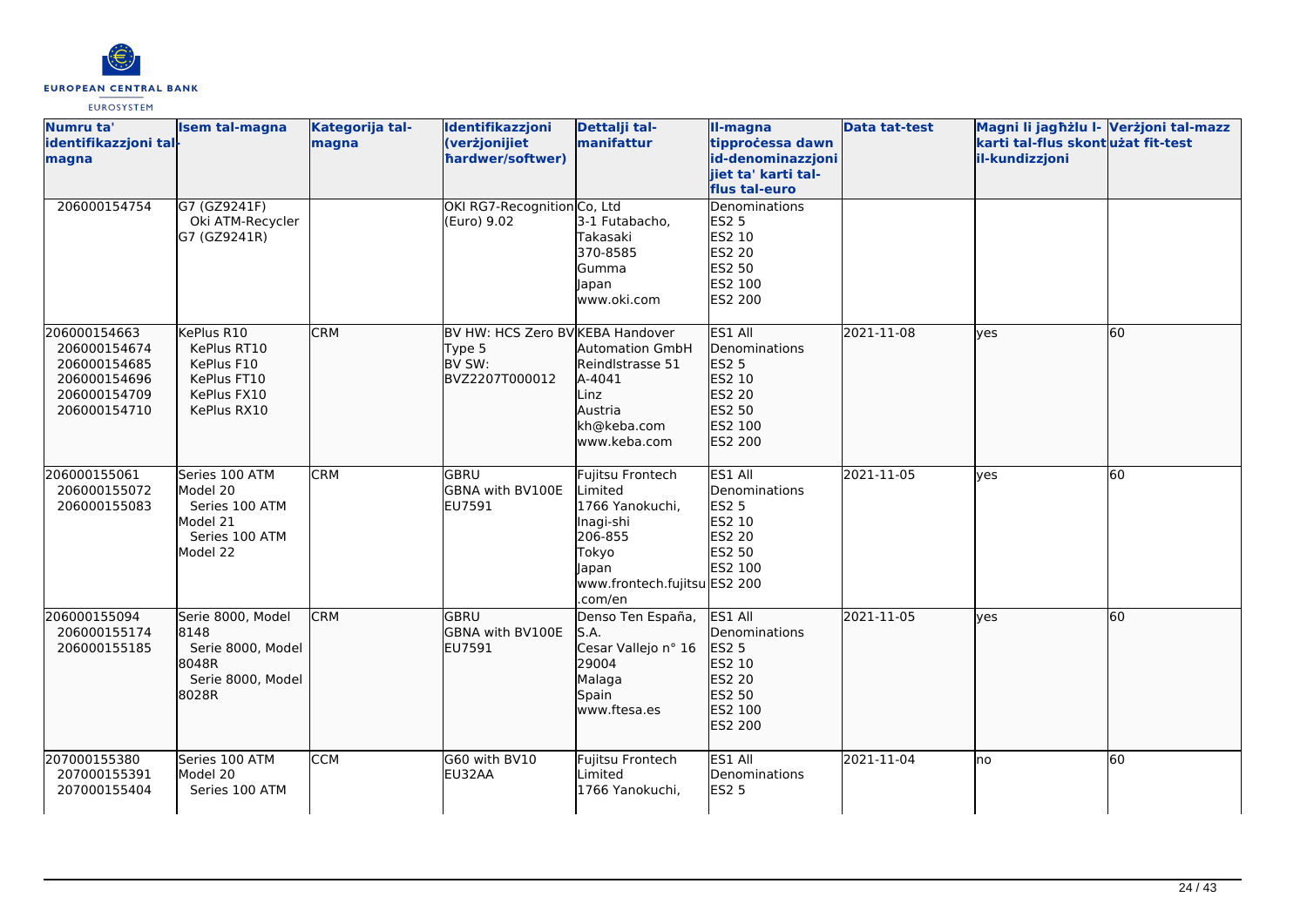| Numru ta' identifikazzjoni tal-magna | Isem tal-magna | Kategorija tal-magna | Identifikazzjoni (verżjonijiet ħardwer/softwer) | Dettalji tal-manifattur | Il-magna tipproċessa dawn id-denominazzjonijiet ta' karti tal-flus tal-euro | Data tat-test | Magni li jagħżlu l-karti tal-flus skont il-kundizzjoni | Verżjoni tal-mazz użat fit-test |
|---|---|---|---|---|---|---|---|---|
| 206000154754 | G7 (GZ9241F)<br>Oki ATM-Recycler G7 (GZ9241R) | | OKI RG7-Recognition (Euro) 9.02 | Co, Ltd<br>3-1 Futabacho, Takasaki<br>370-8585<br>Gumma<br>Japan<br>www.oki.com | Denominations<br>ES2 5<br>ES2 10<br>ES2 20<br>ES2 50<br>ES2 100<br>ES2 200 | | | |
| 206000154663<br>206000154674<br>206000154685<br>206000154696<br>206000154709<br>206000154710 | KePlus R10<br>KePlus RT10<br>KePlus F10<br>KePlus FT10<br>KePlus FX10<br>KePlus RX10 | CRM | BV HW: HCS Zero BV Type 5<br>BV SW: BVZ2207T000012 | KEBA Handover Automation GmbH<br>Reindlstrasse 51<br>A-4041<br>Linz<br>Austria<br>kh@keba.com<br>www.keba.com | ES1 All Denominations<br>ES2 5<br>ES2 10<br>ES2 20<br>ES2 50<br>ES2 100<br>ES2 200 | 2021-11-08 | yes | 60 |
| 206000155061<br>206000155072<br>206000155083 | Series 100 ATM Model 20<br>Series 100 ATM Model 21<br>Series 100 ATM Model 22 | CRM | GBRU<br>GBNA with BV100E EU7591 | Fujitsu Frontech Limited<br>1766 Yanokuchi, Inagi-shi<br>206-855<br>Tokyo<br>Japan<br>www.frontech.fujitsu.com/en | ES1 All Denominations<br>ES2 5<br>ES2 10<br>ES2 20<br>ES2 50<br>ES2 100<br>ES2 200 | 2021-11-05 | yes | 60 |
| 206000155094<br>206000155174<br>206000155185 | Serie 8000, Model 8148<br>Serie 8000, Model 8048R<br>Serie 8000, Model 8028R | CRM | GBRU<br>GBNA with BV100E EU7591 | Denso Ten España, S.A.<br>Cesar Vallejo n° 16<br>29004<br>Malaga<br>Spain<br>www.ftesa.es | ES1 All Denominations<br>ES2 5<br>ES2 10<br>ES2 20<br>ES2 50<br>ES2 100<br>ES2 200 | 2021-11-05 | yes | 60 |
| 207000155380<br>207000155391<br>207000155404 | Series 100 ATM Model 20<br>Series 100 ATM | CCM | G60 with BV10 EU32AA | Fujitsu Frontech Limited<br>1766 Yanokuchi, | ES1 All Denominations<br>ES2 5 | 2021-11-04 | no | 60 |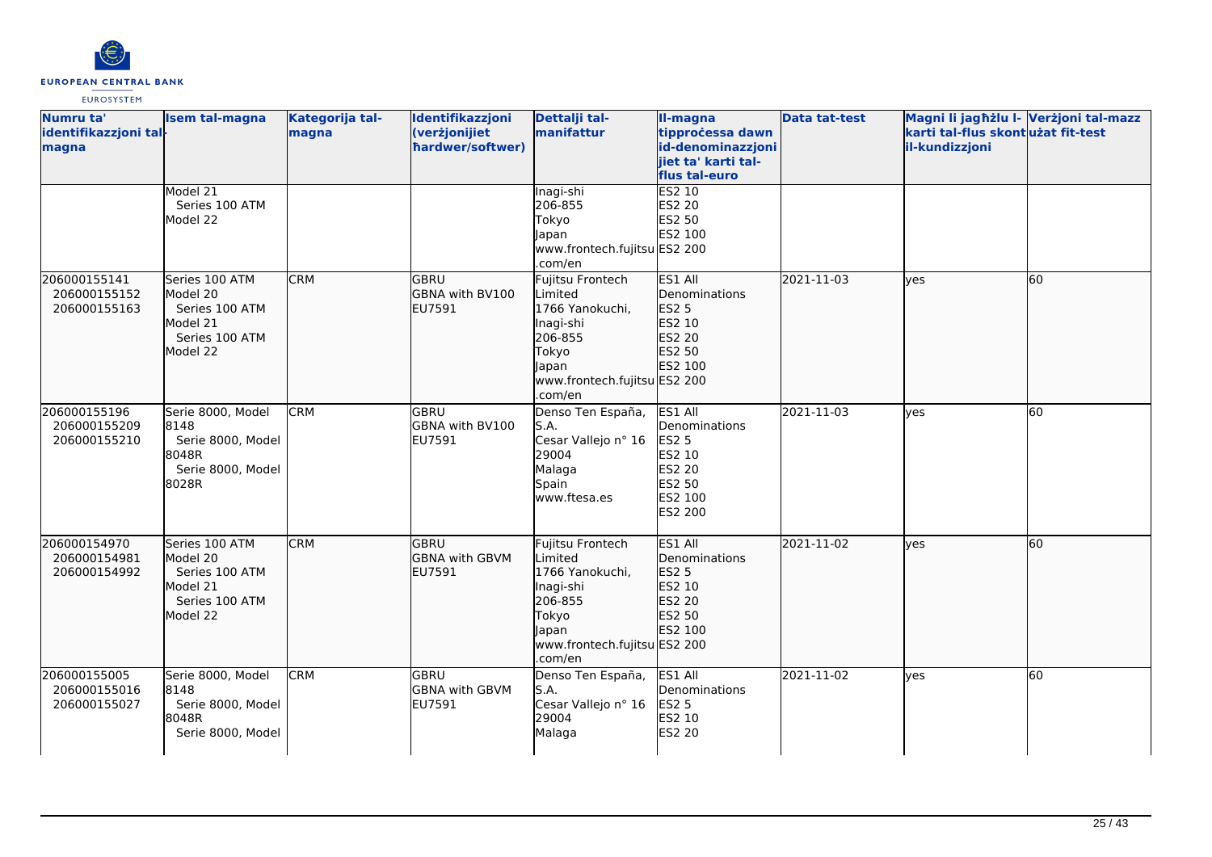| Numru ta' identifikazzjoni tal-magna | Isem tal-magna | Kategorija tal-magna | Identifikazzjoni (verżjonijiet ħardwer/softwer) | Dettalji tal-manifattur | Il-magna tipproċessa dawn id-denominazzjonijiet ta' karti tal-flus tal-euro | Data tat-test | Magni li jagħżlu l-karti tal-flus skont il-kundizzjoni | Verżjoni tal-mazz użat fit-test |
|---|---|---|---|---|---|---|---|---|
| | Model 21<br>Series 100 ATM<br>Model 22 | | | Inagi-shi<br>206-855<br>Tokyo<br>Japan<br>www.frontech.fujitsu.com/en | ES2 10<br>ES2 20<br>ES2 50<br>ES2 100<br>ES2 200 | | | |
| 206000155141<br>206000155152<br>206000155163 | Series 100 ATM Model 20<br>Series 100 ATM Model 21<br>Series 100 ATM Model 22 | CRM | GBRU<br>GBNA with BV100<br>EU7591 | Fujitsu Frontech Limited<br>1766 Yanokuchi, Inagi-shi<br>206-855<br>Tokyo<br>Japan<br>www.frontech.fujitsu.com/en | ES1 All Denominations<br>ES2 5<br>ES2 10<br>ES2 20<br>ES2 50<br>ES2 100<br>ES2 200 | 2021-11-03 | yes | 60 |
| 206000155196<br>206000155209<br>206000155210 | Serie 8000, Model 8148<br>Serie 8000, Model 8048R<br>Serie 8000, Model 8028R | CRM | GBRU<br>GBNA with BV100<br>EU7591 | Denso Ten España, S.A.<br>Cesar Vallejo n° 16<br>29004<br>Malaga<br>Spain<br>www.ftesa.es | ES1 All Denominations<br>ES2 5<br>ES2 10<br>ES2 20<br>ES2 50<br>ES2 100<br>ES2 200 | 2021-11-03 | yes | 60 |
| 206000154970<br>206000154981<br>206000154992 | Series 100 ATM Model 20<br>Series 100 ATM Model 21<br>Series 100 ATM Model 22 | CRM | GBRU<br>GBNA with GBVM<br>EU7591 | Fujitsu Frontech Limited<br>1766 Yanokuchi, Inagi-shi<br>206-855<br>Tokyo<br>Japan<br>www.frontech.fujitsu.com/en | ES1 All Denominations<br>ES2 5<br>ES2 10<br>ES2 20<br>ES2 50<br>ES2 100<br>ES2 200 | 2021-11-02 | yes | 60 |
| 206000155005<br>206000155016<br>206000155027 | Serie 8000, Model 8148<br>Serie 8000, Model 8048R<br>Serie 8000, Model | CRM | GBRU<br>GBNA with GBVM<br>EU7591 | Denso Ten España, S.A.<br>Cesar Vallejo n° 16<br>29004<br>Malaga | ES1 All Denominations<br>ES2 5<br>ES2 10<br>ES2 20 | 2021-11-02 | yes | 60 |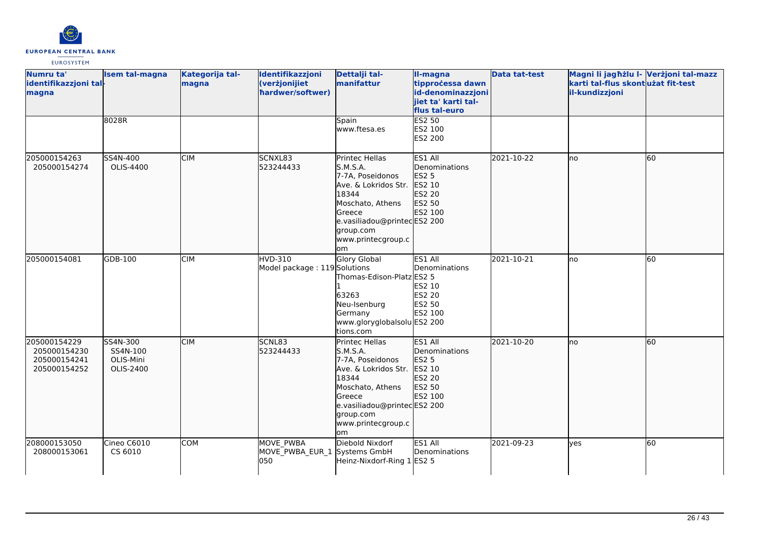| Numru ta' identifikazzjoni tal-magna | Isem tal-magna | Kategorija tal-magna | Identifikazzjoni (verżjonijiet ħardwer/softwer) | Dettalji tal-manifattur | Il-magna tipproċessa dawn id-denominazzjonijiet ta' karti tal-flus tal-euro | Data tat-test | Magni li jagħżlu l-karti tal-flus skont il-kundizzjoni | Verżjoni tal-mazz użat fit-test |
|---|---|---|---|---|---|---|---|---|
| | 8028R | | | Spain<br>www.ftesa.es | ES2 50<br>ES2 100<br>ES2 200 | | | |
| 205000154263<br>205000154274 | SS4N-400<br>OLIS-4400 | CIM | SCNXL83<br>523244433 | Printec Hellas S.M.S.A.<br>7-7A, Poseidonos Ave. & Lokridos Str.<br>18344<br>Moschato, Athens<br>Greece<br>e.vasiliadou@printecgroup.com<br>www.printecgroup.com | ES1 All Denominations<br>ES2 5<br>ES2 10<br>ES2 20<br>ES2 50<br>ES2 100<br>ES2 200 | 2021-10-22 | no | 60 |
| 205000154081 | GDB-100 | CIM | HVD-310<br>Model package : 119 | Glory Global Solutions<br>Thomas-Edison-Platz 1<br>63263<br>Neu-Isenburg<br>Germany<br>www.gloryglobalsolutions.com | ES1 All Denominations<br>ES2 5<br>ES2 10<br>ES2 20<br>ES2 50<br>ES2 100<br>ES2 200 | 2021-10-21 | no | 60 |
| 205000154229<br>205000154230<br>205000154241<br>205000154252 | SS4N-300<br>SS4N-100<br>OLIS-Mini<br>OLIS-2400 | CIM | SCNL83<br>523244433 | Printec Hellas S.M.S.A.<br>7-7A, Poseidonos Ave. & Lokridos Str.<br>18344<br>Moschato, Athens<br>Greece<br>e.vasiliadou@printecgroup.com<br>www.printecgroup.com | ES1 All Denominations<br>ES2 5<br>ES2 10<br>ES2 20<br>ES2 50<br>ES2 100<br>ES2 200 | 2021-10-20 | no | 60 |
| 208000153050<br>208000153061 | Cineo C6010<br>CS 6010 | COM | MOVE_PWBA<br>MOVE_PWBA_EUR_1050 | Diebold Nixdorf Systems GmbH<br>Heinz-Nixdorf-Ring 1 | ES1 All Denominations<br>ES2 5 | 2021-09-23 | yes | 60 |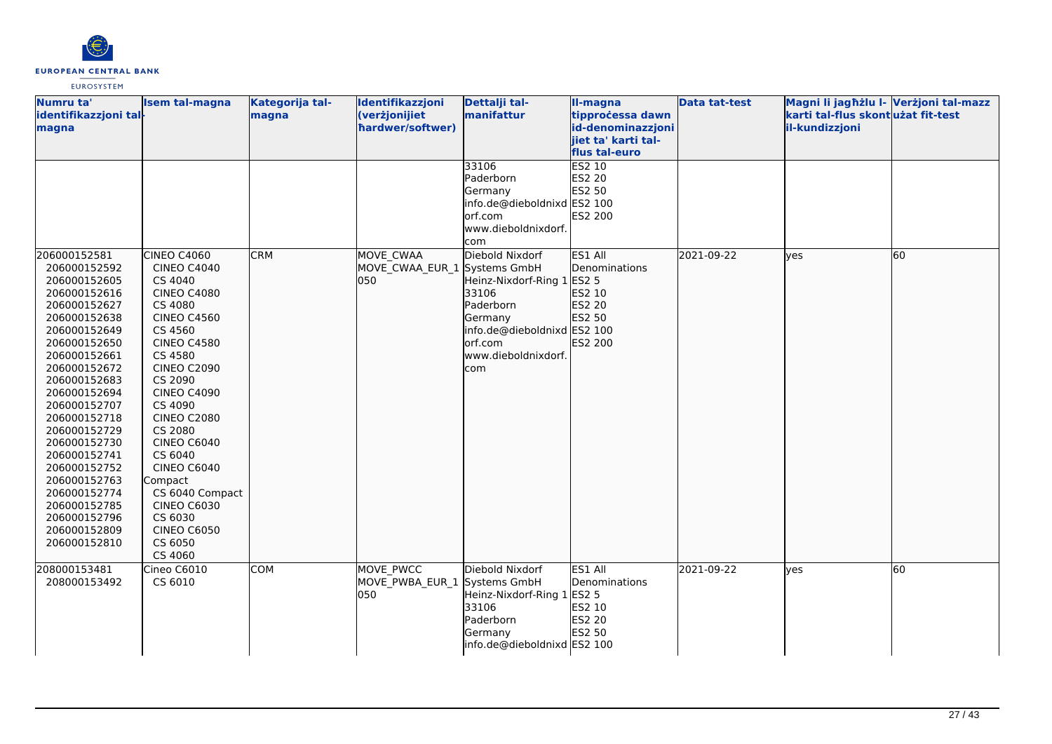| Numru ta' identifikazzjoni tal-magna | Isem tal-magna | Kategorija tal-magna | Identifikazzjoni (verżjonijiet ħardwer/softwer) | Dettalji tal-manifattur | Il-magna tipproċessa dawn id-denominazzjonijiet ta' karti tal-flus tal-euro | Data tat-test | Magni li jagħżlu l-karti tal-flus skont il-kundizzjoni | Verżjoni tal-mazz użat fit-test |
|---|---|---|---|---|---|---|---|---|
| | | | | 33106<br>Paderborn<br>Germany<br>info.de@dieboldnixdorf.com<br>www.dieboldnixdorf.com | ES2 10<br>ES2 20<br>ES2 50<br>ES2 100<br>ES2 200 | | | |
| 206000152581<br>206000152592<br>206000152605<br>206000152616<br>206000152627<br>206000152638<br>206000152649<br>206000152650<br>206000152661<br>206000152672<br>206000152683<br>206000152694<br>206000152707<br>206000152718<br>206000152729<br>206000152730<br>206000152741<br>206000152752<br>206000152763<br>206000152774<br>206000152785<br>206000152796<br>206000152809<br>206000152810 | CINEO C4060<br>CINEO C4040<br>CS 4040<br>CINEO C4080<br>CS 4080<br>CINEO C4560<br>CS 4560<br>CINEO C4580<br>CS 4580<br>CINEO C2090<br>CS 2090<br>CINEO C4090<br>CS 4090<br>CINEO C2080<br>CS 2080<br>CINEO C6040<br>CS 6040<br>CINEO C6040 Compact<br>CS 6040 Compact<br>CINEO C6030<br>CS 6030<br>CINEO C6050<br>CS 6050<br>CS 4060 | CRM | MOVE_CWAA<br>MOVE_CWAA_EUR_1050 | Diebold Nixdorf Systems GmbH<br>Heinz-Nixdorf-Ring 1<br>33106<br>Paderborn<br>Germany<br>info.de@dieboldnixdorf.com<br>www.dieboldnixdorf.com | ES1 All Denominations<br>ES2 5<br>ES2 10<br>ES2 20<br>ES2 50<br>ES2 100<br>ES2 200 | 2021-09-22 | yes | 60 |
| 208000153481<br>208000153492 | Cineo C6010<br>CS 6010 | COM | MOVE_PWCC<br>MOVE_PWBA_EUR_1050 | Diebold Nixdorf Systems GmbH<br>Heinz-Nixdorf-Ring 1<br>33106<br>Paderborn<br>Germany<br>info.de@dieboldnixd | ES1 All Denominations<br>ES2 5<br>ES2 10<br>ES2 20<br>ES2 50<br>ES2 100 | 2021-09-22 | yes | 60 |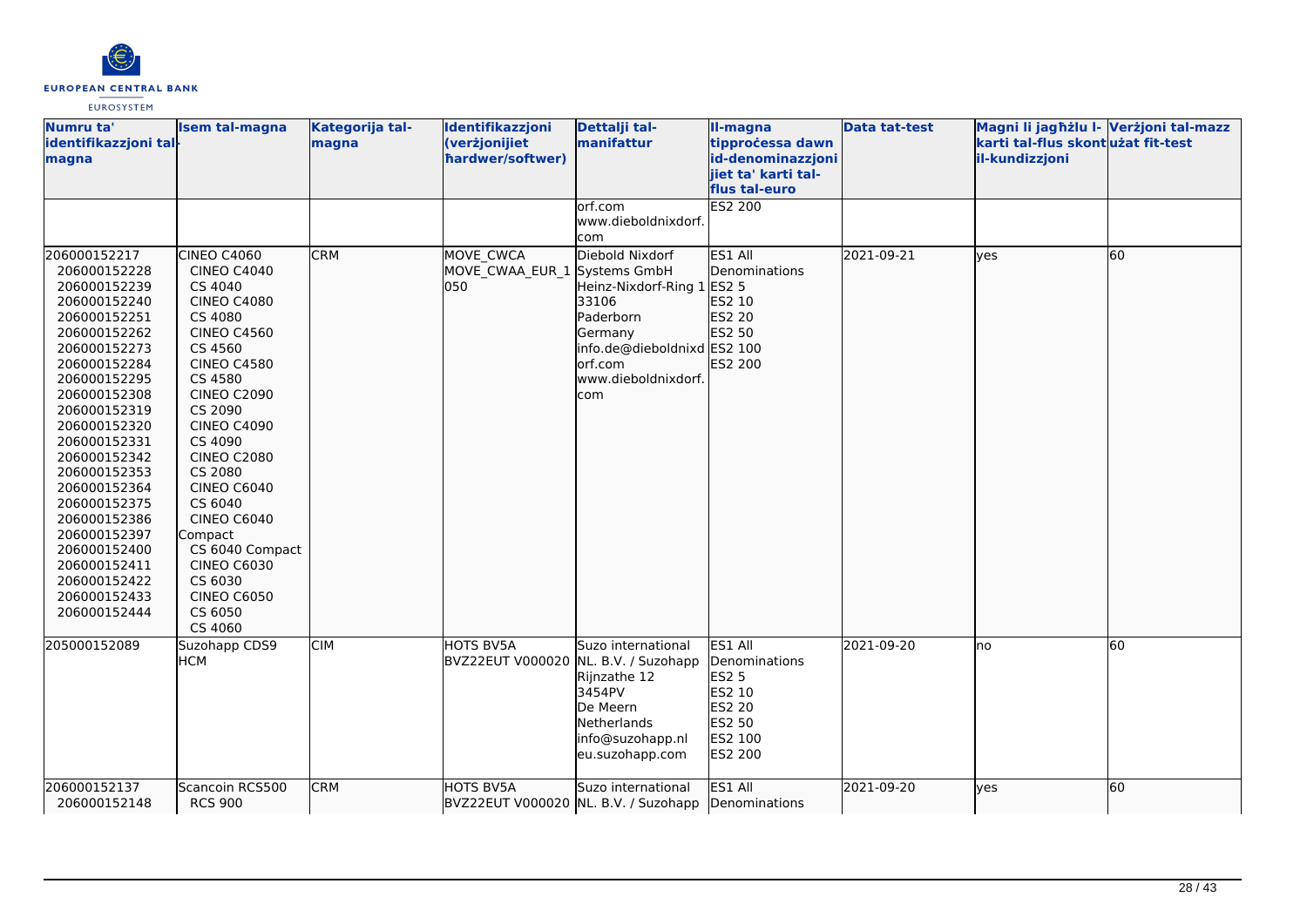| Numru ta' identifikazzjoni tal-magna | Isem tal-magna | Kategorija tal-magna | Identifikazzjoni (verżjonijiet ħardwer/softwer) | Dettalji tal-manifattur | Il-magna tipproċessa dawn id-denominazzjonijiet ta' karti tal-flus tal-euro | Data tat-test | Magni li jagħżlu l-karti tal-flus skont il-kundizzjoni | Verżjoni tal-mazz użat fit-test |
|---|---|---|---|---|---|---|---|---|
| | | | | orf.com www.dieboldnixdorf.com | ES2 200 | | | |
| 206000152217 206000152228 206000152239 206000152240 206000152251 206000152262 206000152273 206000152284 206000152295 206000152308 206000152319 206000152320 206000152331 206000152342 206000152353 206000152364 206000152375 206000152386 206000152397 206000152400 206000152411 206000152422 206000152433 206000152444 | CINEO C4060 CINEO C4040 CS 4040 CINEO C4080 CS 4080 CINEO C4560 CS 4560 CINEO C4580 CS 4580 CINEO C2090 CS 2090 CINEO C4090 CS 4090 CINEO C2080 CS 2080 CINEO C6040 CS 6040 CINEO C6040 Compact CS 6040 Compact CINEO C6030 CS 6030 CINEO C6050 CS 6050 CS 4060 | CRM | MOVE_CWCA MOVE_CWAA_EUR_1050 | Diebold Nixdorf Systems GmbH Heinz-Nixdorf-Ring 1 33106 Paderborn Germany info.de@dieboldnixdorf.com www.dieboldnixdorf.com | ES1 All Denominations ES2 5 ES2 10 ES2 20 ES2 50 ES2 100 ES2 200 | 2021-09-21 | yes | 60 |
| 205000152089 | Suzohapp CDS9 HCM | CIM | HOTS BV5A BVZ22EUT V000020 | Suzo international NL. B.V. / Suzohapp Rijnzathe 12 3454PV De Meern Netherlands info@suzohapp.nl eu.suzohapp.com | ES1 All Denominations ES2 5 ES2 10 ES2 20 ES2 50 ES2 100 ES2 200 | 2021-09-20 | no | 60 |
| 206000152137 206000152148 | Scancoin RCS500 RCS 900 | CRM | HOTS BV5A BVZ22EUT V000020 | Suzo international NL. B.V. / Suzohapp | ES1 All Denominations | 2021-09-20 | yes | 60 |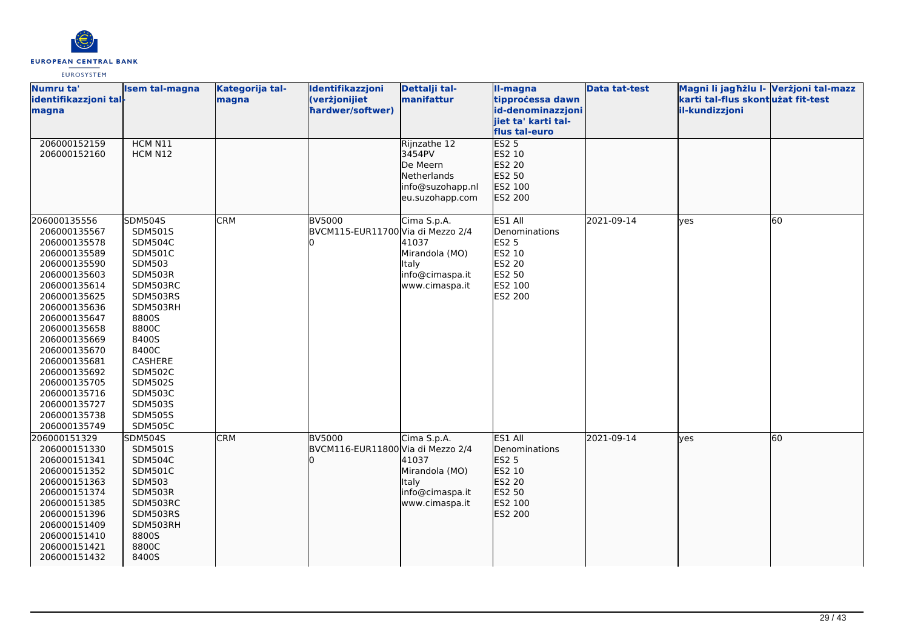| Numru ta' identifikazzjoni tal-magna | Isem tal-magna | Kategorija tal-magna | Identifikazzjoni (verżjonijiet ħardwer/softwer) | Dettalji tal-manifattur | Il-magna tipproċessa dawn id-denominazzjonijiet ta' karti tal-flus tal-euro | Data tat-test | Magni li jagħżlu l-karti tal-flus skont il-kundizzjoni | Verżjoni tal-mazz użat fit-test |
|---|---|---|---|---|---|---|---|---|
| 206000152159<br>206000152160 | HCM N11<br>HCM N12 | | | Rijnzathe 12<br>3454PV<br>De Meern<br>Netherlands<br>info@suzohapp.nl<br>eu.suzohapp.com | ES2 5<br>ES2 10<br>ES2 20<br>ES2 50<br>ES2 100<br>ES2 200 | | | |
| 206000135556<br>206000135567<br>206000135578<br>206000135589<br>206000135590<br>206000135603<br>206000135614<br>206000135625<br>206000135636<br>206000135647<br>206000135658<br>206000135669<br>206000135670<br>206000135681<br>206000135692<br>206000135705<br>206000135716<br>206000135727<br>206000135738<br>206000135749 | SDM504S<br>SDM501S<br>SDM504C<br>SDM501C<br>SDM503<br>SDM503R<br>SDM503RC<br>SDM503RS<br>SDM503RH<br>8800S<br>8800C<br>8400S<br>8400C<br>CASHERE<br>SDM502C<br>SDM502S<br>SDM503C<br>SDM503S<br>SDM505S<br>SDM505C | CRM | BV5000<br>BVCM115-EUR117000 | Cima S.p.A.<br>Via di Mezzo 2/4<br>41037<br>Mirandola (MO)<br>Italy<br>info@cimaspa.it<br>www.cimaspa.it | ES1 All Denominations<br>ES2 5<br>ES2 10<br>ES2 20<br>ES2 50<br>ES2 100<br>ES2 200 | 2021-09-14 | yes | 60 |
| 206000151329<br>206000151330<br>206000151341<br>206000151352<br>206000151363<br>206000151374<br>206000151385<br>206000151396<br>206000151409<br>206000151410<br>206000151421<br>206000151432 | SDM504S<br>SDM501S<br>SDM504C<br>SDM501C<br>SDM503<br>SDM503R<br>SDM503RC<br>SDM503RS<br>SDM503RH<br>8800S<br>8800C<br>8400S | CRM | BV5000<br>BVCM116-EUR118000 | Cima S.p.A.<br>Via di Mezzo 2/4<br>41037<br>Mirandola (MO)<br>Italy<br>info@cimaspa.it<br>www.cimaspa.it | ES1 All Denominations<br>ES2 5<br>ES2 10<br>ES2 20<br>ES2 50<br>ES2 100<br>ES2 200 | 2021-09-14 | yes | 60 |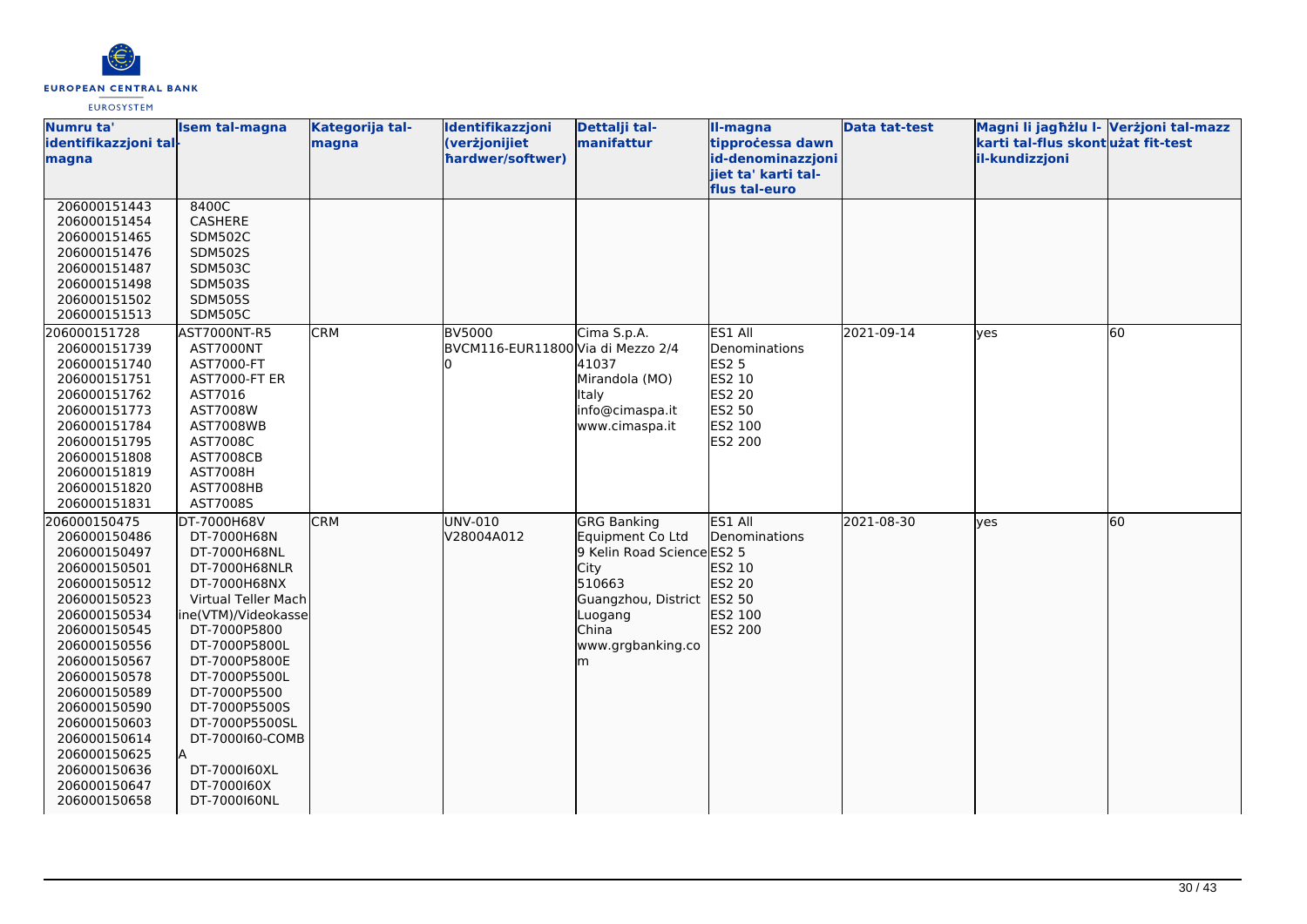| Numru ta' identifikazzjoni tal-magna | Isem tal-magna | Kategorija tal-magna | Identifikazzjoni (verżjonijiet ħardwer/softwer) | Dettalji tal-manifattur | Il-magna tipproċessa dawn id-denominazzjonijiet ta' karti tal-flus tal-euro | Data tat-test | Magni li jagħżlu l-karti tal-flus skont il-kundizzjoni | Verżjoni tal-mazz użat fit-test |
|---|---|---|---|---|---|---|---|---|
| 206000151443<br>206000151454<br>206000151465<br>206000151476<br>206000151487<br>206000151498<br>206000151502<br>206000151513 | 8400C<br>CASHERE<br>SDM502C<br>SDM502S<br>SDM503C<br>SDM503S<br>SDM505S<br>SDM505C | | | | | | | |
| 206000151728<br>206000151739<br>206000151740<br>206000151751<br>206000151762<br>206000151773<br>206000151784<br>206000151795<br>206000151808<br>206000151819<br>206000151820<br>206000151831 | AST7000NT-R5<br>AST7000NT<br>AST7000-FT<br>AST7000-FT ER<br>AST7016<br>AST7008W<br>AST7008WB<br>AST7008C<br>AST7008CB<br>AST7008H<br>AST7008HB<br>AST7008S | CRM | BV5000<br>BVCM116-EUR11800 | Cima S.p.A.<br>Via di Mezzo 2/4<br>41037<br>Mirandola (MO)<br>Italy<br>info@cimaspa.it<br>www.cimaspa.it | ES1 All Denominations<br>ES2 5<br>ES2 10<br>ES2 20<br>ES2 50<br>ES2 100<br>ES2 200 | 2021-09-14 | yes | 60 |
| 206000150475<br>206000150486<br>206000150497<br>206000150501<br>206000150512<br>206000150523<br>206000150534<br>206000150545<br>206000150556<br>206000150567<br>206000150578<br>206000150589<br>206000150590<br>206000150603<br>206000150614<br>206000150625<br>206000150636<br>206000150647<br>206000150658 | DT-7000H68V<br>DT-7000H68N<br>DT-7000H68NL<br>DT-7000H68NLR<br>DT-7000H68NX<br>Virtual Teller Machine(VTM)/Videokasse<br>DT-7000P5800<br>DT-7000P5800L<br>DT-7000P5800E<br>DT-7000P5500L<br>DT-7000P5500<br>DT-7000P5500S<br>DT-7000P5500SL<br>DT-7000I60-COMBA<br>DT-7000I60XL<br>DT-7000I60X<br>DT-7000I60NL | CRM | UNV-010<br>V28004A012 | GRG Banking Equipment Co Ltd<br>9 Kelin Road Science City<br>510663<br>Guangzhou, District Luogang<br>China<br>www.grgbanking.com | ES1 All Denominations<br>ES2 5<br>ES2 10<br>ES2 20<br>ES2 50<br>ES2 100<br>ES2 200 | 2021-08-30 | yes | 60 |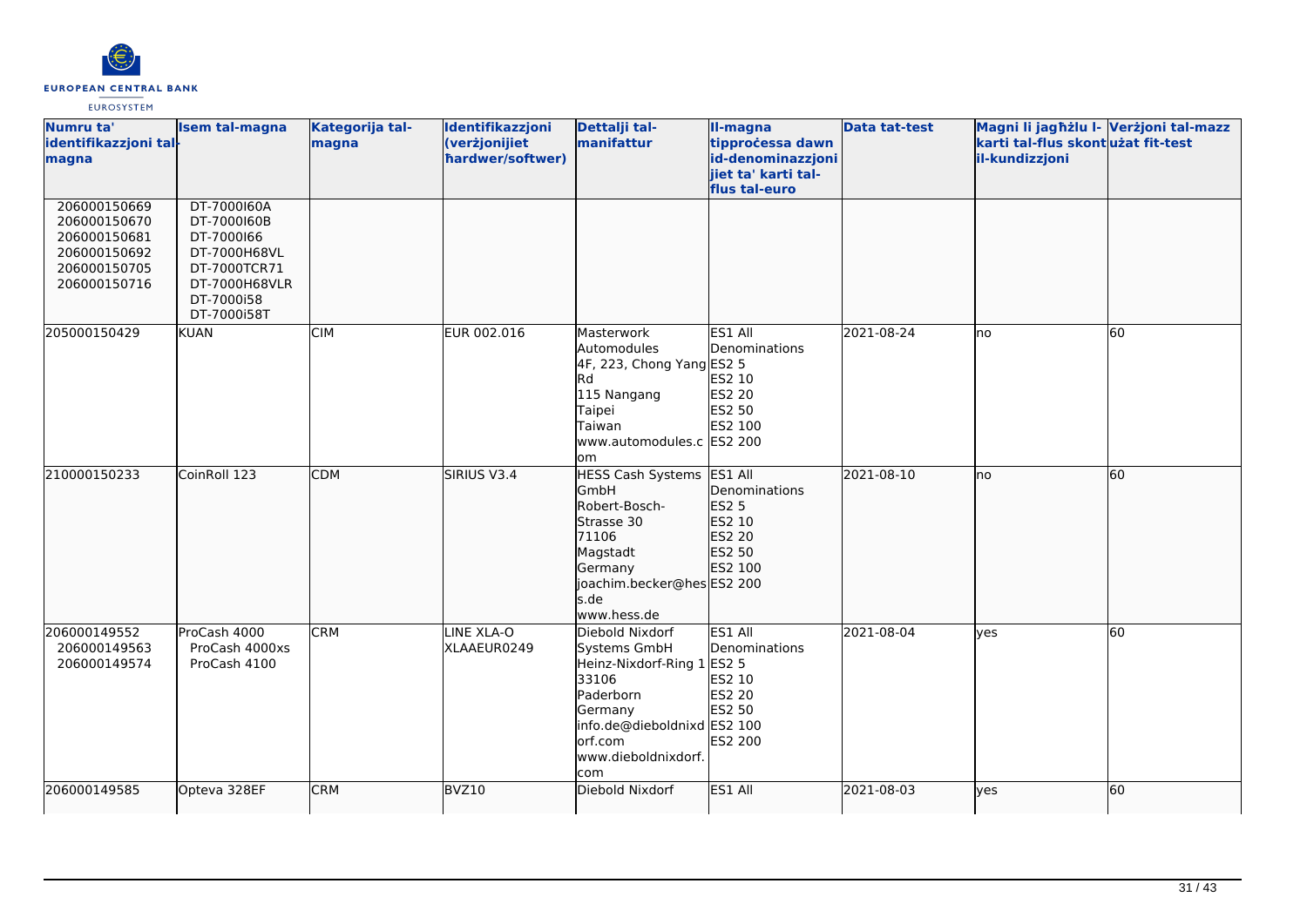| Numru ta' identifikazzjoni tal-magna | Isem tal-magna | Kategorija tal-magna | Identifikazzjoni (verżjonijiet ħardwer/softwer) | Dettalji tal-manifattur | Il-magna tipproċessa dawn id-denominazzjonijiet ta' karti tal-flus tal-euro | Data tat-test | Magni li jagħżlu l-karti tal-flus skont il-kundizzjoni | Verżjoni tal-mazz użat fit-test |
|---|---|---|---|---|---|---|---|---|
| 206000150669<br>206000150670<br>206000150681<br>206000150692<br>206000150705<br>206000150716 | DT-7000I60A<br>DT-7000I60B<br>DT-7000I66<br>DT-7000H68VL<br>DT-7000TCR71<br>DT-7000H68VLR<br>DT-7000i58<br>DT-7000i58T | | | | | | | |
| 205000150429 | KUAN | CIM | EUR 002.016 | Masterwork Automodules<br>4F, 223, Chong Yang Rd<br>115 Nangang<br>Taipei<br>Taiwan<br>www.automodules.com | ES1 All Denominations<br>ES2 5<br>ES2 10<br>ES2 20<br>ES2 50<br>ES2 100<br>ES2 200 | 2021-08-24 | no | 60 |
| 210000150233 | CoinRoll 123 | CDM | SIRIUS V3.4 | HESS Cash Systems GmbH<br>Robert-Bosch-Strasse 30<br>71106<br>Magstadt<br>Germany<br>joachim.becker@hess.de<br>www.hess.de | ES1 All Denominations<br>ES2 5<br>ES2 10<br>ES2 20<br>ES2 50<br>ES2 100<br>ES2 200 | 2021-08-10 | no | 60 |
| 206000149552<br>206000149563<br>206000149574 | ProCash 4000<br>ProCash 4000xs<br>ProCash 4100 | CRM | LINE XLA-O<br>XLAAEUR0249 | Diebold Nixdorf Systems GmbH<br>Heinz-Nixdorf-Ring 1<br>33106<br>Paderborn<br>Germany<br>info.de@dieboldnixdorf.com<br>www.dieboldnixdorf.com | ES1 All Denominations<br>ES2 5<br>ES2 10<br>ES2 20<br>ES2 50<br>ES2 100<br>ES2 200 | 2021-08-04 | yes | 60 |
| 206000149585 | Opteva 328EF | CRM | BVZ10 | Diebold Nixdorf | ES1 All | 2021-08-03 | yes | 60 |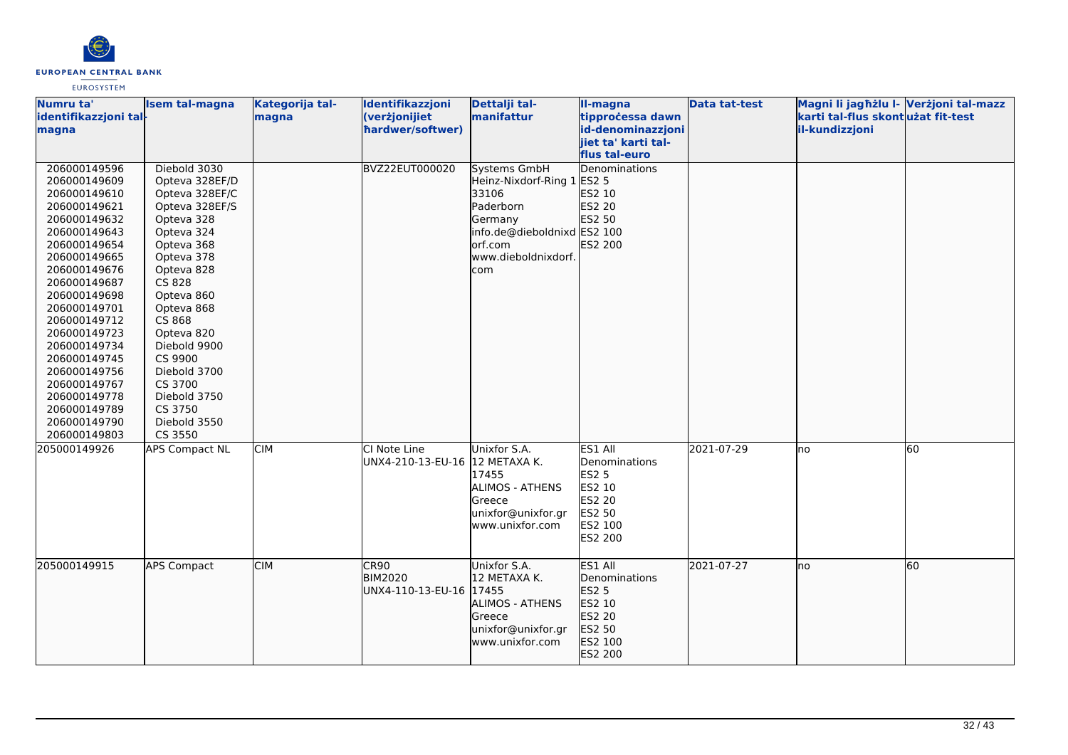| Numru ta' identifikazzjoni tal-magna | Isem tal-magna | Kategorija tal-magna | Identifikazzjoni (verżjonijiet ħardwer/softwer) | Dettalji tal-manifattur | Il-magna tipproċessa dawn id-denominazzjonijiet ta' karti tal-flus tal-euro | Data tat-test | Magni li jagħżlu l-karti tal-flus skont il-kundizzjoni | Verżjoni tal-mazz użat fit-test |
|---|---|---|---|---|---|---|---|---|
| 206000149596<br>206000149609<br>206000149610<br>206000149621<br>206000149632<br>206000149643<br>206000149654<br>206000149665<br>206000149676<br>206000149687<br>206000149698<br>206000149701<br>206000149712<br>206000149723<br>206000149734<br>206000149745<br>206000149756<br>206000149767<br>206000149778<br>206000149789<br>206000149790<br>206000149803 | Diebold 3030<br>Opteva 328EF/D<br>Opteva 328EF/C<br>Opteva 328EF/S<br>Opteva 328<br>Opteva 324<br>Opteva 368<br>Opteva 378<br>Opteva 828<br>CS 828<br>Opteva 860<br>Opteva 868<br>CS 868<br>Opteva 820<br>Diebold 9900<br>CS 9900<br>Diebold 3700<br>CS 3700<br>Diebold 3750<br>CS 3750<br>Diebold 3550<br>CS 3550 | | BVZ22EUT000020 | Systems GmbH<br>Heinz-Nixdorf-Ring 1<br>33106<br>Paderborn<br>Germany<br>info.de@dieboldnixdorf.com<br>www.dieboldnixdorf.com | Denominations<br>ES2 5<br>ES2 10<br>ES2 20<br>ES2 50<br>ES2 100<br>ES2 200 | | | |
| 205000149926 | APS Compact NL | CIM | CI Note Line<br>UNX4-210-13-EU-16 | Unixfor S.A.<br>12 METAXA K.<br>17455<br>ALIMOS - ATHENS<br>Greece<br>unixfor@unixfor.gr<br>www.unixfor.com | ES1 All Denominations<br>ES2 5<br>ES2 10<br>ES2 20<br>ES2 50<br>ES2 100<br>ES2 200 | 2021-07-29 | no | 60 |
| 205000149915 | APS Compact | CIM | CR90<br>BIM2020<br>UNX4-110-13-EU-16 | Unixfor S.A.<br>12 METAXA K.<br>17455<br>ALIMOS - ATHENS<br>Greece<br>unixfor@unixfor.gr<br>www.unixfor.com | ES1 All Denominations<br>ES2 5<br>ES2 10<br>ES2 20<br>ES2 50<br>ES2 100<br>ES2 200 | 2021-07-27 | no | 60 |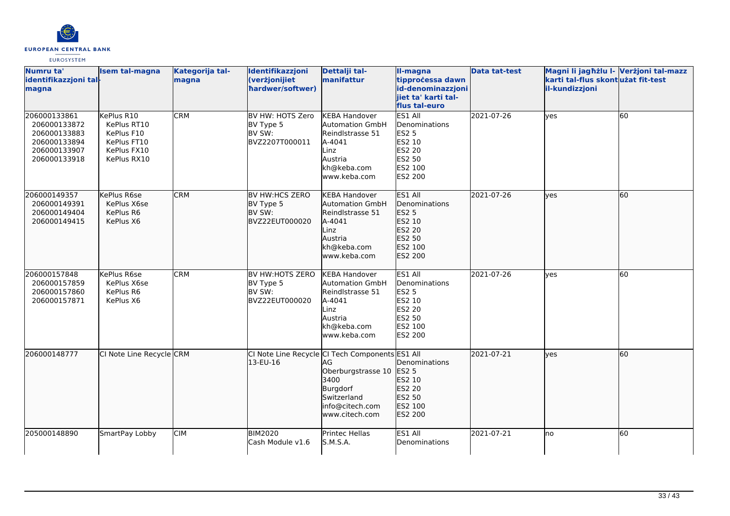| Numru ta' identifikazzjoni tal-magna | Isem tal-magna | Kategorija tal-magna | Identifikazzjoni (verżjonijiet ħardwer/softwer) | Dettalji tal-manifattur | Il-magna tipproċessa dawn id-denominazzjonijiet ta' karti tal-flus tal-euro | Data tat-test | Magni li jagħżlu l-karti tal-flus skont il-kundizzjoni | Verżjoni tal-mazz użat fit-test |
|---|---|---|---|---|---|---|---|---|
| 206000133861<br>206000133872<br>206000133883<br>206000133894<br>206000133907<br>206000133918 | KePlus R10<br>KePlus RT10<br>KePlus F10<br>KePlus FT10<br>KePlus FX10<br>KePlus RX10 | CRM | BV HW: HOTS Zero<br>BV Type 5<br>BV SW:<br>BVZ2207T000011 | KEBA Handover Automation GmbH<br>Reindlstrasse 51<br>A-4041<br>Linz<br>Austria<br>kh@keba.com<br>www.keba.com | ES1 All Denominations<br>ES2 5<br>ES2 10<br>ES2 20<br>ES2 50<br>ES2 100<br>ES2 200 | 2021-07-26 | yes | 60 |
| 206000149357<br>206000149391<br>206000149404<br>206000149415 | KePlus R6se<br>KePlus X6se<br>KePlus R6<br>KePlus X6 | CRM | BV HW:HCS ZERO<br>BV Type 5<br>BV SW:<br>BVZ22EUT000020 | KEBA Handover Automation GmbH<br>Reindlstrasse 51<br>A-4041<br>Linz<br>Austria<br>kh@keba.com<br>www.keba.com | ES1 All Denominations<br>ES2 5<br>ES2 10<br>ES2 20<br>ES2 50<br>ES2 100<br>ES2 200 | 2021-07-26 | yes | 60 |
| 206000157848<br>206000157859<br>206000157860<br>206000157871 | KePlus R6se<br>KePlus X6se<br>KePlus R6<br>KePlus X6 | CRM | BV HW:HOTS ZERO<br>BV Type 5<br>BV SW:<br>BVZ22EUT000020 | KEBA Handover Automation GmbH<br>Reindlstrasse 51<br>A-4041<br>Linz<br>Austria<br>kh@keba.com<br>www.keba.com | ES1 All Denominations<br>ES2 5<br>ES2 10<br>ES2 20<br>ES2 50<br>ES2 100<br>ES2 200 | 2021-07-26 | yes | 60 |
| 206000148777 | CI Note Line Recycle | CRM | CI Note Line Recycle 13-EU-16 | CI Tech Components AG<br>Oberburgstrasse 10<br>3400<br>Burgdorf<br>Switzerland<br>info@citech.com<br>www.citech.com | ES1 All Denominations<br>ES2 5<br>ES2 10<br>ES2 20<br>ES2 50<br>ES2 100<br>ES2 200 | 2021-07-21 | yes | 60 |
| 205000148890 | SmartPay Lobby | CIM | BIM2020<br>Cash Module v1.6 | Printec Hellas S.M.S.A. | ES1 All Denominations | 2021-07-21 | no | 60 |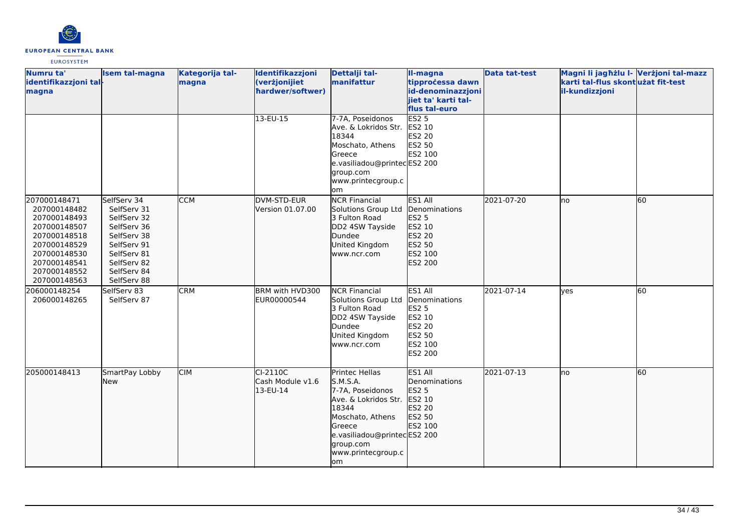| Numru ta' identifikazzjoni tal-magna | Isem tal-magna | Kategorija tal-magna | Identifikazzjoni (verżjonijiet ħardwer/softwer) | Dettalji tal-manifattur | Il-magna tipproċessa dawn id-denominazzjonijiet ta' karti tal-flus tal-euro | Data tat-test | Magni li jagħżlu l-karti tal-flus skont il-kundizzjoni | Verżjoni tal-mazz użat fit-test |
|---|---|---|---|---|---|---|---|---|
| | | | 13-EU-15 | 7-7A, Poseidonos Ave. & Lokridos Str. 18344 Moschato, Athens Greece e.vasiliadou@printecgroup.com www.printecgroup.com | ES2 5<br>ES2 10<br>ES2 20<br>ES2 50<br>ES2 100<br>ES2 200 | | | |
| 207000148471<br>207000148482<br>207000148493<br>207000148507<br>207000148518<br>207000148529<br>207000148530<br>207000148541<br>207000148552<br>207000148563 | SelfServ 34<br>SelfServ 31<br>SelfServ 32<br>SelfServ 36<br>SelfServ 38<br>SelfServ 91<br>SelfServ 81<br>SelfServ 82<br>SelfServ 84<br>SelfServ 88 | CCM | DVM-STD-EUR Version 01.07.00 | NCR Financial Solutions Group Ltd 3 Fulton Road DD2 4SW Tayside Dundee United Kingdom www.ncr.com | ES1 All Denominations<br>ES2 5<br>ES2 10<br>ES2 20<br>ES2 50<br>ES2 100<br>ES2 200 | 2021-07-20 | no | 60 |
| 206000148254<br>206000148265 | SelfServ 83<br>SelfServ 87 | CRM | BRM with HVD300 EUR00000544 | NCR Financial Solutions Group Ltd 3 Fulton Road DD2 4SW Tayside Dundee United Kingdom www.ncr.com | ES1 All Denominations<br>ES2 5<br>ES2 10<br>ES2 20<br>ES2 50<br>ES2 100<br>ES2 200 | 2021-07-14 | yes | 60 |
| 205000148413 | SmartPay Lobby New | CIM | CI-2110C Cash Module v1.6 13-EU-14 | Printec Hellas S.M.S.A. 7-7A, Poseidonos Ave. & Lokridos Str. 18344 Moschato, Athens Greece e.vasiliadou@printecgroup.com www.printecgroup.com | ES1 All Denominations<br>ES2 5<br>ES2 10<br>ES2 20<br>ES2 50<br>ES2 100<br>ES2 200 | 2021-07-13 | no | 60 |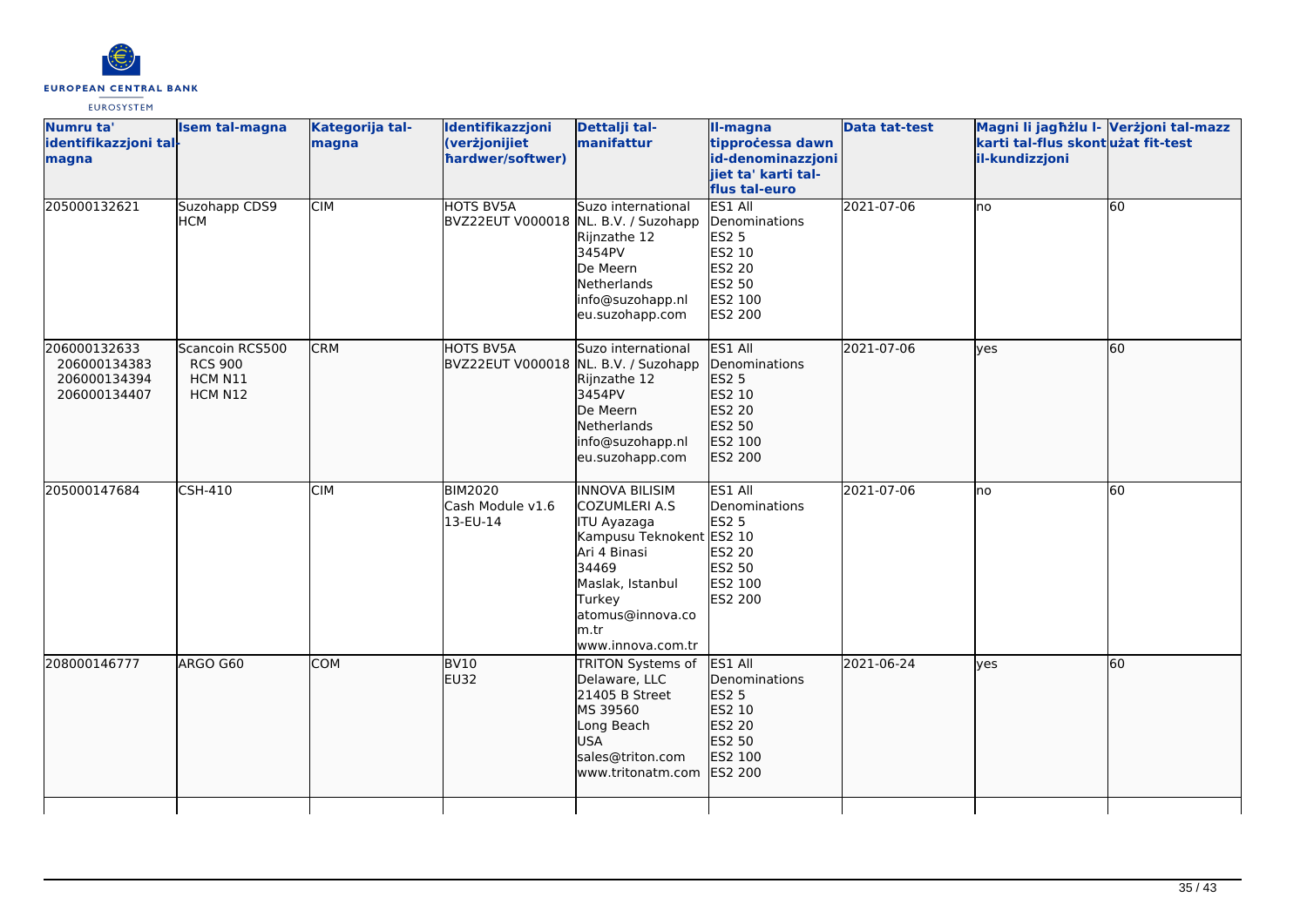| Numru ta' identifikazzjoni tal-magna | Isem tal-magna | Kategorija tal-magna | Identifikazzjoni (verżjonijiet ħardwer/softwer) | Dettalji tal-manifattur | Il-magna tipproċessa dawn id-denominazzjonijiet ta' karti tal-flus tal-euro | Data tat-test | Magni li jagħżlu l-karti tal-flus skont il-kundizzjoni | Verżjoni tal-mazz użat fit-test |
|---|---|---|---|---|---|---|---|---|
| 205000132621 | Suzohapp CDS9 HCM | CIM | HOTS BV5A<br>BVZ22EUT V000018 | Suzo international NL. B.V. / Suzohapp<br>Rijnzathe 12<br>3454PV<br>De Meern<br>Netherlands<br>info@suzohapp.nl<br>eu.suzohapp.com | ES1 All Denominations<br>ES2 5<br>ES2 10<br>ES2 20<br>ES2 50<br>ES2 100<br>ES2 200 | 2021-07-06 | no | 60 |
| 206000132633<br>206000134383<br>206000134394<br>206000134407 | Scancoin RCS500<br>RCS 900<br>HCM N11<br>HCM N12 | CRM | HOTS BV5A<br>BVZ22EUT V000018 | Suzo international NL. B.V. / Suzohapp<br>Rijnzathe 12<br>3454PV<br>De Meern<br>Netherlands<br>info@suzohapp.nl<br>eu.suzohapp.com | ES1 All Denominations<br>ES2 5<br>ES2 10<br>ES2 20<br>ES2 50<br>ES2 100<br>ES2 200 | 2021-07-06 | yes | 60 |
| 205000147684 | CSH-410 | CIM | BIM2020<br>Cash Module v1.6<br>13-EU-14 | INNOVA BILISIM COZUMLERI A.S<br>ITU Ayazaga Kampusu Teknokent Ari 4 Binasi<br>34469<br>Maslak, Istanbul<br>Turkey<br>atomus@innova.com.tr<br>www.innova.com.tr | ES1 All Denominations<br>ES2 5<br>ES2 10<br>ES2 20<br>ES2 50<br>ES2 100<br>ES2 200 | 2021-07-06 | no | 60 |
| 208000146777 | ARGO G60 | COM | BV10<br>EU32 | TRITON Systems of Delaware, LLC<br>21405 B Street<br>MS 39560<br>Long Beach<br>USA<br>sales@triton.com<br>www.tritonatm.com | ES1 All Denominations<br>ES2 5<br>ES2 10<br>ES2 20<br>ES2 50<br>ES2 100<br>ES2 200 | 2021-06-24 | yes | 60 |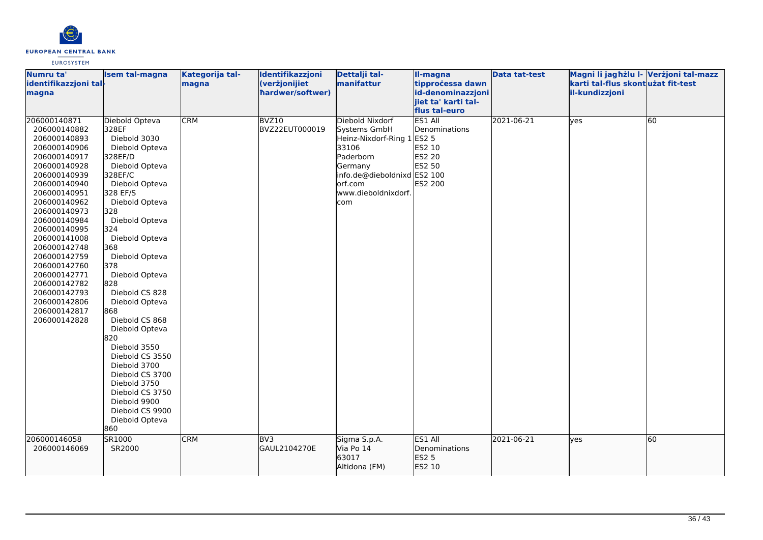| Numru ta' identifikazzjoni tal-magna | Isem tal-magna | Kategorija tal-magna | Identifikazzjoni (verżjonijiet ħardwer/softwer) | Dettalji tal-manifattur | Il-magna tipproċessa dawn id-denominazzjonijiet ta' karti tal-flus tal-euro | Data tat-test | Magni li jagħżlu l-karti tal-flus skont il-kundizzjoni | Verżjoni tal-mazz użat fit-test |
|---|---|---|---|---|---|---|---|---|
| 206000140871<br>206000140882<br>206000140893<br>206000140906<br>206000140917<br>206000140928<br>206000140939<br>206000140940<br>206000140951<br>206000140962<br>206000140973<br>206000140984<br>206000140995<br>206000141008<br>206000142748<br>206000142759<br>206000142760<br>206000142771<br>206000142782<br>206000142793<br>206000142806<br>206000142817<br>206000142828 | Diebold Opteva 328EF<br>Diebold 3030<br>Diebold Opteva 328EF/D<br>Diebold Opteva 328EF/C<br>Diebold Opteva 328 EF/S<br>Diebold Opteva 328<br>Diebold Opteva 324<br>Diebold Opteva 368<br>Diebold Opteva 378<br>Diebold Opteva 828<br>Diebold CS 828<br>Diebold Opteva 868<br>Diebold CS 868<br>Diebold Opteva 820<br>Diebold 3550<br>Diebold CS 3550<br>Diebold 3700<br>Diebold CS 3700<br>Diebold 3750<br>Diebold CS 3750<br>Diebold 9900<br>Diebold CS 9900<br>Diebold Opteva 860 | CRM | BVZ10<br>BVZ22EUT000019 | Diebold Nixdorf Systems GmbH<br>Heinz-Nixdorf-Ring 1<br>33106<br>Paderborn<br>Germany<br>info.de@dieboldnixdorf.com<br>www.dieboldnixdorf.com | ES1 All Denominations<br>ES2 5<br>ES2 10<br>ES2 20<br>ES2 50<br>ES2 100<br>ES2 200 | 2021-06-21 | yes | 60 |
| 206000146058<br>206000146069 | SR1000<br>SR2000 | CRM | BV3<br>GAUL2104270E | Sigma S.p.A.<br>Via Po 14<br>63017<br>Altidona (FM) | ES1 All Denominations<br>ES2 5<br>ES2 10 | 2021-06-21 | yes | 60 |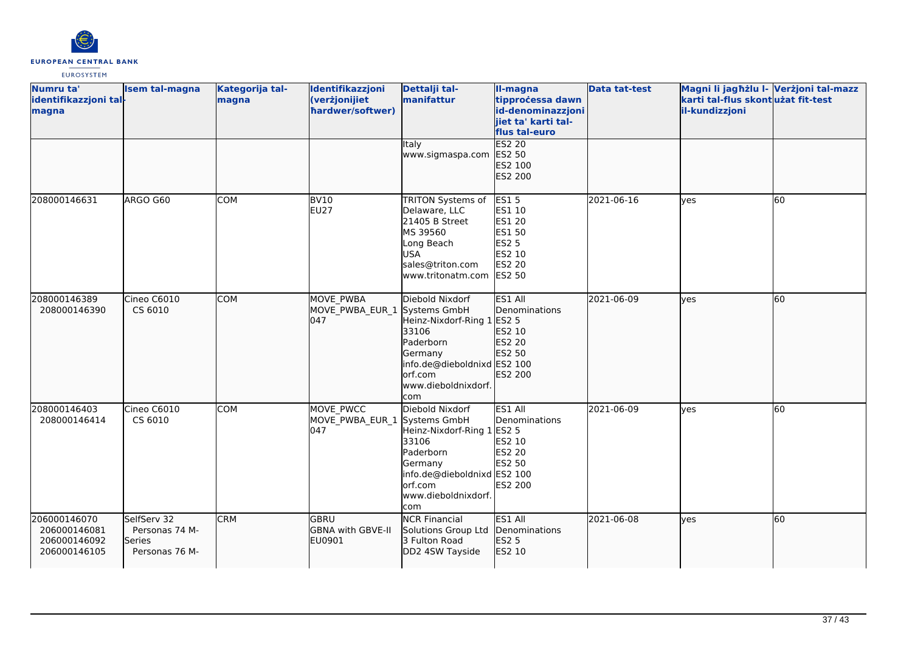| Numru ta' identifikazzjoni tal-magna | Isem tal-magna | Kategorija tal-magna | Identifikazzjoni (verżjonijiet ħardwer/softwer) | Dettalji tal-manifattur | Il-magna tipproċessa dawn id-denominazzjonijiet ta' karti tal-flus tal-euro | Data tat-test | Magni li jagħżlu l-karti tal-flus skont il-kundizzjoni | Verżjoni tal-mazz użat fit-test |
|---|---|---|---|---|---|---|---|---|
| | | | | Italy<br>www.sigmaspa.com | ES2 20<br>ES2 50<br>ES2 100<br>ES2 200 | | | |
| 208000146631 | ARGO G60 | COM | BV10<br>EU27 | TRITON Systems of Delaware, LLC<br>21405 B Street<br>MS 39560<br>Long Beach<br>USA<br>sales@triton.com<br>www.tritonatm.com | ES1 5<br>ES1 10<br>ES1 20<br>ES1 50<br>ES2 5<br>ES2 10<br>ES2 20<br>ES2 50 | 2021-06-16 | yes | 60 |
| 208000146389<br>208000146390 | Cineo C6010<br>CS 6010 | COM | MOVE_PWBA<br>MOVE_PWBA_EUR_1047 | Diebold Nixdorf Systems GmbH<br>Heinz-Nixdorf-Ring 1<br>33106<br>Paderborn<br>Germany<br>info.de@dieboldnixdorf.com<br>www.dieboldnixdorf.com | ES1 All Denominations<br>ES2 5<br>ES2 10<br>ES2 20<br>ES2 50<br>ES2 100<br>ES2 200 | 2021-06-09 | yes | 60 |
| 208000146403<br>208000146414 | Cineo C6010<br>CS 6010 | COM | MOVE_PWCC<br>MOVE_PWBA_EUR_1047 | Diebold Nixdorf Systems GmbH<br>Heinz-Nixdorf-Ring 1<br>33106<br>Paderborn<br>Germany<br>info.de@dieboldnixdorf.com<br>www.dieboldnixdorf.com | ES1 All Denominations<br>ES2 5<br>ES2 10<br>ES2 20<br>ES2 50<br>ES2 100<br>ES2 200 | 2021-06-09 | yes | 60 |
| 206000146070<br>206000146081<br>206000146092<br>206000146105 | SelfServ 32<br>Personas 74 M-Series<br>Personas 76 M- | CRM | GBRU<br>GBNA with GBVE-II<br>EU0901 | NCR Financial Solutions Group Ltd<br>3 Fulton Road<br>DD2 4SW Tayside | ES1 All Denominations<br>ES2 5<br>ES2 10 | 2021-06-08 | yes | 60 |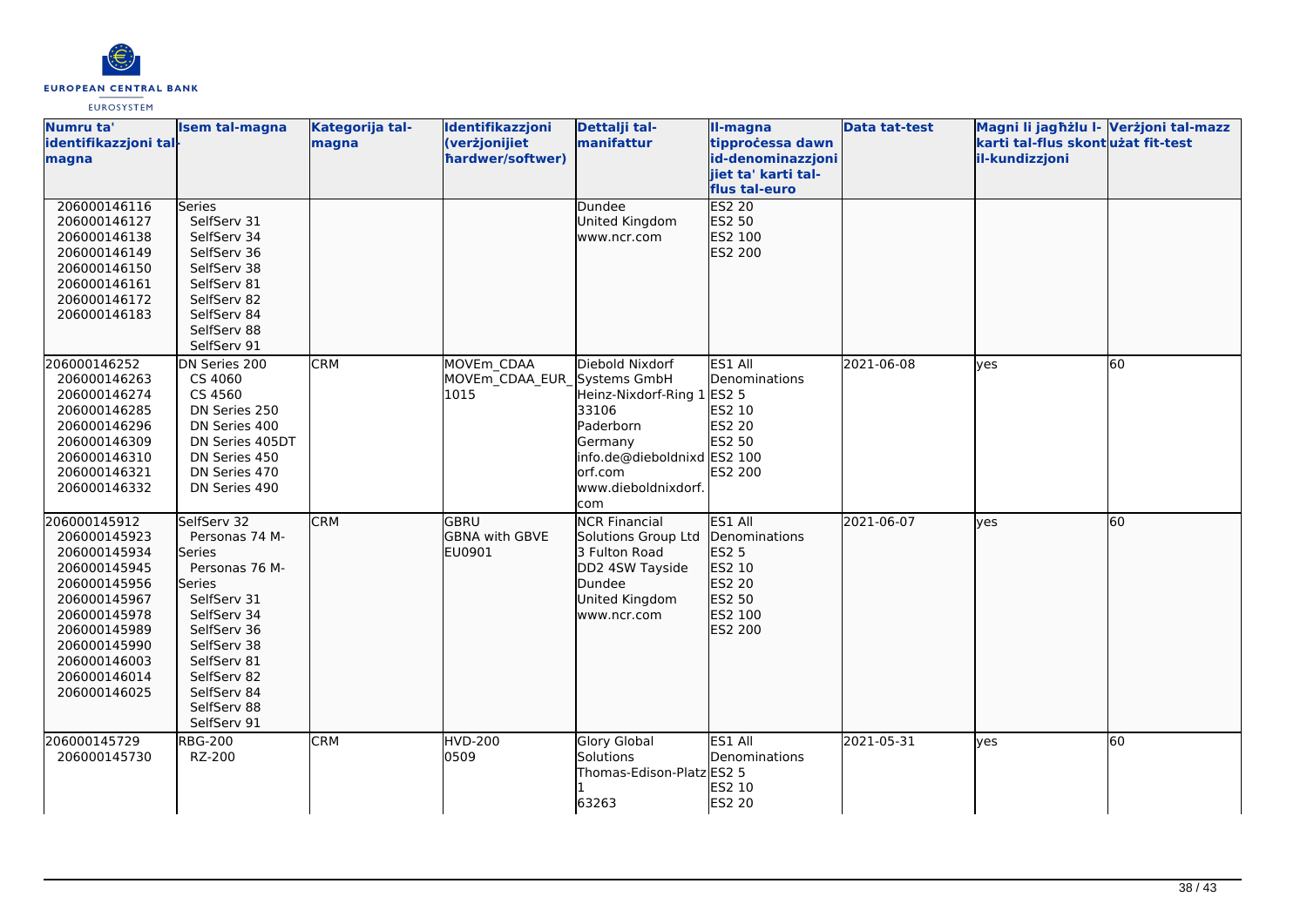| Numru ta' identifikazzjoni tal-magna | Isem tal-magna | Kategorija tal-magna | Identifikazzjoni (verżjonijiet ħardwer/softwer) | Dettalji tal-manifattur | Il-magna tipproċessa dawn id-denominazzjonijiet ta' karti tal-flus tal-euro | Data tat-test | Magni li jagħżlu l-karti tal-flus skont il-kundizzjoni | Verżjoni tal-mazz użat fit-test |
|---|---|---|---|---|---|---|---|---|
| 206000146116<br>206000146127<br>206000146138<br>206000146149<br>206000146150<br>206000146161<br>206000146172<br>206000146183 | Series<br>SelfServ 31<br>SelfServ 34<br>SelfServ 36<br>SelfServ 38<br>SelfServ 81<br>SelfServ 82<br>SelfServ 84<br>SelfServ 88<br>SelfServ 91 | | | Dundee<br>United Kingdom<br>www.ncr.com | ES2 20<br>ES2 50<br>ES2 100<br>ES2 200 | | | |
| 206000146252<br>206000146263<br>206000146274<br>206000146285<br>206000146296<br>206000146309<br>206000146310<br>206000146321<br>206000146332 | DN Series 200<br>CS 4060<br>CS 4560<br>DN Series 250<br>DN Series 400<br>DN Series 405DT<br>DN Series 450<br>DN Series 470<br>DN Series 490 | CRM | MOVEm_CDAA<br>MOVEm_CDAA_EUR_1015 | Diebold Nixdorf Systems GmbH<br>Heinz-Nixdorf-Ring 1<br>33106<br>Paderborn<br>Germany<br>info.de@dieboldnixdorf.com<br>www.dieboldnixdorf.com | ES1 All Denominations<br>ES2 5<br>ES2 10<br>ES2 20<br>ES2 50<br>ES2 100<br>ES2 200 | 2021-06-08 | yes | 60 |
| 206000145912<br>206000145923<br>206000145934<br>206000145945<br>206000145956<br>206000145967<br>206000145978<br>206000145989<br>206000145990<br>206000146003<br>206000146014<br>206000146025 | SelfServ 32<br>Personas 74 M-Series<br>Personas 76 M-Series<br>SelfServ 31<br>SelfServ 34<br>SelfServ 36<br>SelfServ 38<br>SelfServ 81<br>SelfServ 82<br>SelfServ 84<br>SelfServ 88<br>SelfServ 91 | CRM | GBRU<br>GBNA with GBVE<br>EU0901 | NCR Financial Solutions Group Ltd<br>3 Fulton Road<br>DD2 4SW Tayside<br>Dundee<br>United Kingdom<br>www.ncr.com | ES1 All Denominations<br>ES2 5<br>ES2 10<br>ES2 20<br>ES2 50<br>ES2 100<br>ES2 200 | 2021-06-07 | yes | 60 |
| 206000145729<br>206000145730 | RBG-200<br>RZ-200 | CRM | HVD-200<br>0509 | Glory Global Solutions<br>Thomas-Edison-Platz 1<br>63263 | ES1 All Denominations<br>ES2 5<br>ES2 10<br>ES2 20 | 2021-05-31 | yes | 60 |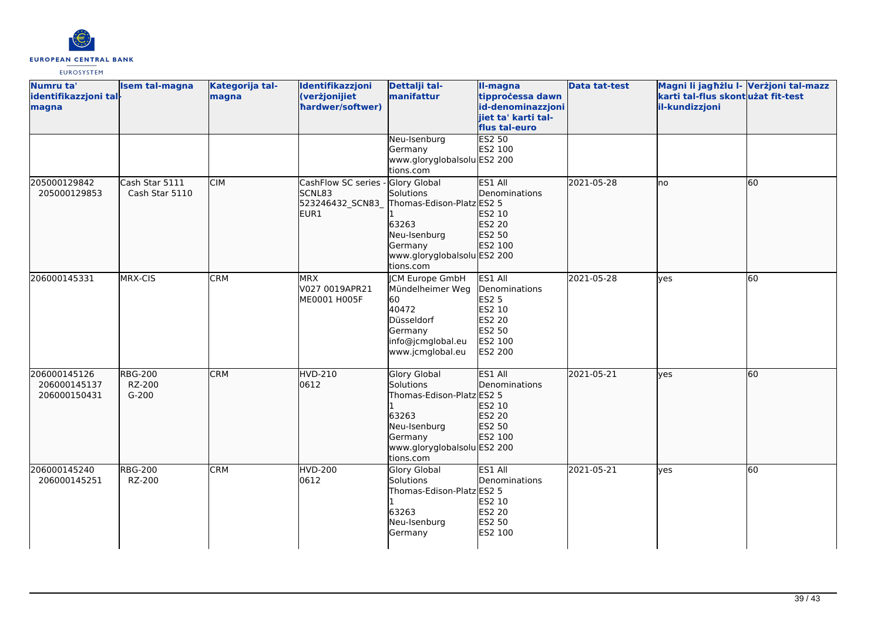| Numru ta' identifikazzjoni tal-magna | Isem tal-magna | Kategorija tal-magna | Identifikazzjoni (verżjonijiet ħardwer/softwer) | Dettalji tal-manifattur | Il-magna tipproċessa dawn id-denominazzjonijiet ta' karti tal-flus tal-euro | Data tat-test | Magni li jagħżlu l-karti tal-flus skont il-kundizzjoni | Verżjoni tal-mazz użat fit-test |
|---|---|---|---|---|---|---|---|---|
| | | | | Neu-Isenburg<br>Germany<br>www.gloryglobalsolutions.com | ES2 50<br>ES2 100<br>ES2 200 | | | |
| 205000129842<br>205000129853 | Cash Star 5111<br>Cash Star 5110 | CIM | CashFlow SC series - SCNL83<br>523246432_SCN83_EUR1 | Glory Global Solutions<br>Thomas-Edison-Platz 1<br>63263<br>Neu-Isenburg<br>Germany<br>www.gloryglobalsolutions.com | ES1 All Denominations<br>ES2 5<br>ES2 10<br>ES2 20<br>ES2 50<br>ES2 100<br>ES2 200 | 2021-05-28 | no | 60 |
| 206000145331 | MRX-CIS | CRM | MRX<br>V027 0019APR21<br>ME0001 H005F | JCM Europe GmbH<br>Mündelheimer Weg 60<br>40472<br>Düsseldorf<br>Germany<br>info@jcmglobal.eu<br>www.jcmglobal.eu | ES1 All Denominations<br>ES2 5<br>ES2 10<br>ES2 20<br>ES2 50<br>ES2 100<br>ES2 200 | 2021-05-28 | yes | 60 |
| 206000145126<br>206000145137<br>206000150431 | RBG-200<br>RZ-200<br>G-200 | CRM | HVD-210<br>0612 | Glory Global Solutions<br>Thomas-Edison-Platz 1<br>63263<br>Neu-Isenburg<br>Germany<br>www.gloryglobalsolutions.com | ES1 All Denominations<br>ES2 5<br>ES2 10<br>ES2 20<br>ES2 50<br>ES2 100<br>ES2 200 | 2021-05-21 | yes | 60 |
| 206000145240<br>206000145251 | RBG-200<br>RZ-200 | CRM | HVD-200<br>0612 | Glory Global Solutions<br>Thomas-Edison-Platz 1<br>63263<br>Neu-Isenburg<br>Germany | ES1 All Denominations<br>ES2 5<br>ES2 10<br>ES2 20<br>ES2 50<br>ES2 100 | 2021-05-21 | yes | 60 |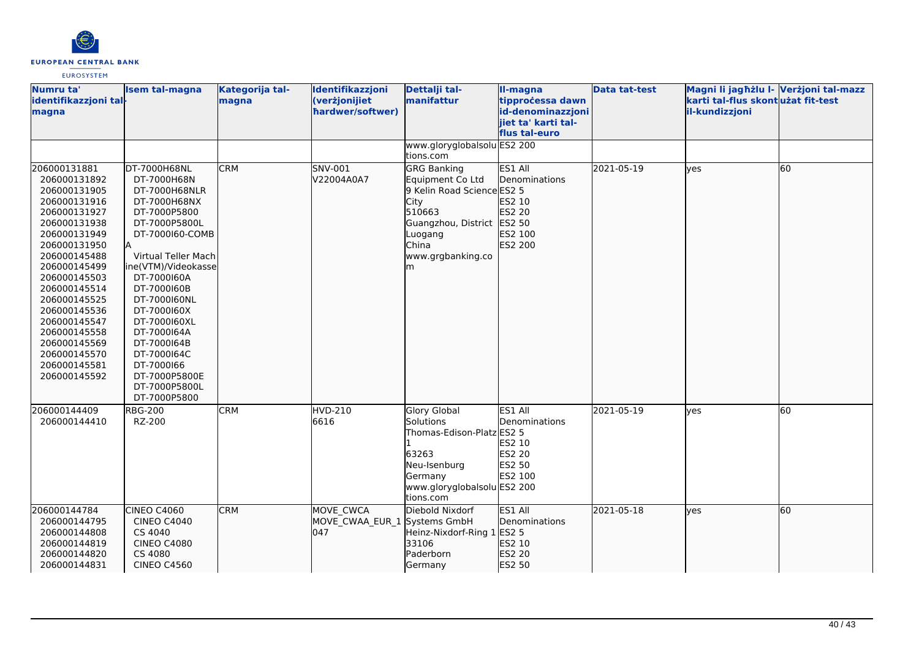| Numru ta' identifikazzjoni tal-magna | Isem tal-magna | Kategorija tal-magna | Identifikazzjoni (verżjonijiet ħardwer/softwer) | Dettalji tal-manifattur | Il-magna tipproċessa dawn id-denominazzjonijiet ta' karti tal-flus tal-euro | Data tat-test | Magni li jagħżlu l-karti tal-flus skont il-kundizzjoni | Verżjoni tal-mazz użat fit-test |
|---|---|---|---|---|---|---|---|---|
| | | | | www.gloryglobalsolutions.com | ES2 200 | | | |
| 206000131881<br>206000131892<br>206000131905<br>206000131916<br>206000131927<br>206000131938<br>206000131949<br>206000131950<br>206000145488<br>206000145499<br>206000145503<br>206000145514<br>206000145525<br>206000145536<br>206000145547<br>206000145558<br>206000145569<br>206000145570<br>206000145581<br>206000145592 | DT-7000H68NL<br>DT-7000H68N<br>DT-7000H68NLR<br>DT-7000H68NX<br>DT-7000P5800<br>DT-7000P5800L<br>DT-7000I60-COMBA<br>Virtual Teller Machine(VTM)/Videokasse<br>DT-7000I60A<br>DT-7000I60B<br>DT-7000I60NL<br>DT-7000I60X<br>DT-7000I60XL<br>DT-7000I64A<br>DT-7000I64B<br>DT-7000I64C<br>DT-7000I66<br>DT-7000P5800E<br>DT-7000P5800L<br>DT-7000P5800 | CRM | SNV-001<br>V22004A0A7 | GRG Banking Equipment Co Ltd<br>9 Kelin Road Science City<br>510663<br>Guangzhou, District Luogang<br>China<br>www.grgbanking.com | ES1 All Denominations<br>ES2 5<br>ES2 10<br>ES2 20<br>ES2 50<br>ES2 100<br>ES2 200 | 2021-05-19 | yes | 60 |
| 206000144409<br>206000144410 | RBG-200<br>RZ-200 | CRM | HVD-210<br>6616 | Glory Global Solutions<br>Thomas-Edison-Platz 1<br>63263<br>Neu-Isenburg<br>Germany<br>www.gloryglobalsolutions.com | ES1 All Denominations<br>ES2 5<br>ES2 10<br>ES2 20<br>ES2 50<br>ES2 100<br>ES2 200 | 2021-05-19 | yes | 60 |
| 206000144784<br>206000144795<br>206000144808<br>206000144819<br>206000144820<br>206000144831 | CINEO C4060<br>CINEO C4040<br>CS 4040<br>CINEO C4080<br>CS 4080<br>CINEO C4560 | CRM | MOVE_CWCA<br>MOVE_CWAA_EUR_1047 | Diebold Nixdorf Systems GmbH<br>Heinz-Nixdorf-Ring 1<br>33106<br>Paderborn<br>Germany | ES1 All Denominations<br>ES2 5<br>ES2 10<br>ES2 20<br>ES2 50 | 2021-05-18 | yes | 60 |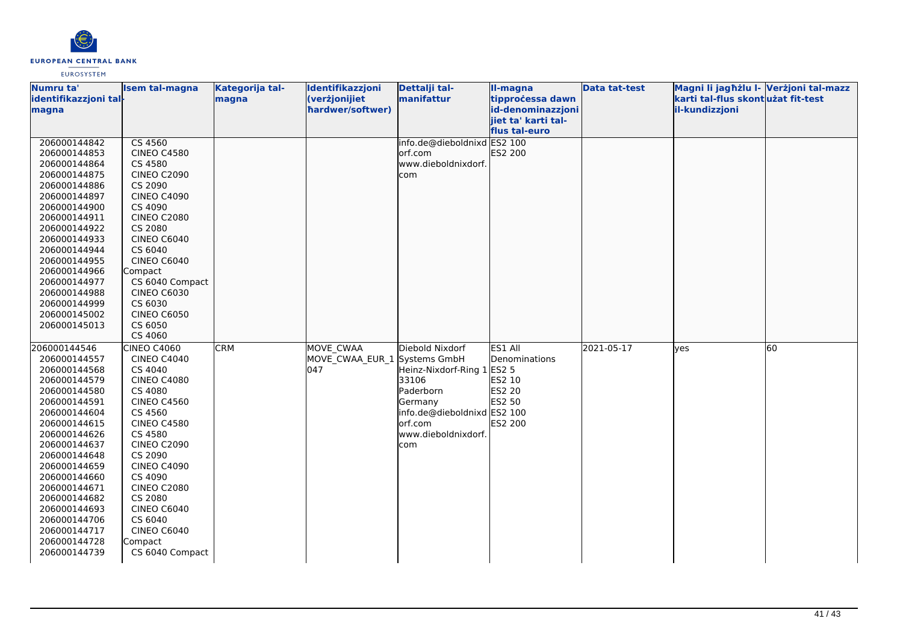| Numru ta' identifikazzjoni tal-magna | Isem tal-magna | Kategorija tal-magna | Identifikazzjoni (verżjonijiet ħardwer/softwer) | Dettalji tal-manifattur | Il-magna tipproċessa dawn id-denominazzjonijiet ta' karti tal-flus tal-euro | Data tat-test | Magni li jagħżlu l-karti tal-flus skont il-kundizzjoni | Verżjoni tal-mazz użat fit-test |
|---|---|---|---|---|---|---|---|---|
| 206000144842<br>206000144853<br>206000144864<br>206000144875<br>206000144886<br>206000144897<br>206000144900<br>206000144911<br>206000144922<br>206000144933<br>206000144944<br>206000144955<br>206000144966<br>206000144977<br>206000144988<br>206000144999<br>206000145002<br>206000145013 | CS 4560<br>CINEO C4580<br>CS 4580<br>CINEO C2090<br>CS 2090<br>CINEO C4090<br>CS 4090<br>CINEO C2080<br>CS 2080<br>CINEO C6040<br>CS 6040<br>CINEO C6040 Compact<br>CS 6040 Compact<br>CINEO C6030<br>CS 6030<br>CINEO C6050<br>CS 6050<br>CS 4060 | | | info.de@dieboldnixdorf.com<br>www.dieboldnixdorf.com | ES2 100<br>ES2 200 | | | |
| 206000144546<br>206000144557<br>206000144568<br>206000144579<br>206000144580<br>206000144591<br>206000144604<br>206000144615<br>206000144626<br>206000144637<br>206000144648<br>206000144659<br>206000144660<br>206000144671<br>206000144682<br>206000144693<br>206000144706<br>206000144717<br>206000144728<br>206000144739 | CINEO C4060<br>CINEO C4040<br>CS 4040<br>CINEO C4080<br>CS 4080<br>CINEO C4560<br>CS 4560<br>CINEO C4580<br>CS 4580<br>CINEO C2090<br>CS 2090<br>CINEO C4090<br>CS 4090<br>CINEO C2080<br>CS 2080<br>CINEO C6040<br>CS 6040<br>CINEO C6040 Compact<br>CS 6040 Compact | CRM | MOVE_CWAA<br>MOVE_CWAA_EUR_1047 | Diebold Nixdorf Systems GmbH<br>Heinz-Nixdorf-Ring 1<br>33106<br>Paderborn<br>Germany<br>info.de@dieboldnixdorf.com<br>www.dieboldnixdorf.com | ES1 All Denominations<br>ES2 5<br>ES2 10<br>ES2 20<br>ES2 50<br>ES2 100<br>ES2 200 | 2021-05-17 | yes | 60 |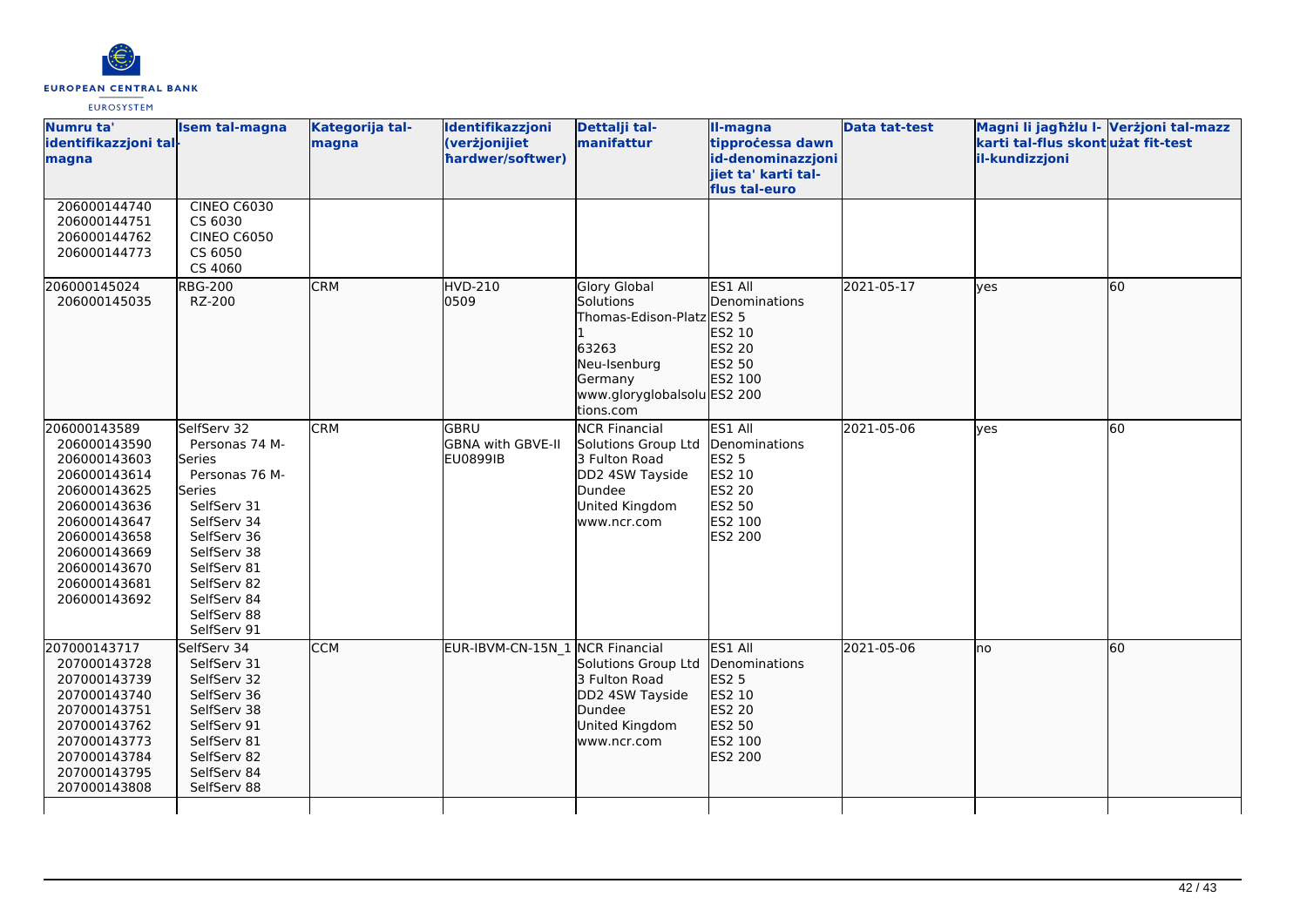| Numru ta' identifikazzjoni tal-magna | Isem tal-magna | Kategorija tal-magna | Identifikazzjoni (verżjonijiet ħardwer/softwer) | Dettalji tal-manifattur | Il-magna tipproċessa dawn id-denominazzjonijiet ta' karti tal-flus tal-euro | Data tat-test | Magni li jagħżlu l-karti tal-flus skont il-kundizzjoni | Verżjoni tal-mazz użat fit-test |
|---|---|---|---|---|---|---|---|---|
| 206000144740<br>206000144751<br>206000144762<br>206000144773 | CINEO C6030<br>CS 6030<br>CINEO C6050<br>CS 6050<br>CS 4060 | | | | | | | |
| 206000145024<br>206000145035 | RBG-200<br>RZ-200 | CRM | HVD-210<br>0509 | Glory Global Solutions<br>Thomas-Edison-Platz 1<br>63263<br>Neu-Isenburg<br>Germany<br>www.gloryglobalsolutions.com | ES1 All Denominations<br>ES2 5<br>ES2 10<br>ES2 20<br>ES2 50<br>ES2 100<br>ES2 200 | 2021-05-17 | yes | 60 |
| 206000143589<br>206000143590<br>206000143603<br>206000143614<br>206000143625<br>206000143636<br>206000143647<br>206000143658<br>206000143669<br>206000143670<br>206000143681<br>206000143692 | SelfServ 32<br>Personas 74 M-Series<br>Personas 76 M-Series<br>SelfServ 31<br>SelfServ 34<br>SelfServ 36<br>SelfServ 38<br>SelfServ 81<br>SelfServ 82<br>SelfServ 84<br>SelfServ 88<br>SelfServ 91 | CRM | GBRU<br>GBNA with GBVE-II<br>EU0899IB | NCR Financial Solutions Group Ltd<br>3 Fulton Road<br>DD2 4SW Tayside<br>Dundee<br>United Kingdom<br>www.ncr.com | ES1 All Denominations<br>ES2 5<br>ES2 10<br>ES2 20<br>ES2 50<br>ES2 100<br>ES2 200 | 2021-05-06 | yes | 60 |
| 207000143717<br>207000143728<br>207000143739<br>207000143740<br>207000143751<br>207000143762<br>207000143773<br>207000143784<br>207000143795<br>207000143808 | SelfServ 34<br>SelfServ 31<br>SelfServ 32<br>SelfServ 36<br>SelfServ 38<br>SelfServ 91<br>SelfServ 81<br>SelfServ 82<br>SelfServ 84<br>SelfServ 88 | CCM | EUR-IBVM-CN-15N_1 | NCR Financial Solutions Group Ltd<br>3 Fulton Road<br>DD2 4SW Tayside<br>Dundee<br>United Kingdom<br>www.ncr.com | ES1 All Denominations<br>ES2 5<br>ES2 10<br>ES2 20<br>ES2 50<br>ES2 100<br>ES2 200 | 2021-05-06 | no | 60 |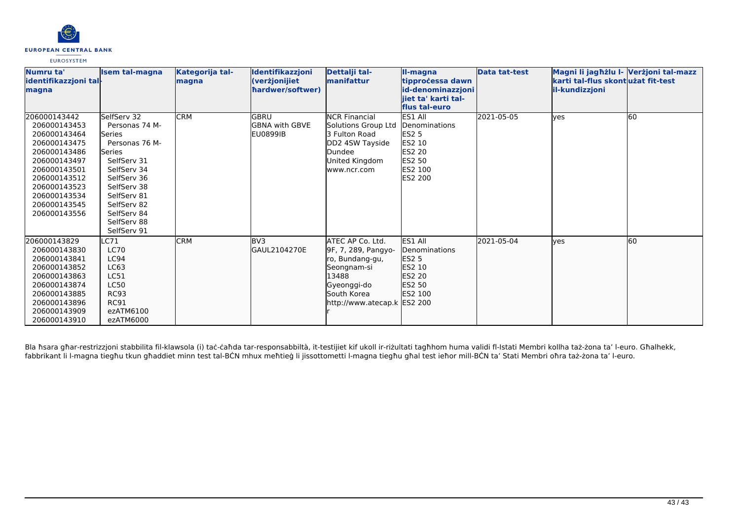| Numru ta' identifikazzjoni tal-magna | Isem tal-magna | Kategorija tal-magna | Identifikazzjoni (verżjonijiet ħardwer/softwer) | Dettalji tal-manifattur | Il-magna tipproċessa dawn id-denominazzjonijiet ta' karti tal-flus tal-euro | Data tat-test | Magni li jagħżlu l-karti tal-flus skont il-kundizzjoni | Verżjoni tal-mazz użat fit-test |
|---|---|---|---|---|---|---|---|---|
| 206000143442<br>206000143453<br>206000143464<br>206000143475<br>206000143486<br>206000143497<br>206000143501<br>206000143512<br>206000143523<br>206000143534<br>206000143545<br>206000143556 | SelfServ 32<br>Personas 74 M-Series<br>Personas 76 M-Series<br>SelfServ 31<br>SelfServ 34<br>SelfServ 36<br>SelfServ 38<br>SelfServ 81<br>SelfServ 82<br>SelfServ 84<br>SelfServ 88<br>SelfServ 91 | CRM | GBRU<br>GBNA with GBVE<br>EU0899IB | NCR Financial Solutions Group Ltd<br>3 Fulton Road<br>DD2 4SW Tayside<br>Dundee<br>United Kingdom<br>www.ncr.com | ES1 All Denominations<br>ES2 5<br>ES2 10<br>ES2 20<br>ES2 50<br>ES2 100<br>ES2 200 | 2021-05-05 | yes | 60 |
| 206000143829<br>206000143830<br>206000143841<br>206000143852<br>206000143863<br>206000143874<br>206000143885<br>206000143896<br>206000143909<br>206000143910 | LC71<br>LC70<br>LC94<br>LC63<br>LC51<br>LC50<br>RC93<br>RC91<br>ezATM6100<br>ezATM6000 | CRM | BV3<br>GAUL2104270E | ATEC AP Co. Ltd.<br>9F, 7, 289, Pangyo-ro, Bundang-gu,<br>Seongnam-si<br>13488<br>Gyeonggi-do<br>South Korea<br>http://www.atecap.kr | ES1 All Denominations<br>ES2 5<br>ES2 10<br>ES2 20<br>ES2 50<br>ES2 100<br>ES2 200 | 2021-05-04 | yes | 60 |

Bla ħsara għar-restrizzjoni stabbilita fil-klawsola (i) taċ-ċaħda tar-responsabbiltà, it-testijiet kif ukoll ir-riżultati tagħhom huma validi fl-Istati Membri kollha taż-żona ta' l-euro. Għalhekk, fabbrikant li l-magna tiegħu tkun għaddiet minn test tal-BĊN mhux meħtieġ li jissottometti l-magna tiegħu għal test ieħor mill-BĊN ta' Stati Membri oħra taż-żona ta' l-euro.